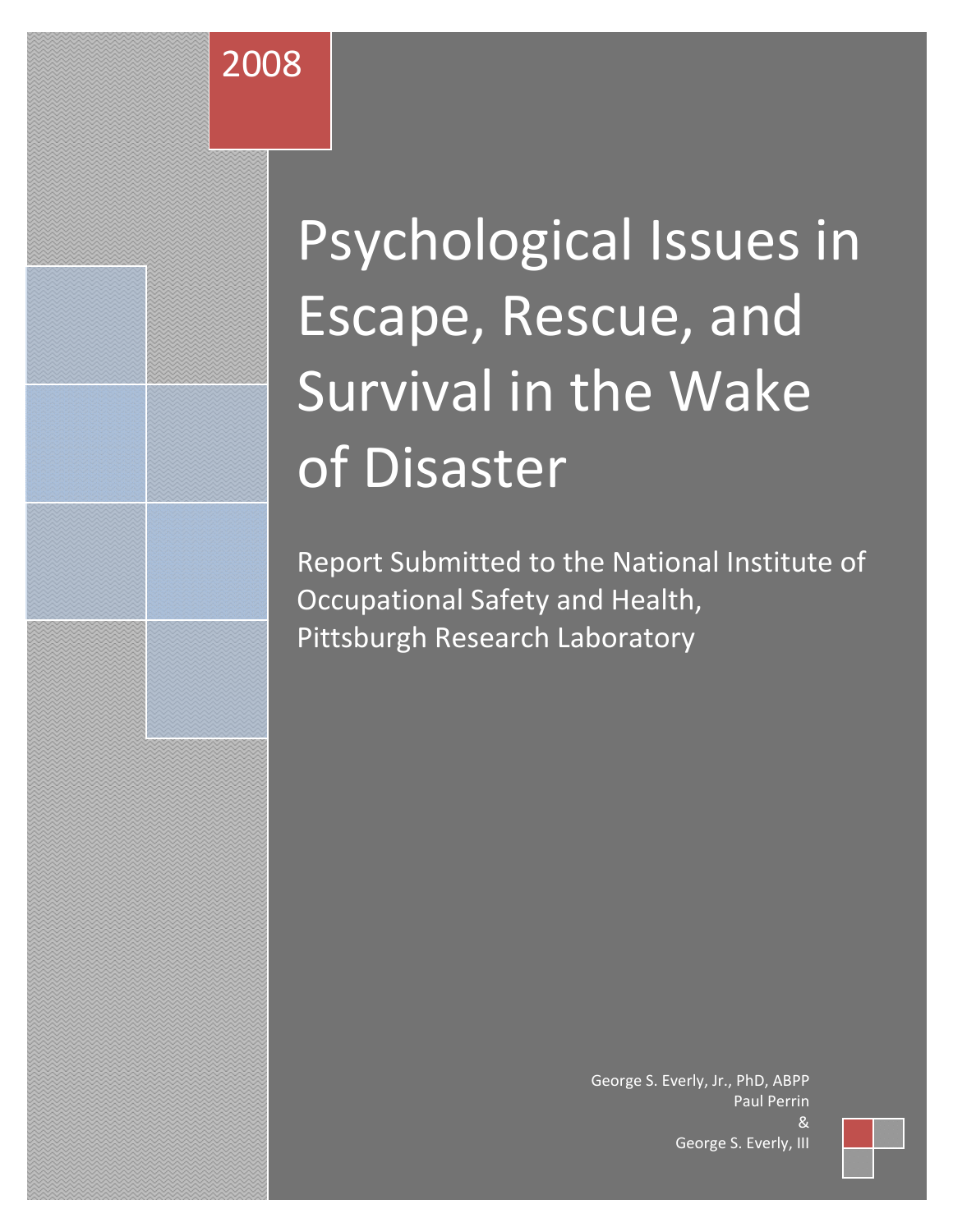2008

# Psychological Issues in Escape, Rescue, and Survival in the Wake of Disaster

Report Submitted to the National Institute of Occupational Safety and Health, Pittsburgh Research Laboratory

George S. Everly, Jr., PhD, ABPP
Paul Perrin
&
George S. Everly, III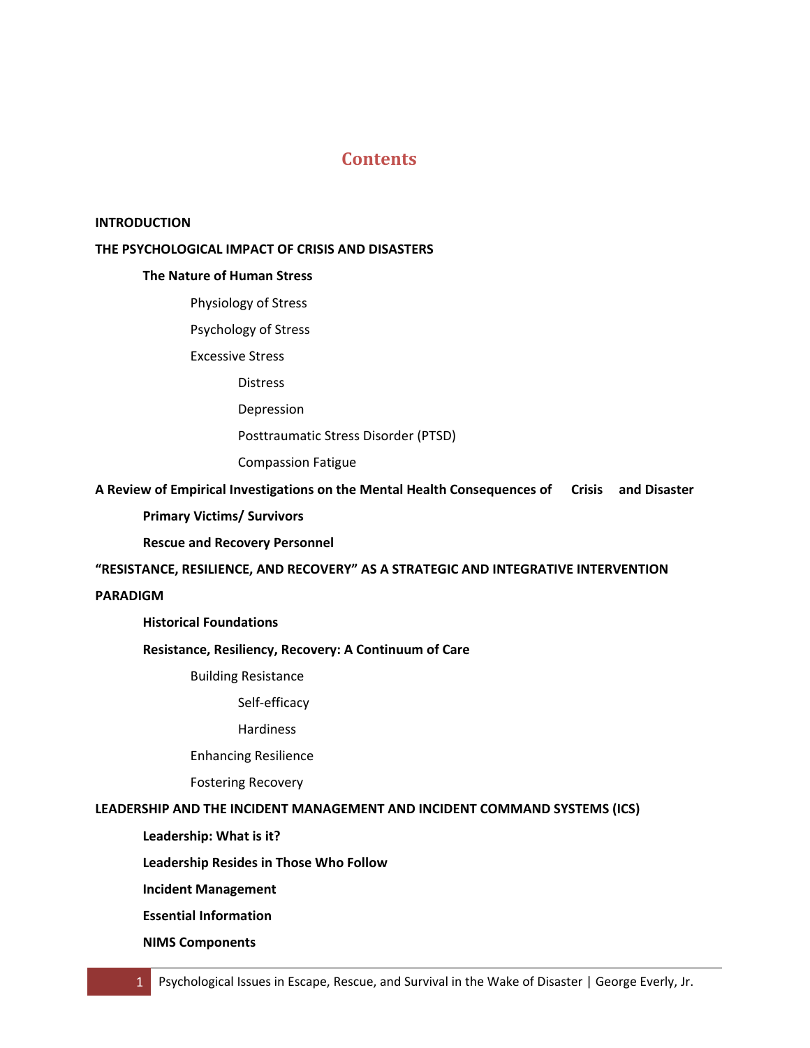# Contents

**INTRODUCTION**

**THE PSYCHOLOGICAL IMPACT OF CRISIS AND DISASTERS**

- **The Nature of Human Stress**
  - Physiology of Stress
  - Psychology of Stress
  - Excessive Stress
    - Distress
    - Depression
    - Posttraumatic Stress Disorder (PTSD)
    - Compassion Fatigue

**A Review of Empirical Investigations on the Mental Health Consequences of Crisis and Disaster**

- **Primary Victims/ Survivors**
- **Rescue and Recovery Personnel**

**"RESISTANCE, RESILIENCE, AND RECOVERY" AS A STRATEGIC AND INTEGRATIVE INTERVENTION PARADIGM**

- **Historical Foundations**
- **Resistance, Resiliency, Recovery: A Continuum of Care**
  - Building Resistance
    - Self-efficacy
    - Hardiness
  - Enhancing Resilience
  - Fostering Recovery

**LEADERSHIP AND THE INCIDENT MANAGEMENT AND INCIDENT COMMAND SYSTEMS (ICS)**

- **Leadership: What is it?**
- **Leadership Resides in Those Who Follow**
- **Incident Management**
- **Essential Information**
- **NIMS Components**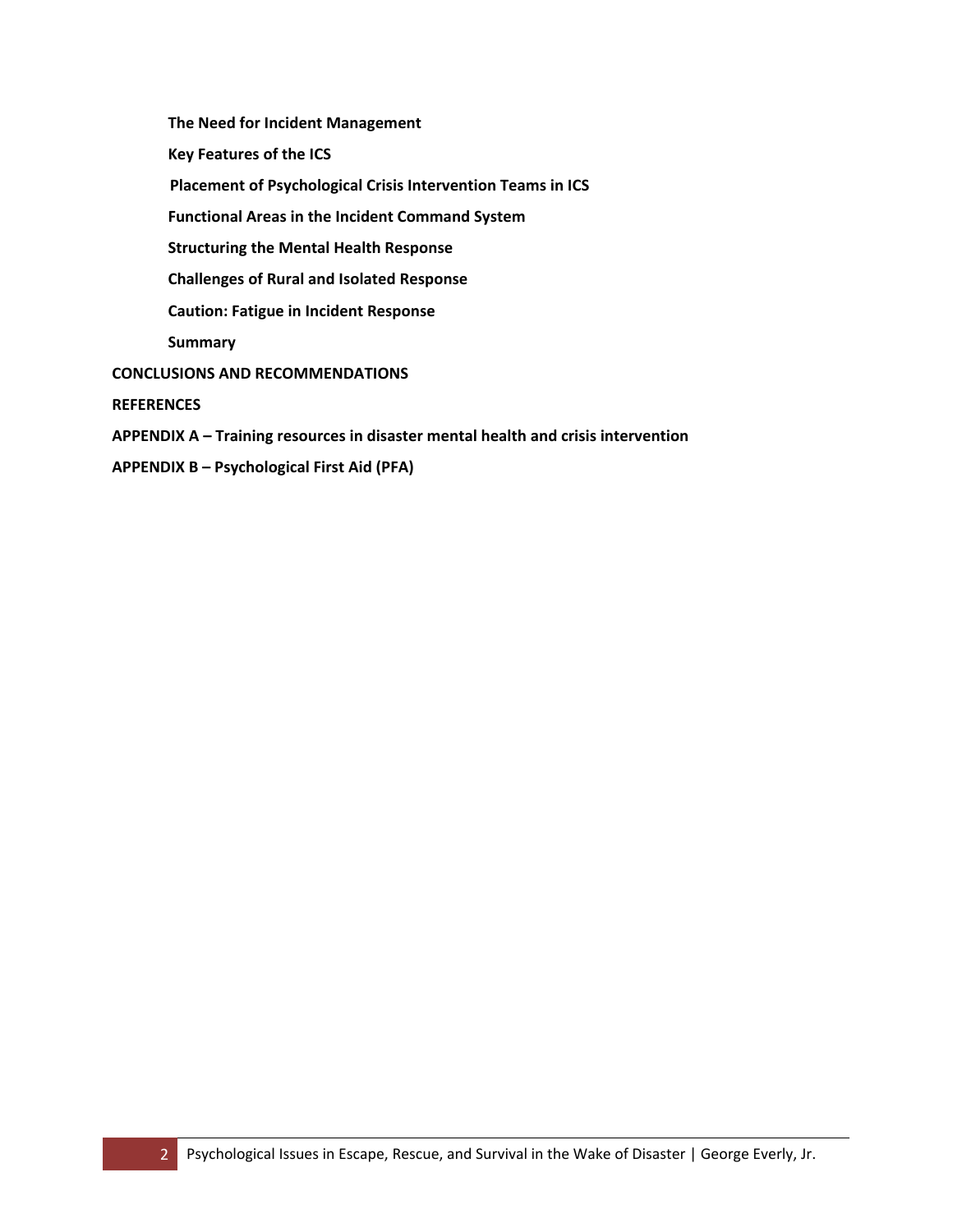**The Need for Incident Management**

**Key Features of the ICS**

**Placement of Psychological Crisis Intervention Teams in ICS**

**Functional Areas in the Incident Command System**

**Structuring the Mental Health Response**

**Challenges of Rural and Isolated Response**

**Caution: Fatigue in Incident Response**

**Summary**

**CONCLUSIONS AND RECOMMENDATIONS**

**REFERENCES**

**APPENDIX A – Training resources in disaster mental health and crisis intervention**

**APPENDIX B – Psychological First Aid (PFA)**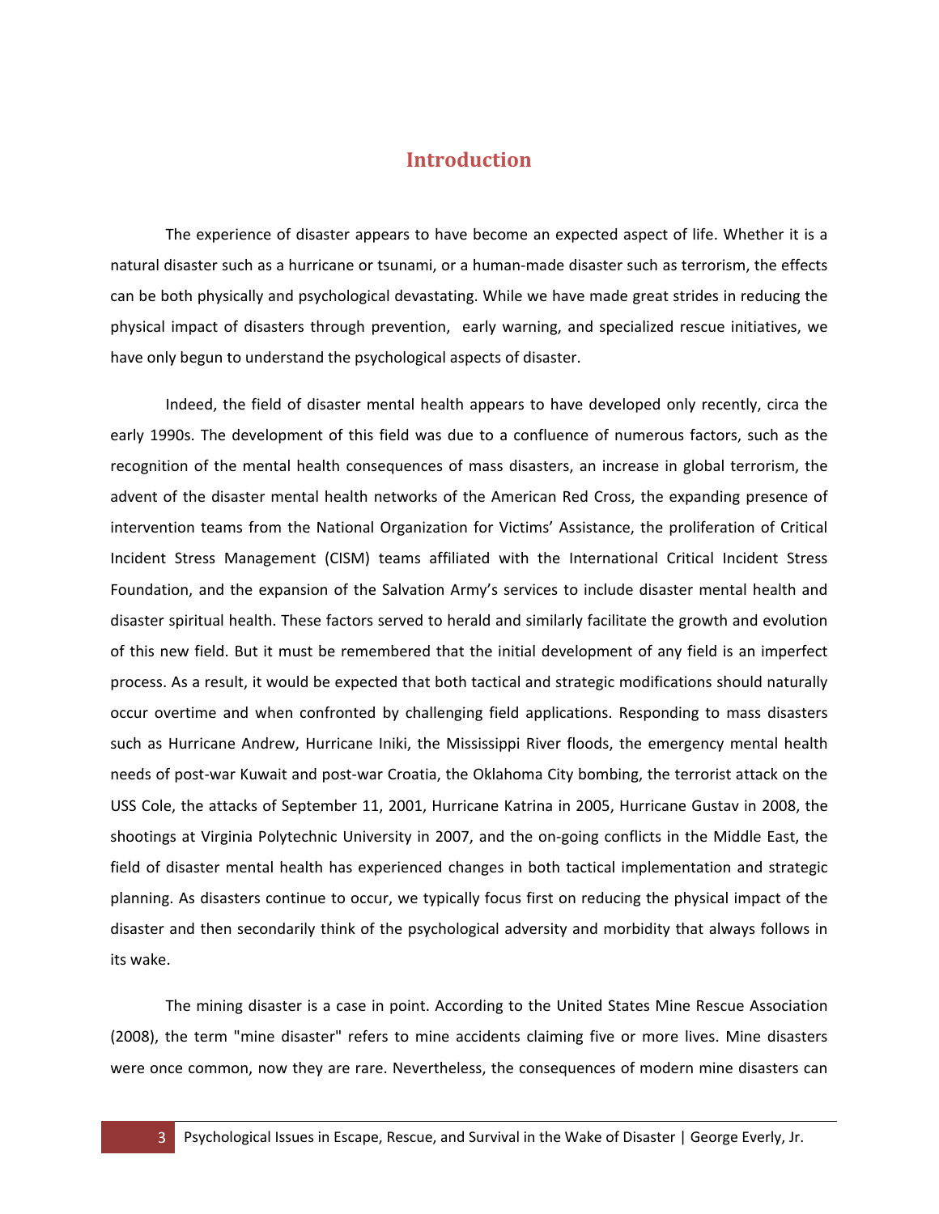# Introduction

The experience of disaster appears to have become an expected aspect of life. Whether it is a natural disaster such as a hurricane or tsunami, or a human-made disaster such as terrorism, the effects can be both physically and psychological devastating. While we have made great strides in reducing the physical impact of disasters through prevention, early warning, and specialized rescue initiatives, we have only begun to understand the psychological aspects of disaster.

Indeed, the field of disaster mental health appears to have developed only recently, circa the early 1990s. The development of this field was due to a confluence of numerous factors, such as the recognition of the mental health consequences of mass disasters, an increase in global terrorism, the advent of the disaster mental health networks of the American Red Cross, the expanding presence of intervention teams from the National Organization for Victims' Assistance, the proliferation of Critical Incident Stress Management (CISM) teams affiliated with the International Critical Incident Stress Foundation, and the expansion of the Salvation Army's services to include disaster mental health and disaster spiritual health. These factors served to herald and similarly facilitate the growth and evolution of this new field. But it must be remembered that the initial development of any field is an imperfect process. As a result, it would be expected that both tactical and strategic modifications should naturally occur overtime and when confronted by challenging field applications. Responding to mass disasters such as Hurricane Andrew, Hurricane Iniki, the Mississippi River floods, the emergency mental health needs of post-war Kuwait and post-war Croatia, the Oklahoma City bombing, the terrorist attack on the USS Cole, the attacks of September 11, 2001, Hurricane Katrina in 2005, Hurricane Gustav in 2008, the shootings at Virginia Polytechnic University in 2007, and the on-going conflicts in the Middle East, the field of disaster mental health has experienced changes in both tactical implementation and strategic planning. As disasters continue to occur, we typically focus first on reducing the physical impact of the disaster and then secondarily think of the psychological adversity and morbidity that always follows in its wake.

The mining disaster is a case in point. According to the United States Mine Rescue Association (2008), the term "mine disaster" refers to mine accidents claiming five or more lives. Mine disasters were once common, now they are rare. Nevertheless, the consequences of modern mine disasters can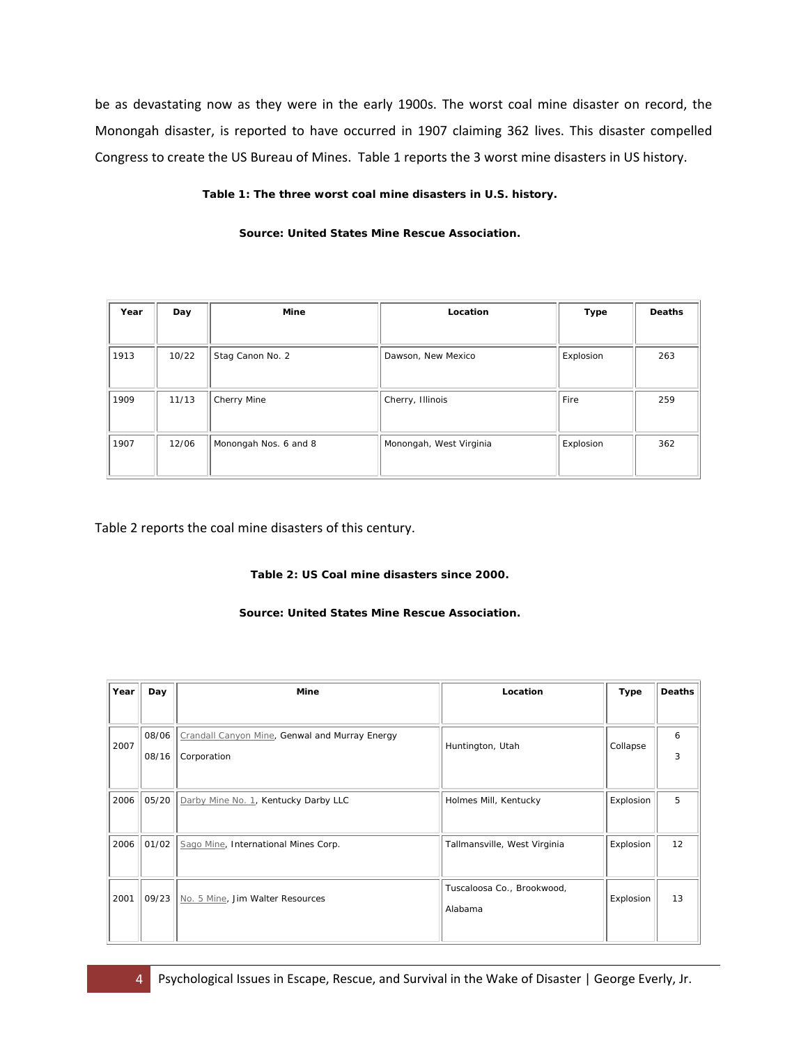be as devastating now as they were in the early 1900s. The worst coal mine disaster on record, the Monongah disaster, is reported to have occurred in 1907 claiming 362 lives. This disaster compelled Congress to create the US Bureau of Mines. Table 1 reports the 3 worst mine disasters in US history.

**Table 1: The three worst coal mine disasters in U.S. history.**

**Source: United States Mine Rescue Association.**

| Year | Day | Mine | Location | Type | Deaths |
|---|---|---|---|---|---|
| 1913 | 10/22 | Stag Canon No. 2 | Dawson, New Mexico | Explosion | 263 |
| 1909 | 11/13 | Cherry Mine | Cherry, Illinois | Fire | 259 |
| 1907 | 12/06 | Monongah Nos. 6 and 8 | Monongah, West Virginia | Explosion | 362 |

Table 2 reports the coal mine disasters of this century.

**Table 2: US Coal mine disasters since 2000.**

**Source: United States Mine Rescue Association.**

| Year | Day | Mine | Location | Type | Deaths |
|---|---|---|---|---|---|
| 2007 | 08/06 08/16 | Crandall Canyon Mine, Genwal and Murray Energy Corporation | Huntington, Utah | Collapse | 6 3 |
| 2006 | 05/20 | Darby Mine No. 1, Kentucky Darby LLC | Holmes Mill, Kentucky | Explosion | 5 |
| 2006 | 01/02 | Sago Mine, International Mines Corp. | Tallmansville, West Virginia | Explosion | 12 |
| 2001 | 09/23 | No. 5 Mine, Jim Walter Resources | Tuscaloosa Co., Brookwood, Alabama | Explosion | 13 |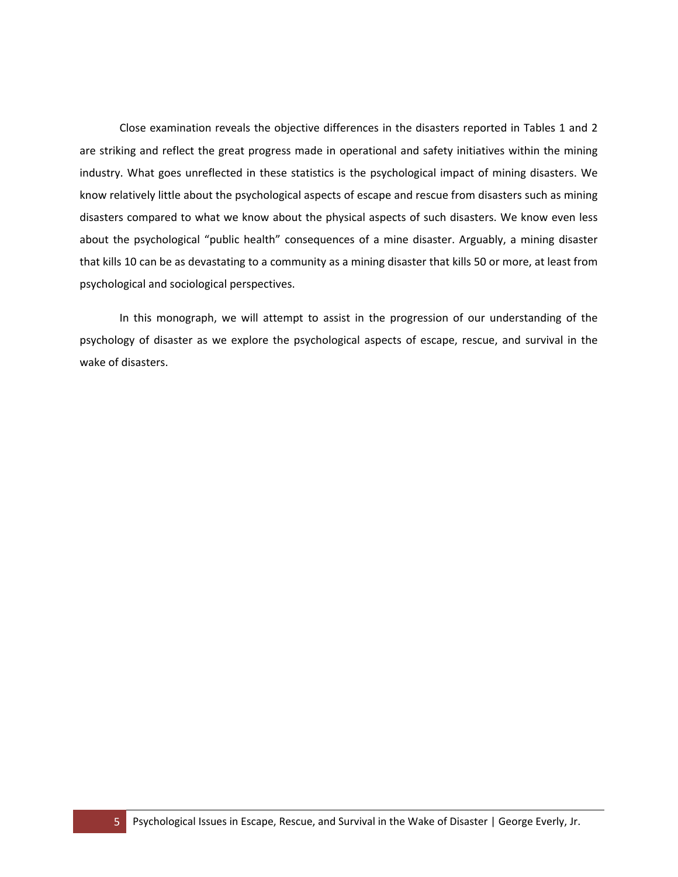Close examination reveals the objective differences in the disasters reported in Tables 1 and 2 are striking and reflect the great progress made in operational and safety initiatives within the mining industry. What goes unreflected in these statistics is the psychological impact of mining disasters. We know relatively little about the psychological aspects of escape and rescue from disasters such as mining disasters compared to what we know about the physical aspects of such disasters. We know even less about the psychological "public health" consequences of a mine disaster. Arguably, a mining disaster that kills 10 can be as devastating to a community as a mining disaster that kills 50 or more, at least from psychological and sociological perspectives.

In this monograph, we will attempt to assist in the progression of our understanding of the psychology of disaster as we explore the psychological aspects of escape, rescue, and survival in the wake of disasters.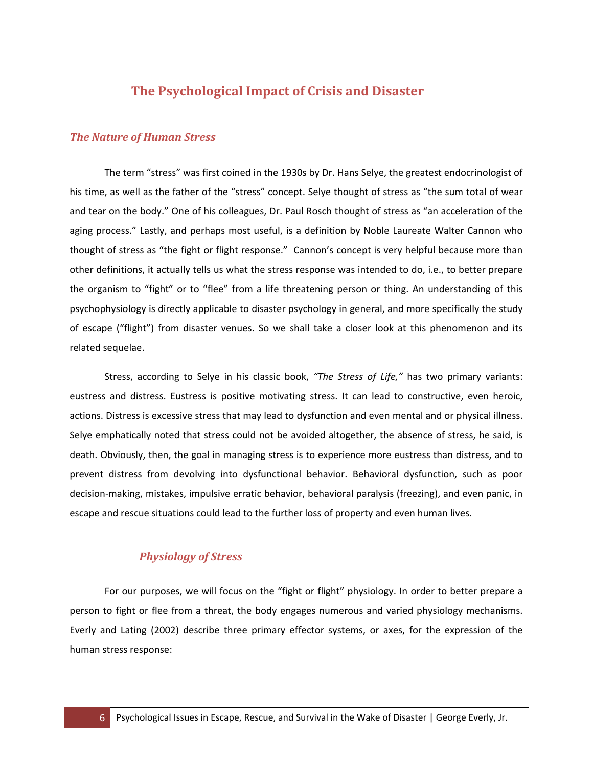# The Psychological Impact of Crisis and Disaster

## *The Nature of Human Stress*

The term “stress” was first coined in the 1930s by Dr. Hans Selye, the greatest endocrinologist of his time, as well as the father of the “stress” concept. Selye thought of stress as “the sum total of wear and tear on the body.” One of his colleagues, Dr. Paul Rosch thought of stress as “an acceleration of the aging process.” Lastly, and perhaps most useful, is a definition by Noble Laureate Walter Cannon who thought of stress as “the fight or flight response.” Cannon’s concept is very helpful because more than other definitions, it actually tells us what the stress response was intended to do, i.e., to better prepare the organism to “fight” or to “flee” from a life threatening person or thing. An understanding of this psychophysiology is directly applicable to disaster psychology in general, and more specifically the study of escape (“flight”) from disaster venues. So we shall take a closer look at this phenomenon and its related sequelae.

Stress, according to Selye in his classic book, *“The Stress of Life,”* has two primary variants: eustress and distress. Eustress is positive motivating stress. It can lead to constructive, even heroic, actions. Distress is excessive stress that may lead to dysfunction and even mental and or physical illness. Selye emphatically noted that stress could not be avoided altogether, the absence of stress, he said, is death. Obviously, then, the goal in managing stress is to experience more eustress than distress, and to prevent distress from devolving into dysfunctional behavior. Behavioral dysfunction, such as poor decision-making, mistakes, impulsive erratic behavior, behavioral paralysis (freezing), and even panic, in escape and rescue situations could lead to the further loss of property and even human lives.

### *Physiology of Stress*

For our purposes, we will focus on the “fight or flight” physiology. In order to better prepare a person to fight or flee from a threat, the body engages numerous and varied physiology mechanisms. Everly and Lating (2002) describe three primary effector systems, or axes, for the expression of the human stress response: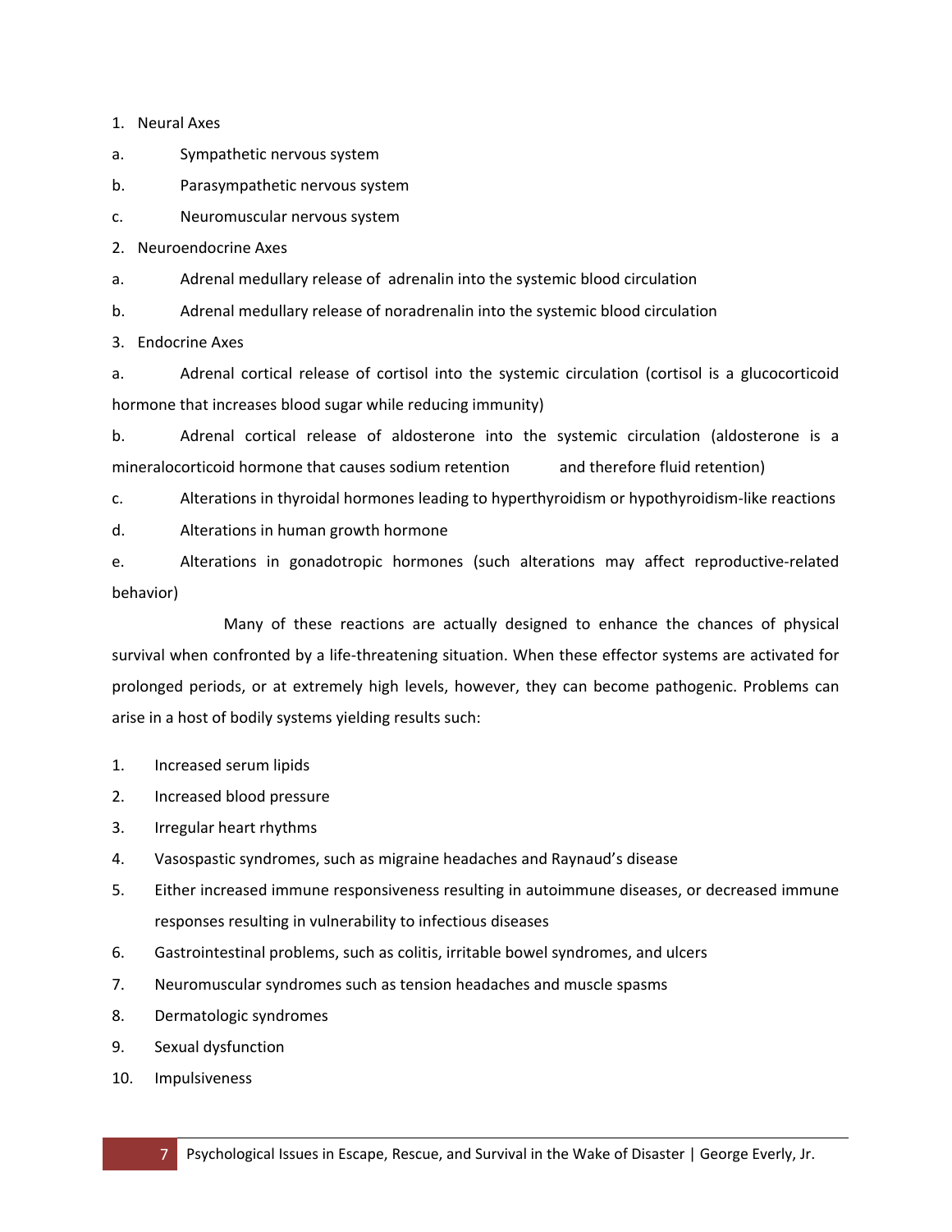1. Neural Axes

a. Sympathetic nervous system

b. Parasympathetic nervous system

c. Neuromuscular nervous system

2. Neuroendocrine Axes

a. Adrenal medullary release of adrenalin into the systemic blood circulation

b. Adrenal medullary release of noradrenalin into the systemic blood circulation

3. Endocrine Axes

a. Adrenal cortical release of cortisol into the systemic circulation (cortisol is a glucocorticoid hormone that increases blood sugar while reducing immunity)

b. Adrenal cortical release of aldosterone into the systemic circulation (aldosterone is a mineralocorticoid hormone that causes sodium retention and therefore fluid retention)

c. Alterations in thyroidal hormones leading to hyperthyroidism or hypothyroidism-like reactions

d. Alterations in human growth hormone

e. Alterations in gonadotropic hormones (such alterations may affect reproductive-related behavior)

Many of these reactions are actually designed to enhance the chances of physical survival when confronted by a life-threatening situation. When these effector systems are activated for prolonged periods, or at extremely high levels, however, they can become pathogenic. Problems can arise in a host of bodily systems yielding results such:

1. Increased serum lipids
2. Increased blood pressure
3. Irregular heart rhythms
4. Vasospastic syndromes, such as migraine headaches and Raynaud's disease
5. Either increased immune responsiveness resulting in autoimmune diseases, or decreased immune responses resulting in vulnerability to infectious diseases
6. Gastrointestinal problems, such as colitis, irritable bowel syndromes, and ulcers
7. Neuromuscular syndromes such as tension headaches and muscle spasms
8. Dermatologic syndromes
9. Sexual dysfunction
10. Impulsiveness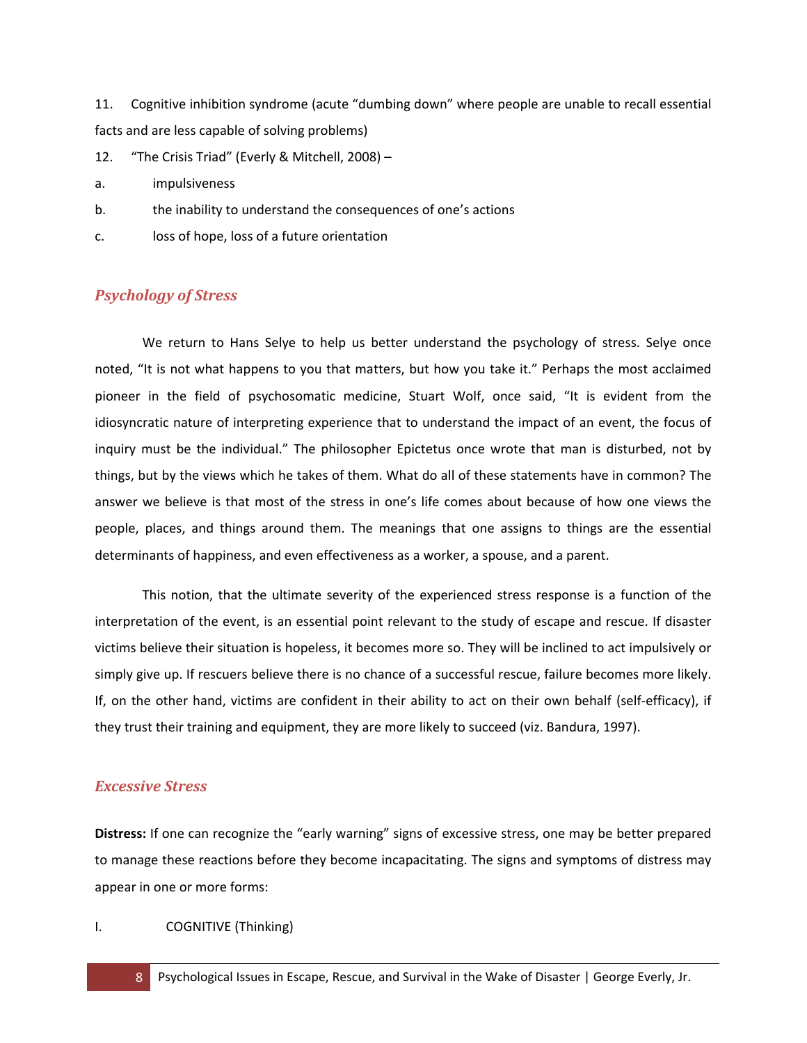11. Cognitive inhibition syndrome (acute "dumbing down" where people are unable to recall essential facts and are less capable of solving problems)

12. "The Crisis Triad" (Everly & Mitchell, 2008) –

a. impulsiveness

b. the inability to understand the consequences of one's actions

c. loss of hope, loss of a future orientation

## *Psychology of Stress*

We return to Hans Selye to help us better understand the psychology of stress. Selye once noted, "It is not what happens to you that matters, but how you take it." Perhaps the most acclaimed pioneer in the field of psychosomatic medicine, Stuart Wolf, once said, "It is evident from the idiosyncratic nature of interpreting experience that to understand the impact of an event, the focus of inquiry must be the individual." The philosopher Epictetus once wrote that man is disturbed, not by things, but by the views which he takes of them. What do all of these statements have in common? The answer we believe is that most of the stress in one's life comes about because of how one views the people, places, and things around them. The meanings that one assigns to things are the essential determinants of happiness, and even effectiveness as a worker, a spouse, and a parent.

This notion, that the ultimate severity of the experienced stress response is a function of the interpretation of the event, is an essential point relevant to the study of escape and rescue. If disaster victims believe their situation is hopeless, it becomes more so. They will be inclined to act impulsively or simply give up. If rescuers believe there is no chance of a successful rescue, failure becomes more likely. If, on the other hand, victims are confident in their ability to act on their own behalf (self-efficacy), if they trust their training and equipment, they are more likely to succeed (viz. Bandura, 1997).

## *Excessive Stress*

**Distress:** If one can recognize the "early warning" signs of excessive stress, one may be better prepared to manage these reactions before they become incapacitating. The signs and symptoms of distress may appear in one or more forms:

I. COGNITIVE (Thinking)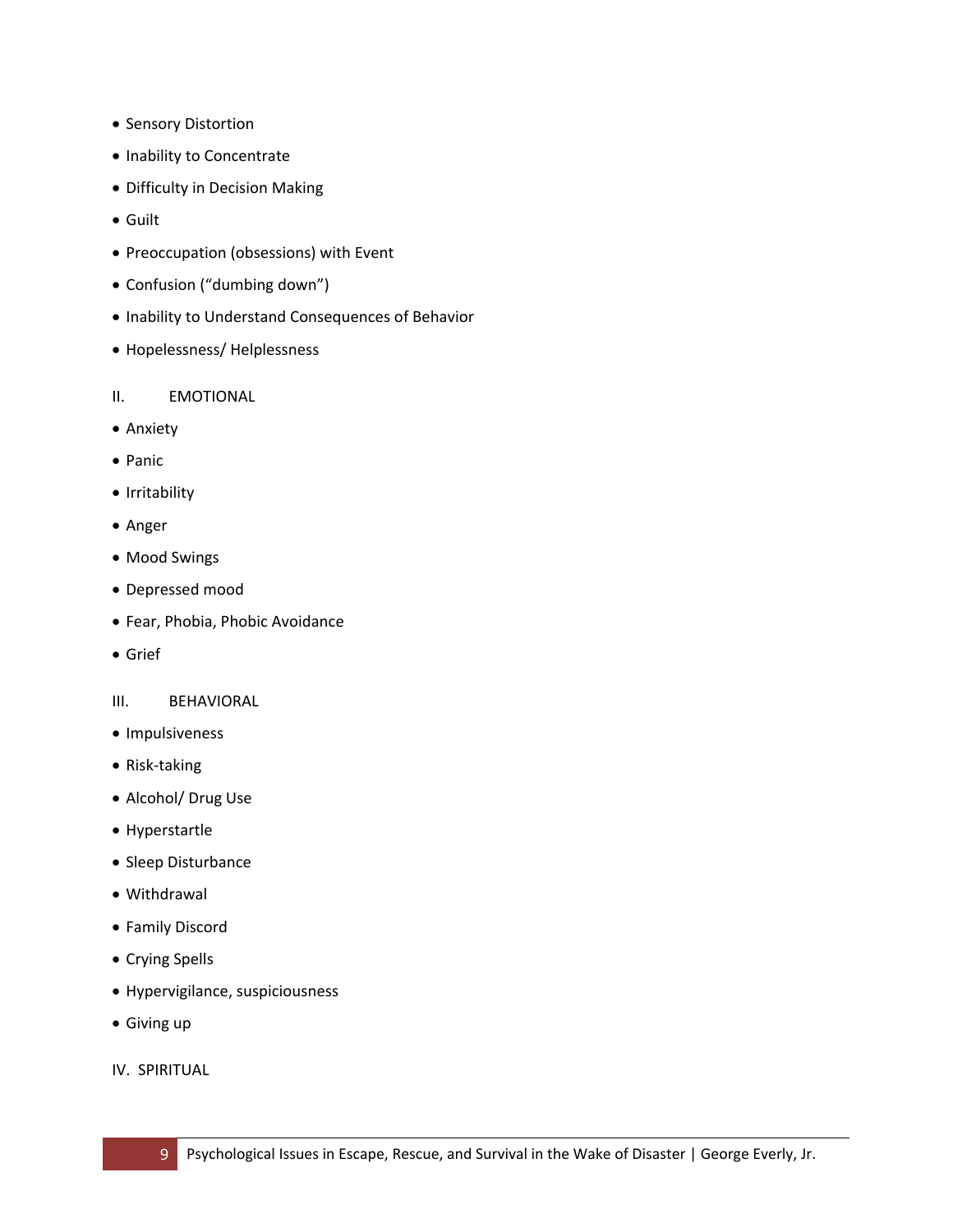- Sensory Distortion
- Inability to Concentrate
- Difficulty in Decision Making
- Guilt
- Preoccupation (obsessions) with Event
- Confusion ("dumbing down")
- Inability to Understand Consequences of Behavior
- Hopelessness/ Helplessness

II. EMOTIONAL

- Anxiety
- Panic
- Irritability
- Anger
- Mood Swings
- Depressed mood
- Fear, Phobia, Phobic Avoidance
- Grief

III. BEHAVIORAL

- Impulsiveness
- Risk-taking
- Alcohol/ Drug Use
- Hyperstartle
- Sleep Disturbance
- Withdrawal
- Family Discord
- Crying Spells
- Hypervigilance, suspiciousness
- Giving up

IV. SPIRITUAL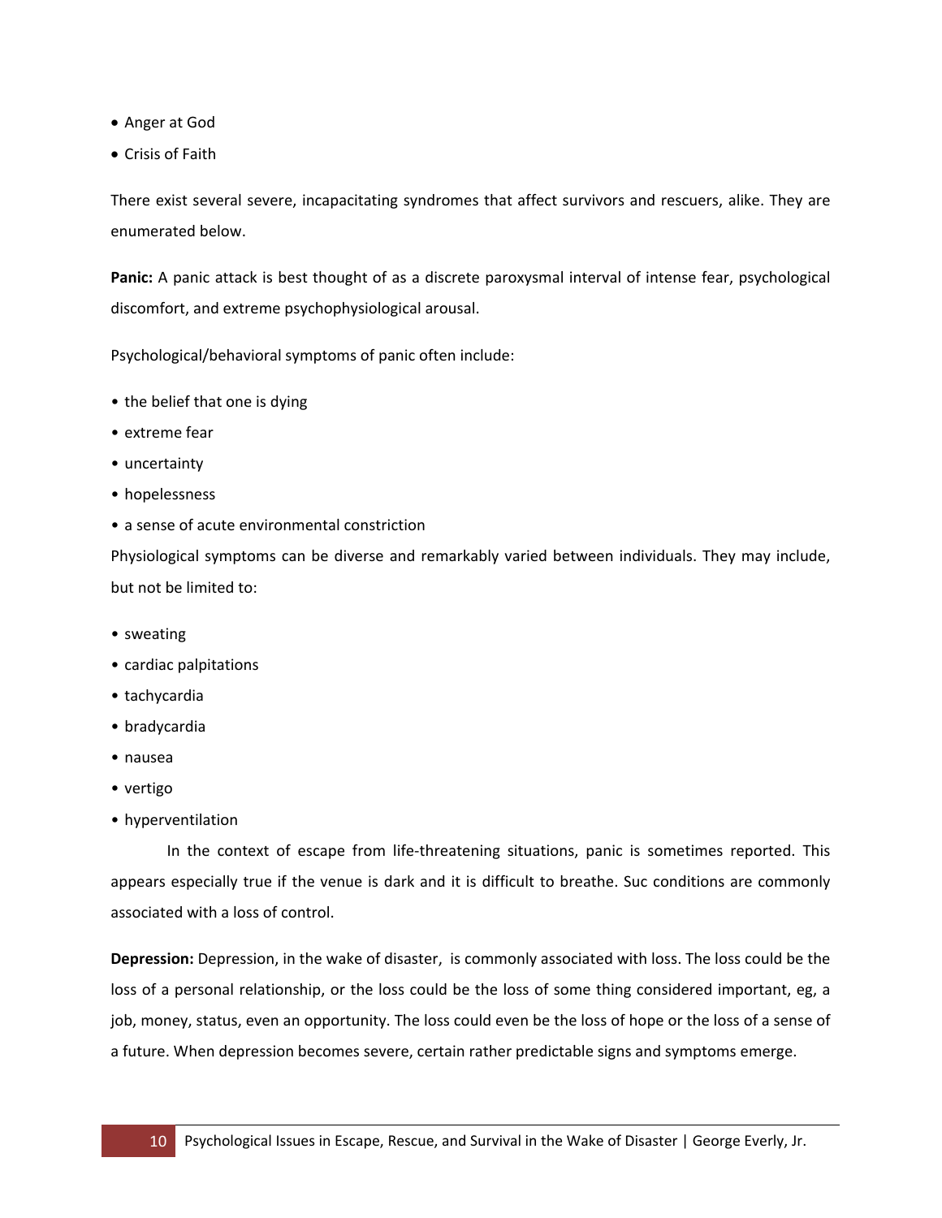- Anger at God
- Crisis of Faith

There exist several severe, incapacitating syndromes that affect survivors and rescuers, alike. They are enumerated below.

**Panic:** A panic attack is best thought of as a discrete paroxysmal interval of intense fear, psychological discomfort, and extreme psychophysiological arousal.

Psychological/behavioral symptoms of panic often include:

- the belief that one is dying
- extreme fear
- uncertainty
- hopelessness
- a sense of acute environmental constriction

Physiological symptoms can be diverse and remarkably varied between individuals. They may include, but not be limited to:

- sweating
- cardiac palpitations
- tachycardia
- bradycardia
- nausea
- vertigo
- hyperventilation

In the context of escape from life-threatening situations, panic is sometimes reported. This appears especially true if the venue is dark and it is difficult to breathe. Suc conditions are commonly associated with a loss of control.

**Depression:** Depression, in the wake of disaster, is commonly associated with loss. The loss could be the loss of a personal relationship, or the loss could be the loss of some thing considered important, eg, a job, money, status, even an opportunity. The loss could even be the loss of hope or the loss of a sense of a future. When depression becomes severe, certain rather predictable signs and symptoms emerge.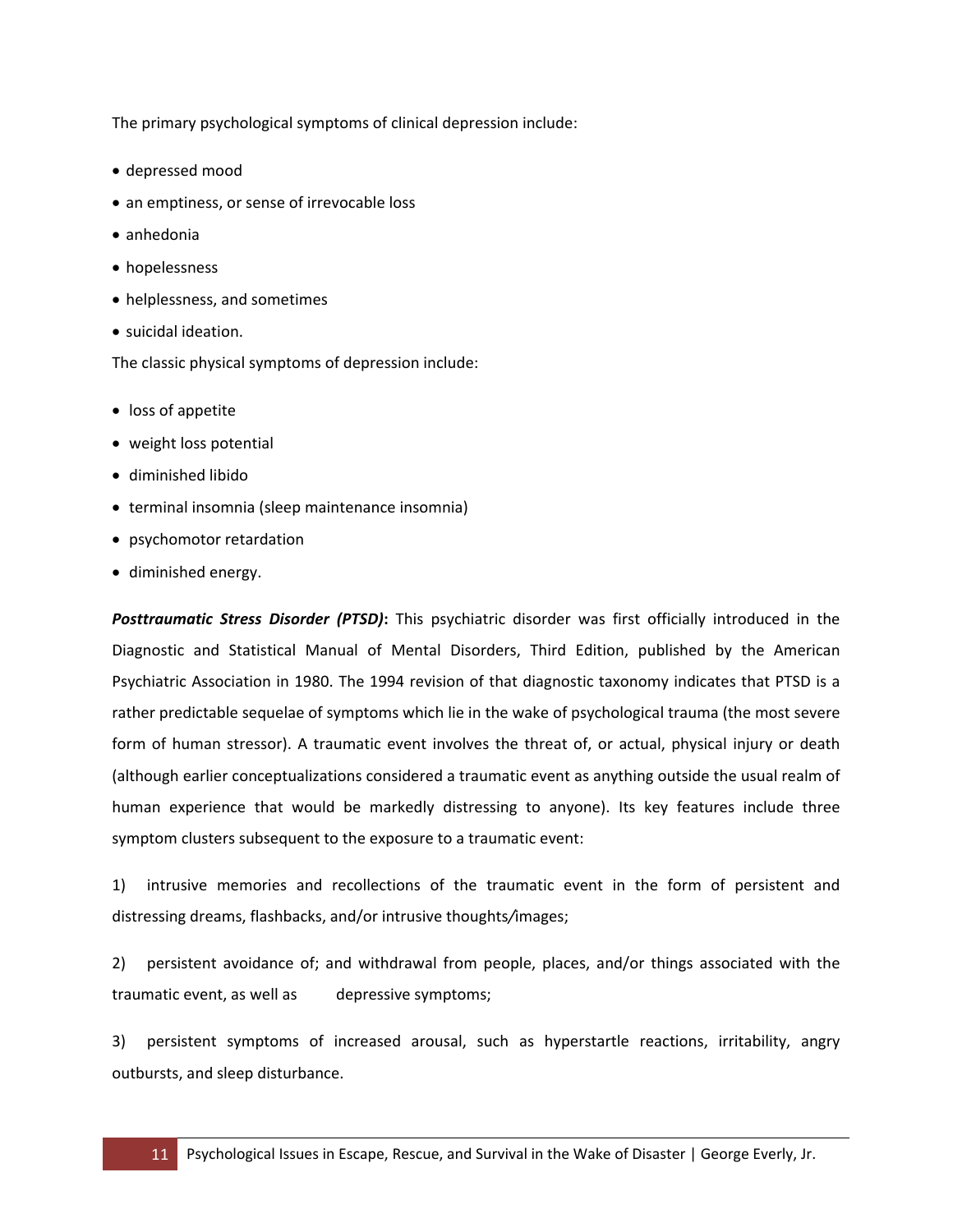The primary psychological symptoms of clinical depression include:

- depressed mood
- an emptiness, or sense of irrevocable loss
- anhedonia
- hopelessness
- helplessness, and sometimes
- suicidal ideation.

The classic physical symptoms of depression include:

- loss of appetite
- weight loss potential
- diminished libido
- terminal insomnia (sleep maintenance insomnia)
- psychomotor retardation
- diminished energy.

***Posttraumatic Stress Disorder (PTSD)*:** This psychiatric disorder was first officially introduced in the Diagnostic and Statistical Manual of Mental Disorders, Third Edition, published by the American Psychiatric Association in 1980. The 1994 revision of that diagnostic taxonomy indicates that PTSD is a rather predictable sequelae of symptoms which lie in the wake of psychological trauma (the most severe form of human stressor). A traumatic event involves the threat of, or actual, physical injury or death (although earlier conceptualizations considered a traumatic event as anything outside the usual realm of human experience that would be markedly distressing to anyone). Its key features include three symptom clusters subsequent to the exposure to a traumatic event:

1) intrusive memories and recollections of the traumatic event in the form of persistent and distressing dreams, flashbacks, and/or intrusive thoughts/images;

2) persistent avoidance of; and withdrawal from people, places, and/or things associated with the traumatic event, as well as depressive symptoms;

3) persistent symptoms of increased arousal, such as hyperstartle reactions, irritability, angry outbursts, and sleep disturbance.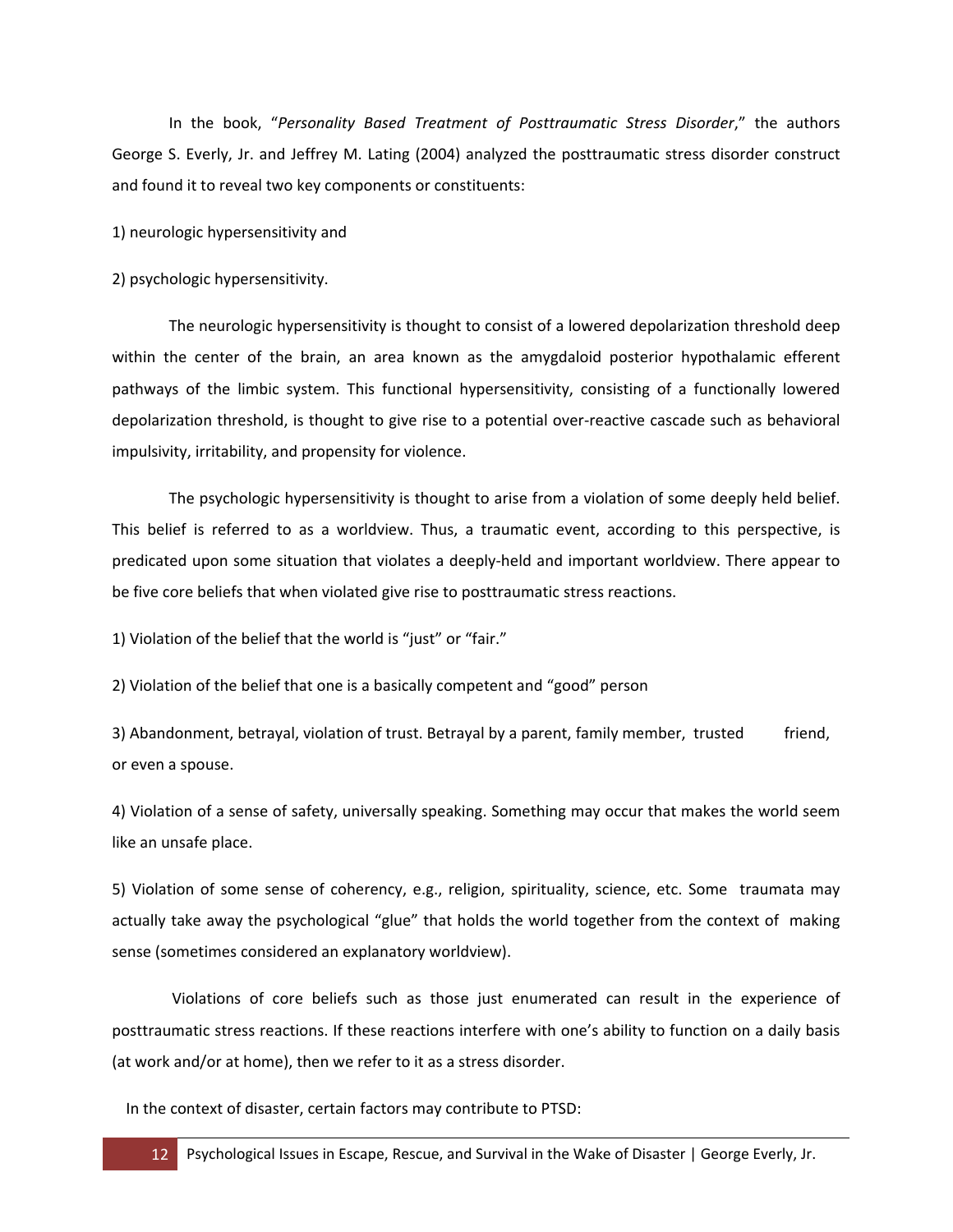In the book, "*Personality Based Treatment of Posttraumatic Stress Disorder*," the authors George S. Everly, Jr. and Jeffrey M. Lating (2004) analyzed the posttraumatic stress disorder construct and found it to reveal two key components or constituents:

1) neurologic hypersensitivity and

2) psychologic hypersensitivity.

The neurologic hypersensitivity is thought to consist of a lowered depolarization threshold deep within the center of the brain, an area known as the amygdaloid posterior hypothalamic efferent pathways of the limbic system. This functional hypersensitivity, consisting of a functionally lowered depolarization threshold, is thought to give rise to a potential over-reactive cascade such as behavioral impulsivity, irritability, and propensity for violence.

The psychologic hypersensitivity is thought to arise from a violation of some deeply held belief. This belief is referred to as a worldview. Thus, a traumatic event, according to this perspective, is predicated upon some situation that violates a deeply-held and important worldview. There appear to be five core beliefs that when violated give rise to posttraumatic stress reactions.

1) Violation of the belief that the world is "just" or "fair."

2) Violation of the belief that one is a basically competent and "good" person

3) Abandonment, betrayal, violation of trust. Betrayal by a parent, family member, trusted friend, or even a spouse.

4) Violation of a sense of safety, universally speaking. Something may occur that makes the world seem like an unsafe place.

5) Violation of some sense of coherency, e.g., religion, spirituality, science, etc. Some traumata may actually take away the psychological "glue" that holds the world together from the context of making sense (sometimes considered an explanatory worldview).

Violations of core beliefs such as those just enumerated can result in the experience of posttraumatic stress reactions. If these reactions interfere with one's ability to function on a daily basis (at work and/or at home), then we refer to it as a stress disorder.

In the context of disaster, certain factors may contribute to PTSD: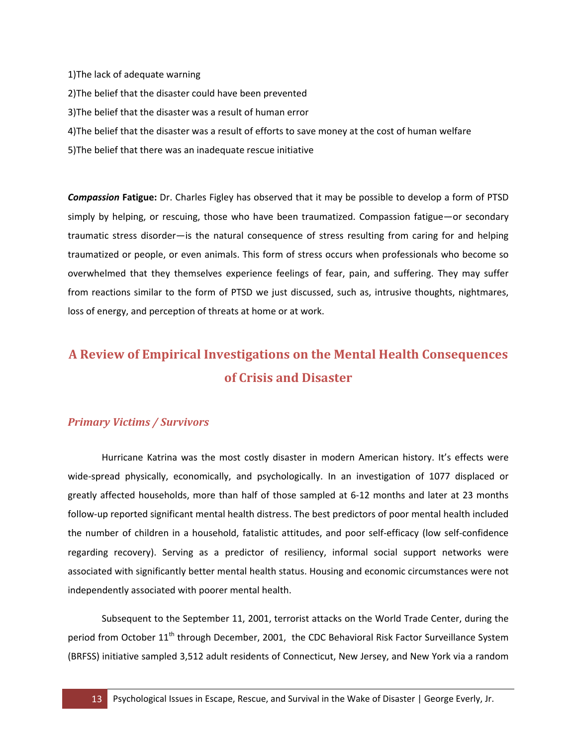1)The lack of adequate warning

2)The belief that the disaster could have been prevented

3)The belief that the disaster was a result of human error

4)The belief that the disaster was a result of efforts to save money at the cost of human welfare

5)The belief that there was an inadequate rescue initiative

***Compassion* Fatigue:** Dr. Charles Figley has observed that it may be possible to develop a form of PTSD simply by helping, or rescuing, those who have been traumatized. Compassion fatigue—or secondary traumatic stress disorder—is the natural consequence of stress resulting from caring for and helping traumatized or people, or even animals. This form of stress occurs when professionals who become so overwhelmed that they themselves experience feelings of fear, pain, and suffering. They may suffer from reactions similar to the form of PTSD we just discussed, such as, intrusive thoughts, nightmares, loss of energy, and perception of threats at home or at work.

## A Review of Empirical Investigations on the Mental Health Consequences of Crisis and Disaster

### *Primary Victims / Survivors*

Hurricane Katrina was the most costly disaster in modern American history. It's effects were wide-spread physically, economically, and psychologically. In an investigation of 1077 displaced or greatly affected households, more than half of those sampled at 6-12 months and later at 23 months follow-up reported significant mental health distress. The best predictors of poor mental health included the number of children in a household, fatalistic attitudes, and poor self-efficacy (low self-confidence regarding recovery). Serving as a predictor of resiliency, informal social support networks were associated with significantly better mental health status. Housing and economic circumstances were not independently associated with poorer mental health.

Subsequent to the September 11, 2001, terrorist attacks on the World Trade Center, during the period from October 11th through December, 2001, the CDC Behavioral Risk Factor Surveillance System (BRFSS) initiative sampled 3,512 adult residents of Connecticut, New Jersey, and New York via a random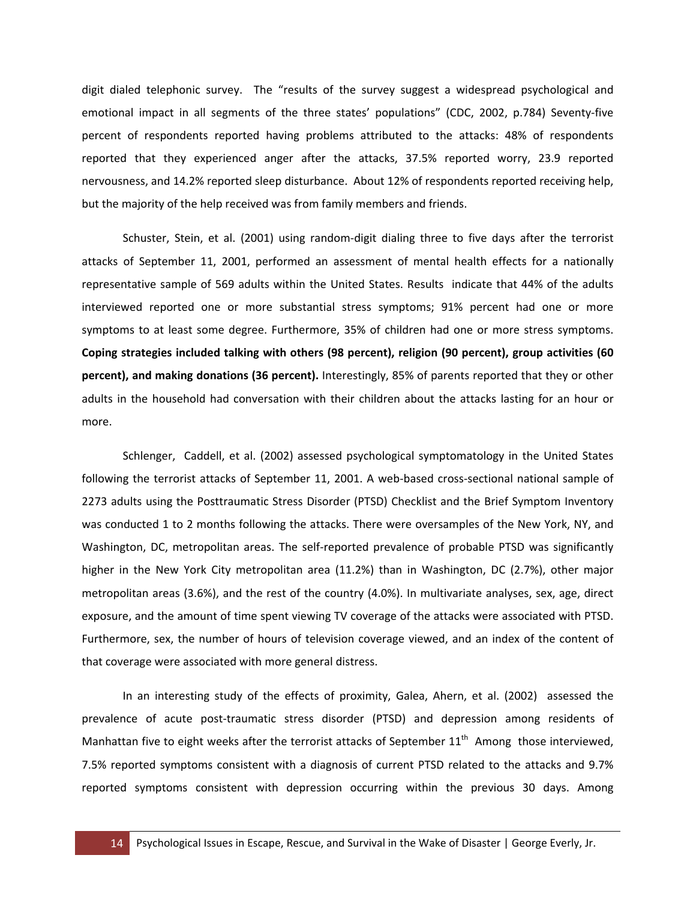digit dialed telephonic survey. The "results of the survey suggest a widespread psychological and emotional impact in all segments of the three states' populations" (CDC, 2002, p.784) Seventy-five percent of respondents reported having problems attributed to the attacks: 48% of respondents reported that they experienced anger after the attacks, 37.5% reported worry, 23.9 reported nervousness, and 14.2% reported sleep disturbance. About 12% of respondents reported receiving help, but the majority of the help received was from family members and friends.

Schuster, Stein, et al. (2001) using random-digit dialing three to five days after the terrorist attacks of September 11, 2001, performed an assessment of mental health effects for a nationally representative sample of 569 adults within the United States. Results indicate that 44% of the adults interviewed reported one or more substantial stress symptoms; 91% percent had one or more symptoms to at least some degree. Furthermore, 35% of children had one or more stress symptoms. **Coping strategies included talking with others (98 percent), religion (90 percent), group activities (60 percent), and making donations (36 percent).** Interestingly, 85% of parents reported that they or other adults in the household had conversation with their children about the attacks lasting for an hour or more.

Schlenger, Caddell, et al. (2002) assessed psychological symptomatology in the United States following the terrorist attacks of September 11, 2001. A web-based cross-sectional national sample of 2273 adults using the Posttraumatic Stress Disorder (PTSD) Checklist and the Brief Symptom Inventory was conducted 1 to 2 months following the attacks. There were oversamples of the New York, NY, and Washington, DC, metropolitan areas. The self-reported prevalence of probable PTSD was significantly higher in the New York City metropolitan area (11.2%) than in Washington, DC (2.7%), other major metropolitan areas (3.6%), and the rest of the country (4.0%). In multivariate analyses, sex, age, direct exposure, and the amount of time spent viewing TV coverage of the attacks were associated with PTSD. Furthermore, sex, the number of hours of television coverage viewed, and an index of the content of that coverage were associated with more general distress.

In an interesting study of the effects of proximity, Galea, Ahern, et al. (2002) assessed the prevalence of acute post-traumatic stress disorder (PTSD) and depression among residents of Manhattan five to eight weeks after the terrorist attacks of September 11th Among those interviewed, 7.5% reported symptoms consistent with a diagnosis of current PTSD related to the attacks and 9.7% reported symptoms consistent with depression occurring within the previous 30 days. Among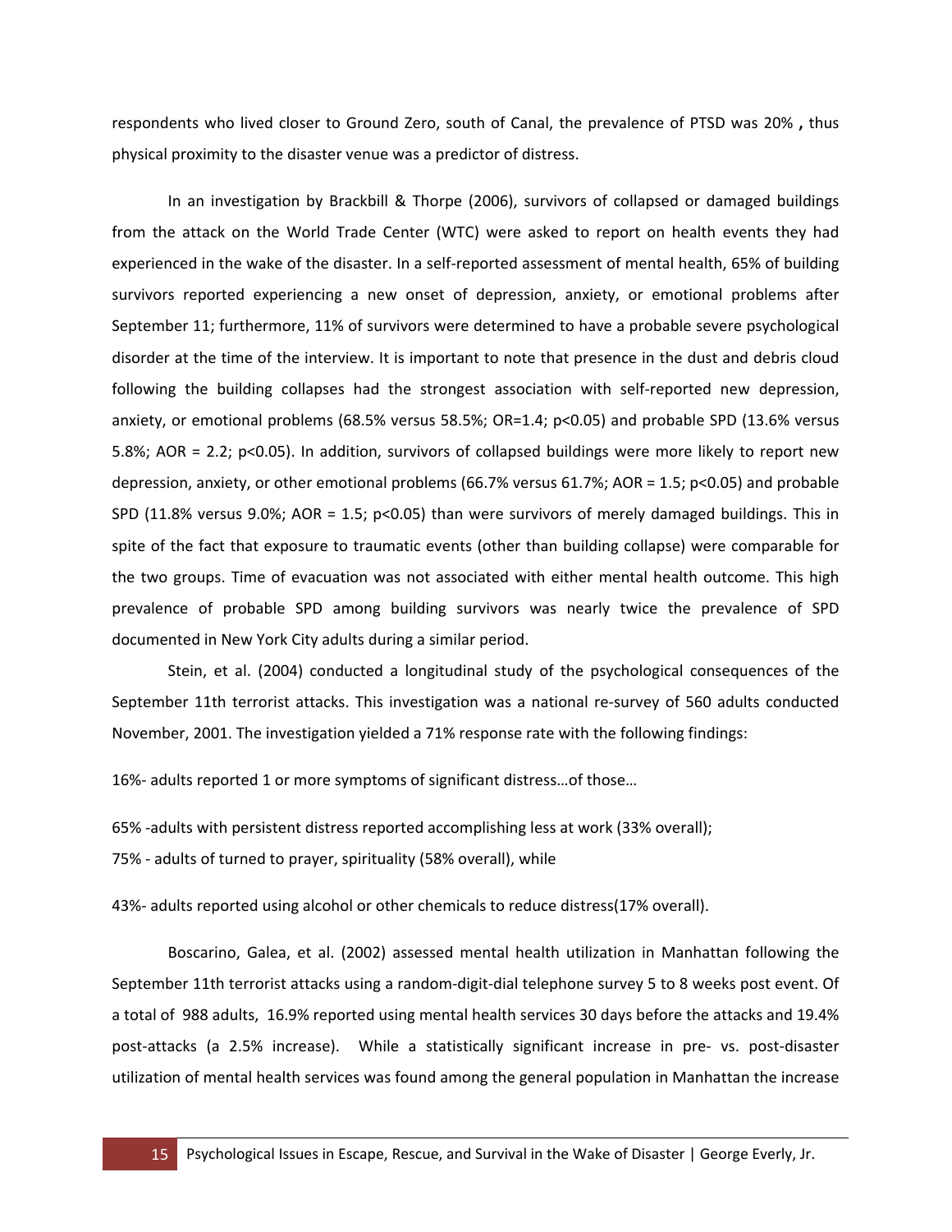respondents who lived closer to Ground Zero, south of Canal, the prevalence of PTSD was 20% **,** thus physical proximity to the disaster venue was a predictor of distress.

In an investigation by Brackbill & Thorpe (2006), survivors of collapsed or damaged buildings from the attack on the World Trade Center (WTC) were asked to report on health events they had experienced in the wake of the disaster. In a self-reported assessment of mental health, 65% of building survivors reported experiencing a new onset of depression, anxiety, or emotional problems after September 11; furthermore, 11% of survivors were determined to have a probable severe psychological disorder at the time of the interview. It is important to note that presence in the dust and debris cloud following the building collapses had the strongest association with self-reported new depression, anxiety, or emotional problems (68.5% versus 58.5%; OR=1.4; $p<0.05$) and probable SPD (13.6% versus 5.8%; AOR = 2.2; $p<0.05$). In addition, survivors of collapsed buildings were more likely to report new depression, anxiety, or other emotional problems (66.7% versus 61.7%; AOR = 1.5; $p<0.05$) and probable SPD (11.8% versus 9.0%; AOR = 1.5; $p<0.05$) than were survivors of merely damaged buildings. This in spite of the fact that exposure to traumatic events (other than building collapse) were comparable for the two groups. Time of evacuation was not associated with either mental health outcome. This high prevalence of probable SPD among building survivors was nearly twice the prevalence of SPD documented in New York City adults during a similar period.

Stein, et al. (2004) conducted a longitudinal study of the psychological consequences of the September 11th terrorist attacks. This investigation was a national re-survey of 560 adults conducted November, 2001. The investigation yielded a 71% response rate with the following findings:

16%- adults reported 1 or more symptoms of significant distress…of those…

65% -adults with persistent distress reported accomplishing less at work (33% overall);
75% - adults of turned to prayer, spirituality (58% overall), while

43%- adults reported using alcohol or other chemicals to reduce distress(17% overall).

Boscarino, Galea, et al. (2002) assessed mental health utilization in Manhattan following the September 11th terrorist attacks using a random-digit-dial telephone survey 5 to 8 weeks post event. Of a total of 988 adults, 16.9% reported using mental health services 30 days before the attacks and 19.4% post-attacks (a 2.5% increase). While a statistically significant increase in pre- vs. post-disaster utilization of mental health services was found among the general population in Manhattan the increase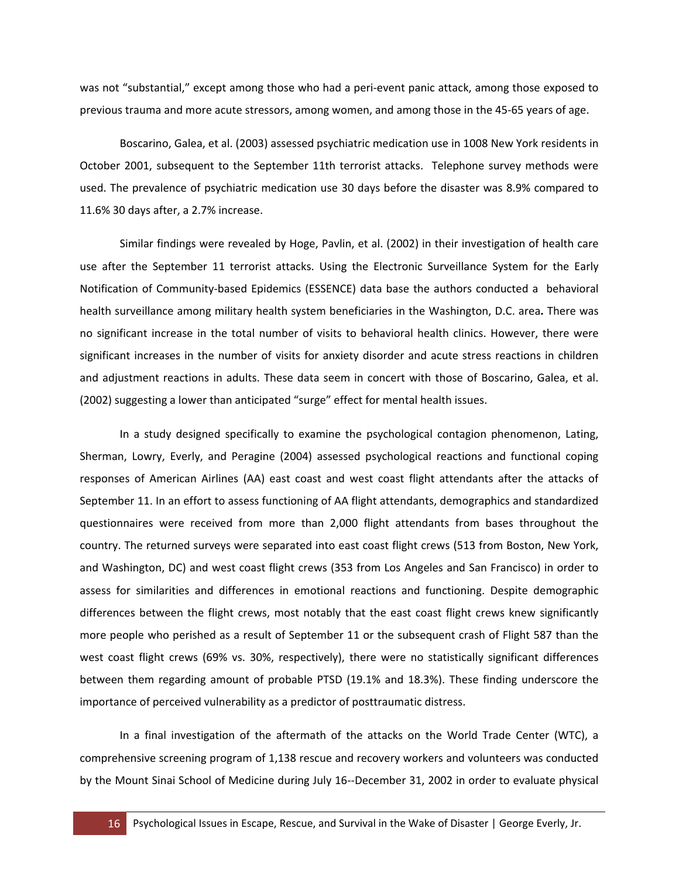was not "substantial," except among those who had a peri-event panic attack, among those exposed to previous trauma and more acute stressors, among women, and among those in the 45-65 years of age.

Boscarino, Galea, et al. (2003) assessed psychiatric medication use in 1008 New York residents in October 2001, subsequent to the September 11th terrorist attacks. Telephone survey methods were used. The prevalence of psychiatric medication use 30 days before the disaster was 8.9% compared to 11.6% 30 days after, a 2.7% increase.

Similar findings were revealed by Hoge, Pavlin, et al. (2002) in their investigation of health care use after the September 11 terrorist attacks. Using the Electronic Surveillance System for the Early Notification of Community-based Epidemics (ESSENCE) data base the authors conducted a behavioral health surveillance among military health system beneficiaries in the Washington, D.C. area**.** There was no significant increase in the total number of visits to behavioral health clinics. However, there were significant increases in the number of visits for anxiety disorder and acute stress reactions in children and adjustment reactions in adults. These data seem in concert with those of Boscarino, Galea, et al. (2002) suggesting a lower than anticipated "surge" effect for mental health issues.

In a study designed specifically to examine the psychological contagion phenomenon, Lating, Sherman, Lowry, Everly, and Peragine (2004) assessed psychological reactions and functional coping responses of American Airlines (AA) east coast and west coast flight attendants after the attacks of September 11. In an effort to assess functioning of AA flight attendants, demographics and standardized questionnaires were received from more than 2,000 flight attendants from bases throughout the country. The returned surveys were separated into east coast flight crews (513 from Boston, New York, and Washington, DC) and west coast flight crews (353 from Los Angeles and San Francisco) in order to assess for similarities and differences in emotional reactions and functioning. Despite demographic differences between the flight crews, most notably that the east coast flight crews knew significantly more people who perished as a result of September 11 or the subsequent crash of Flight 587 than the west coast flight crews (69% vs. 30%, respectively), there were no statistically significant differences between them regarding amount of probable PTSD (19.1% and 18.3%). These finding underscore the importance of perceived vulnerability as a predictor of posttraumatic distress.

In a final investigation of the aftermath of the attacks on the World Trade Center (WTC), a comprehensive screening program of 1,138 rescue and recovery workers and volunteers was conducted by the Mount Sinai School of Medicine during July 16--December 31, 2002 in order to evaluate physical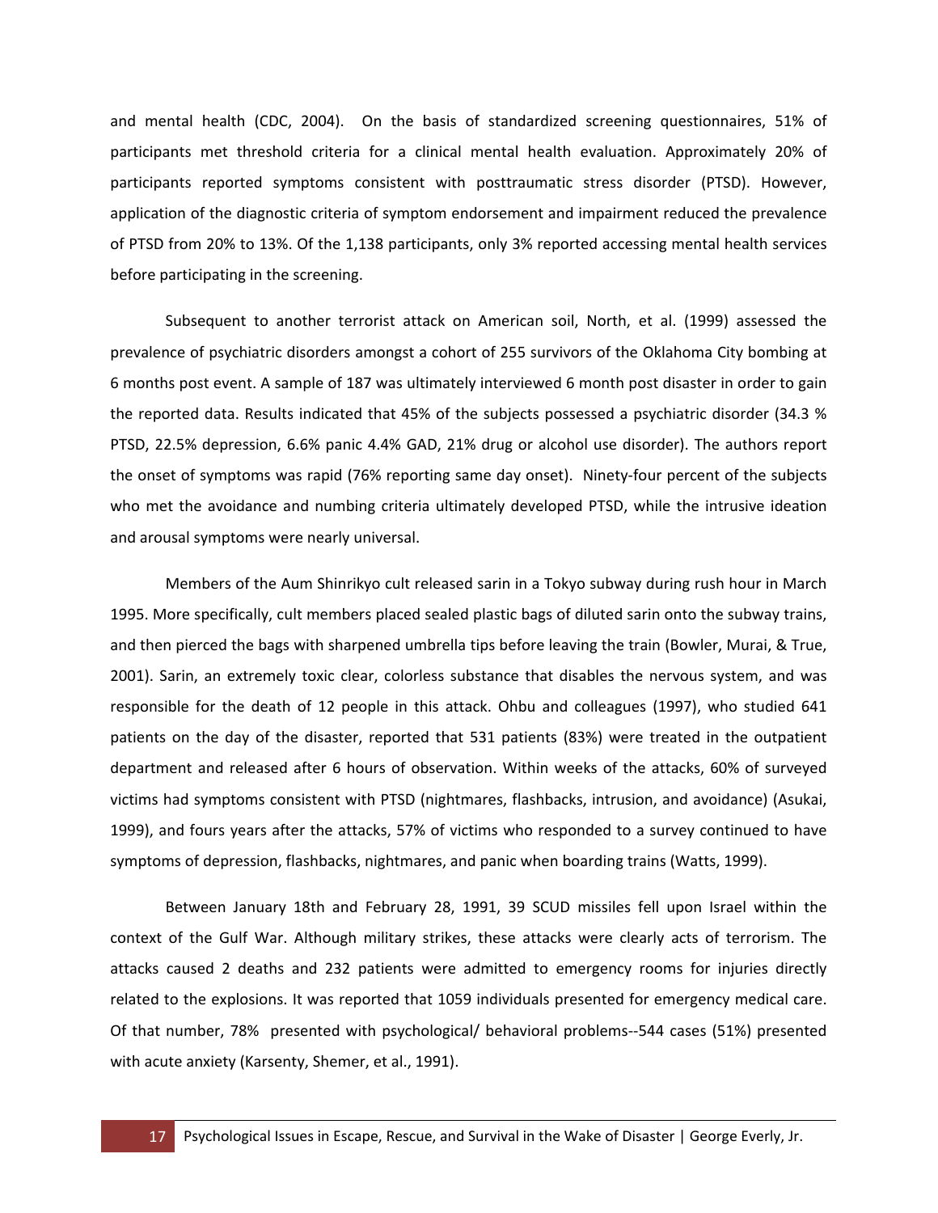and mental health (CDC, 2004). On the basis of standardized screening questionnaires, 51% of participants met threshold criteria for a clinical mental health evaluation. Approximately 20% of participants reported symptoms consistent with posttraumatic stress disorder (PTSD). However, application of the diagnostic criteria of symptom endorsement and impairment reduced the prevalence of PTSD from 20% to 13%. Of the 1,138 participants, only 3% reported accessing mental health services before participating in the screening.

Subsequent to another terrorist attack on American soil, North, et al. (1999) assessed the prevalence of psychiatric disorders amongst a cohort of 255 survivors of the Oklahoma City bombing at 6 months post event. A sample of 187 was ultimately interviewed 6 month post disaster in order to gain the reported data. Results indicated that 45% of the subjects possessed a psychiatric disorder (34.3 % PTSD, 22.5% depression, 6.6% panic 4.4% GAD, 21% drug or alcohol use disorder). The authors report the onset of symptoms was rapid (76% reporting same day onset). Ninety-four percent of the subjects who met the avoidance and numbing criteria ultimately developed PTSD, while the intrusive ideation and arousal symptoms were nearly universal.

Members of the Aum Shinrikyo cult released sarin in a Tokyo subway during rush hour in March 1995. More specifically, cult members placed sealed plastic bags of diluted sarin onto the subway trains, and then pierced the bags with sharpened umbrella tips before leaving the train (Bowler, Murai, & True, 2001). Sarin, an extremely toxic clear, colorless substance that disables the nervous system, and was responsible for the death of 12 people in this attack. Ohbu and colleagues (1997), who studied 641 patients on the day of the disaster, reported that 531 patients (83%) were treated in the outpatient department and released after 6 hours of observation. Within weeks of the attacks, 60% of surveyed victims had symptoms consistent with PTSD (nightmares, flashbacks, intrusion, and avoidance) (Asukai, 1999), and fours years after the attacks, 57% of victims who responded to a survey continued to have symptoms of depression, flashbacks, nightmares, and panic when boarding trains (Watts, 1999).

Between January 18th and February 28, 1991, 39 SCUD missiles fell upon Israel within the context of the Gulf War. Although military strikes, these attacks were clearly acts of terrorism. The attacks caused 2 deaths and 232 patients were admitted to emergency rooms for injuries directly related to the explosions. It was reported that 1059 individuals presented for emergency medical care. Of that number, 78% presented with psychological/ behavioral problems--544 cases (51%) presented with acute anxiety (Karsenty, Shemer, et al., 1991).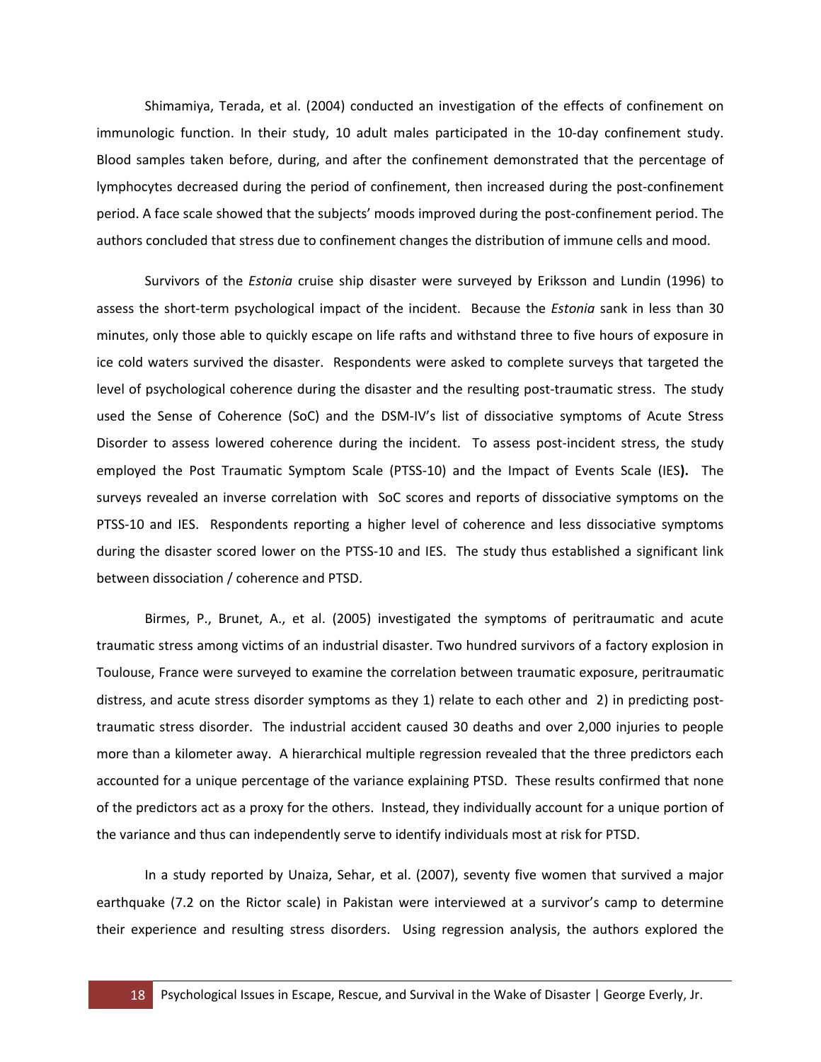Shimamiya, Terada, et al. (2004) conducted an investigation of the effects of confinement on immunologic function. In their study, 10 adult males participated in the 10-day confinement study. Blood samples taken before, during, and after the confinement demonstrated that the percentage of lymphocytes decreased during the period of confinement, then increased during the post-confinement period. A face scale showed that the subjects' moods improved during the post-confinement period. The authors concluded that stress due to confinement changes the distribution of immune cells and mood.

Survivors of the *Estonia* cruise ship disaster were surveyed by Eriksson and Lundin (1996) to assess the short-term psychological impact of the incident. Because the *Estonia* sank in less than 30 minutes, only those able to quickly escape on life rafts and withstand three to five hours of exposure in ice cold waters survived the disaster. Respondents were asked to complete surveys that targeted the level of psychological coherence during the disaster and the resulting post-traumatic stress. The study used the Sense of Coherence (SoC) and the DSM-IV's list of dissociative symptoms of Acute Stress Disorder to assess lowered coherence during the incident. To assess post-incident stress, the study employed the Post Traumatic Symptom Scale (PTSS-10) and the Impact of Events Scale (IES**).** The surveys revealed an inverse correlation with SoC scores and reports of dissociative symptoms on the PTSS-10 and IES. Respondents reporting a higher level of coherence and less dissociative symptoms during the disaster scored lower on the PTSS-10 and IES. The study thus established a significant link between dissociation / coherence and PTSD.

Birmes, P., Brunet, A., et al. (2005) investigated the symptoms of peritraumatic and acute traumatic stress among victims of an industrial disaster. Two hundred survivors of a factory explosion in Toulouse, France were surveyed to examine the correlation between traumatic exposure, peritraumatic distress, and acute stress disorder symptoms as they 1) relate to each other and 2) in predicting post-traumatic stress disorder. The industrial accident caused 30 deaths and over 2,000 injuries to people more than a kilometer away. A hierarchical multiple regression revealed that the three predictors each accounted for a unique percentage of the variance explaining PTSD. These results confirmed that none of the predictors act as a proxy for the others. Instead, they individually account for a unique portion of the variance and thus can independently serve to identify individuals most at risk for PTSD.

In a study reported by Unaiza, Sehar, et al. (2007), seventy five women that survived a major earthquake (7.2 on the Rictor scale) in Pakistan were interviewed at a survivor's camp to determine their experience and resulting stress disorders. Using regression analysis, the authors explored the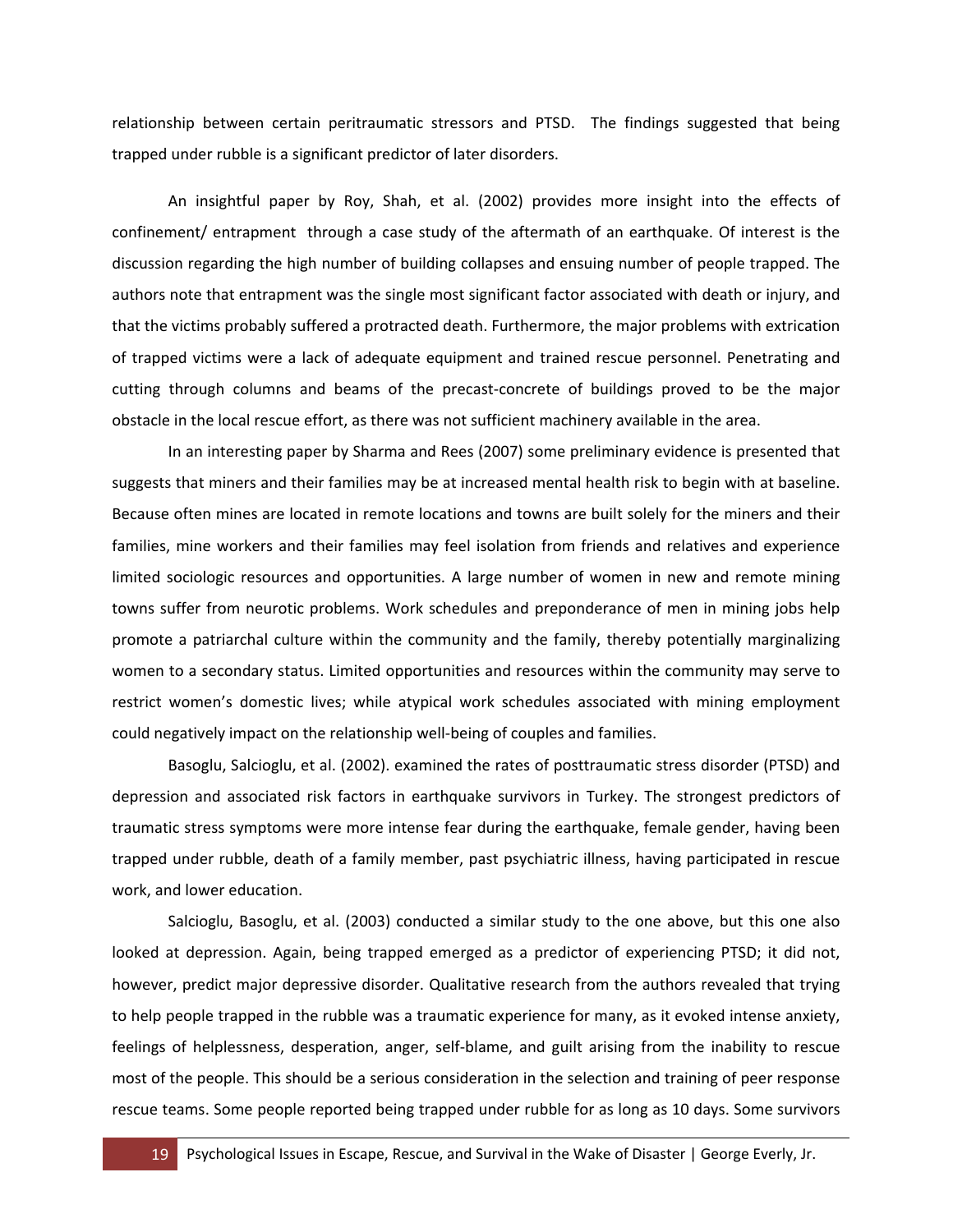relationship between certain peritraumatic stressors and PTSD. The findings suggested that being trapped under rubble is a significant predictor of later disorders.

An insightful paper by Roy, Shah, et al. (2002) provides more insight into the effects of confinement/ entrapment through a case study of the aftermath of an earthquake. Of interest is the discussion regarding the high number of building collapses and ensuing number of people trapped. The authors note that entrapment was the single most significant factor associated with death or injury, and that the victims probably suffered a protracted death. Furthermore, the major problems with extrication of trapped victims were a lack of adequate equipment and trained rescue personnel. Penetrating and cutting through columns and beams of the precast-concrete of buildings proved to be the major obstacle in the local rescue effort, as there was not sufficient machinery available in the area.

In an interesting paper by Sharma and Rees (2007) some preliminary evidence is presented that suggests that miners and their families may be at increased mental health risk to begin with at baseline. Because often mines are located in remote locations and towns are built solely for the miners and their families, mine workers and their families may feel isolation from friends and relatives and experience limited sociologic resources and opportunities. A large number of women in new and remote mining towns suffer from neurotic problems. Work schedules and preponderance of men in mining jobs help promote a patriarchal culture within the community and the family, thereby potentially marginalizing women to a secondary status. Limited opportunities and resources within the community may serve to restrict women's domestic lives; while atypical work schedules associated with mining employment could negatively impact on the relationship well-being of couples and families.

Basoglu, Salcioglu, et al. (2002). examined the rates of posttraumatic stress disorder (PTSD) and depression and associated risk factors in earthquake survivors in Turkey. The strongest predictors of traumatic stress symptoms were more intense fear during the earthquake, female gender, having been trapped under rubble, death of a family member, past psychiatric illness, having participated in rescue work, and lower education.

Salcioglu, Basoglu, et al. (2003) conducted a similar study to the one above, but this one also looked at depression. Again, being trapped emerged as a predictor of experiencing PTSD; it did not, however, predict major depressive disorder. Qualitative research from the authors revealed that trying to help people trapped in the rubble was a traumatic experience for many, as it evoked intense anxiety, feelings of helplessness, desperation, anger, self-blame, and guilt arising from the inability to rescue most of the people. This should be a serious consideration in the selection and training of peer response rescue teams. Some people reported being trapped under rubble for as long as 10 days. Some survivors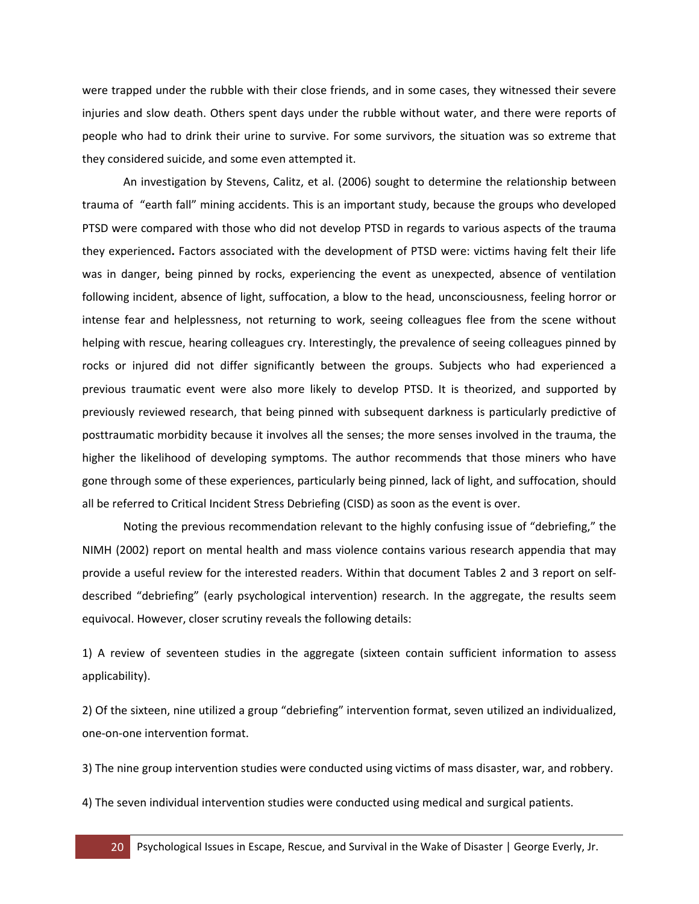were trapped under the rubble with their close friends, and in some cases, they witnessed their severe injuries and slow death. Others spent days under the rubble without water, and there were reports of people who had to drink their urine to survive. For some survivors, the situation was so extreme that they considered suicide, and some even attempted it.

An investigation by Stevens, Calitz, et al. (2006) sought to determine the relationship between trauma of "earth fall" mining accidents. This is an important study, because the groups who developed PTSD were compared with those who did not develop PTSD in regards to various aspects of the trauma they experienced**.** Factors associated with the development of PTSD were: victims having felt their life was in danger, being pinned by rocks, experiencing the event as unexpected, absence of ventilation following incident, absence of light, suffocation, a blow to the head, unconsciousness, feeling horror or intense fear and helplessness, not returning to work, seeing colleagues flee from the scene without helping with rescue, hearing colleagues cry. Interestingly, the prevalence of seeing colleagues pinned by rocks or injured did not differ significantly between the groups. Subjects who had experienced a previous traumatic event were also more likely to develop PTSD. It is theorized, and supported by previously reviewed research, that being pinned with subsequent darkness is particularly predictive of posttraumatic morbidity because it involves all the senses; the more senses involved in the trauma, the higher the likelihood of developing symptoms. The author recommends that those miners who have gone through some of these experiences, particularly being pinned, lack of light, and suffocation, should all be referred to Critical Incident Stress Debriefing (CISD) as soon as the event is over.

Noting the previous recommendation relevant to the highly confusing issue of "debriefing," the NIMH (2002) report on mental health and mass violence contains various research appendia that may provide a useful review for the interested readers. Within that document Tables 2 and 3 report on self-described "debriefing" (early psychological intervention) research. In the aggregate, the results seem equivocal. However, closer scrutiny reveals the following details:

1) A review of seventeen studies in the aggregate (sixteen contain sufficient information to assess applicability).

2) Of the sixteen, nine utilized a group "debriefing" intervention format, seven utilized an individualized, one-on-one intervention format.

3) The nine group intervention studies were conducted using victims of mass disaster, war, and robbery.

4) The seven individual intervention studies were conducted using medical and surgical patients.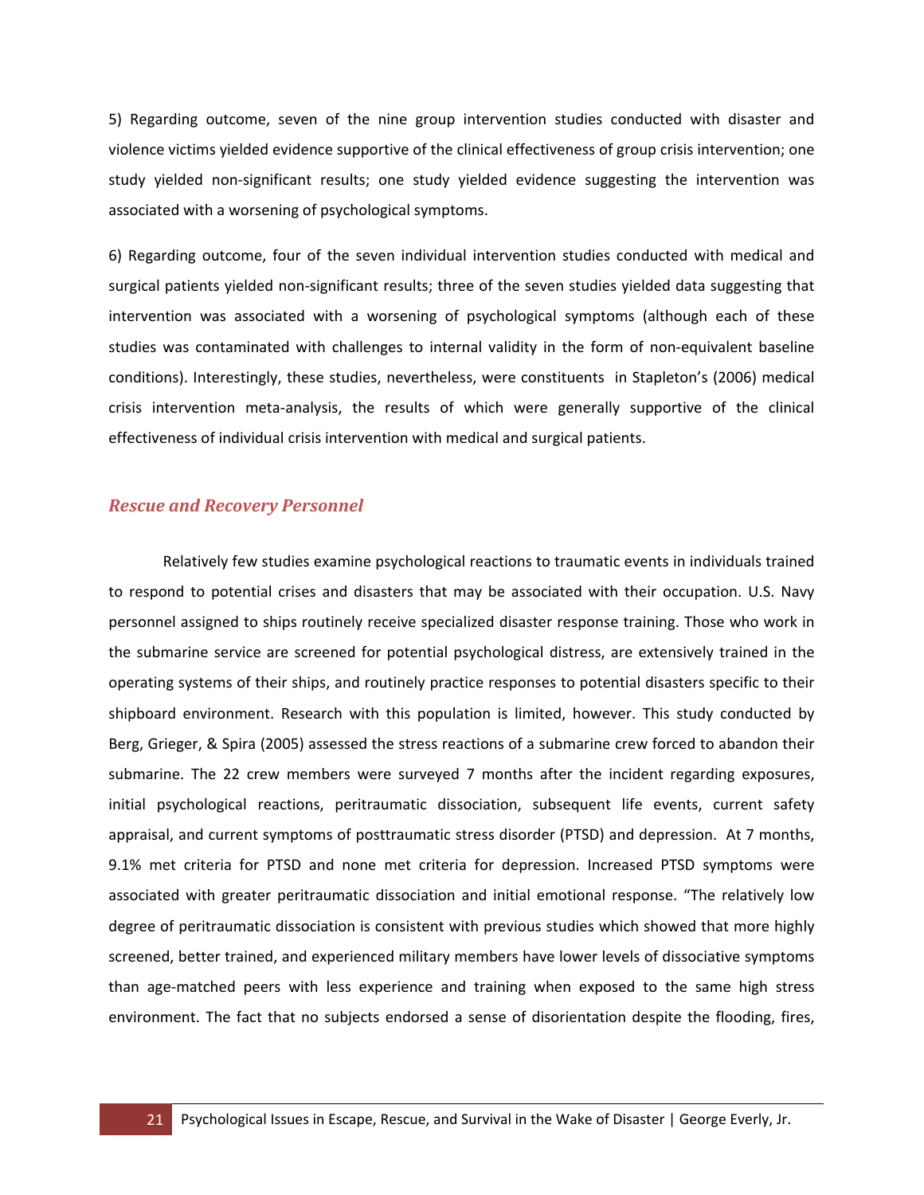5) Regarding outcome, seven of the nine group intervention studies conducted with disaster and violence victims yielded evidence supportive of the clinical effectiveness of group crisis intervention; one study yielded non-significant results; one study yielded evidence suggesting the intervention was associated with a worsening of psychological symptoms.

6) Regarding outcome, four of the seven individual intervention studies conducted with medical and surgical patients yielded non-significant results; three of the seven studies yielded data suggesting that intervention was associated with a worsening of psychological symptoms (although each of these studies was contaminated with challenges to internal validity in the form of non-equivalent baseline conditions). Interestingly, these studies, nevertheless, were constituents in Stapleton's (2006) medical crisis intervention meta-analysis, the results of which were generally supportive of the clinical effectiveness of individual crisis intervention with medical and surgical patients.

### *Rescue and Recovery Personnel*

Relatively few studies examine psychological reactions to traumatic events in individuals trained to respond to potential crises and disasters that may be associated with their occupation. U.S. Navy personnel assigned to ships routinely receive specialized disaster response training. Those who work in the submarine service are screened for potential psychological distress, are extensively trained in the operating systems of their ships, and routinely practice responses to potential disasters specific to their shipboard environment. Research with this population is limited, however. This study conducted by Berg, Grieger, & Spira (2005) assessed the stress reactions of a submarine crew forced to abandon their submarine. The 22 crew members were surveyed 7 months after the incident regarding exposures, initial psychological reactions, peritraumatic dissociation, subsequent life events, current safety appraisal, and current symptoms of posttraumatic stress disorder (PTSD) and depression. At 7 months, 9.1% met criteria for PTSD and none met criteria for depression. Increased PTSD symptoms were associated with greater peritraumatic dissociation and initial emotional response. "The relatively low degree of peritraumatic dissociation is consistent with previous studies which showed that more highly screened, better trained, and experienced military members have lower levels of dissociative symptoms than age-matched peers with less experience and training when exposed to the same high stress environment. The fact that no subjects endorsed a sense of disorientation despite the flooding, fires,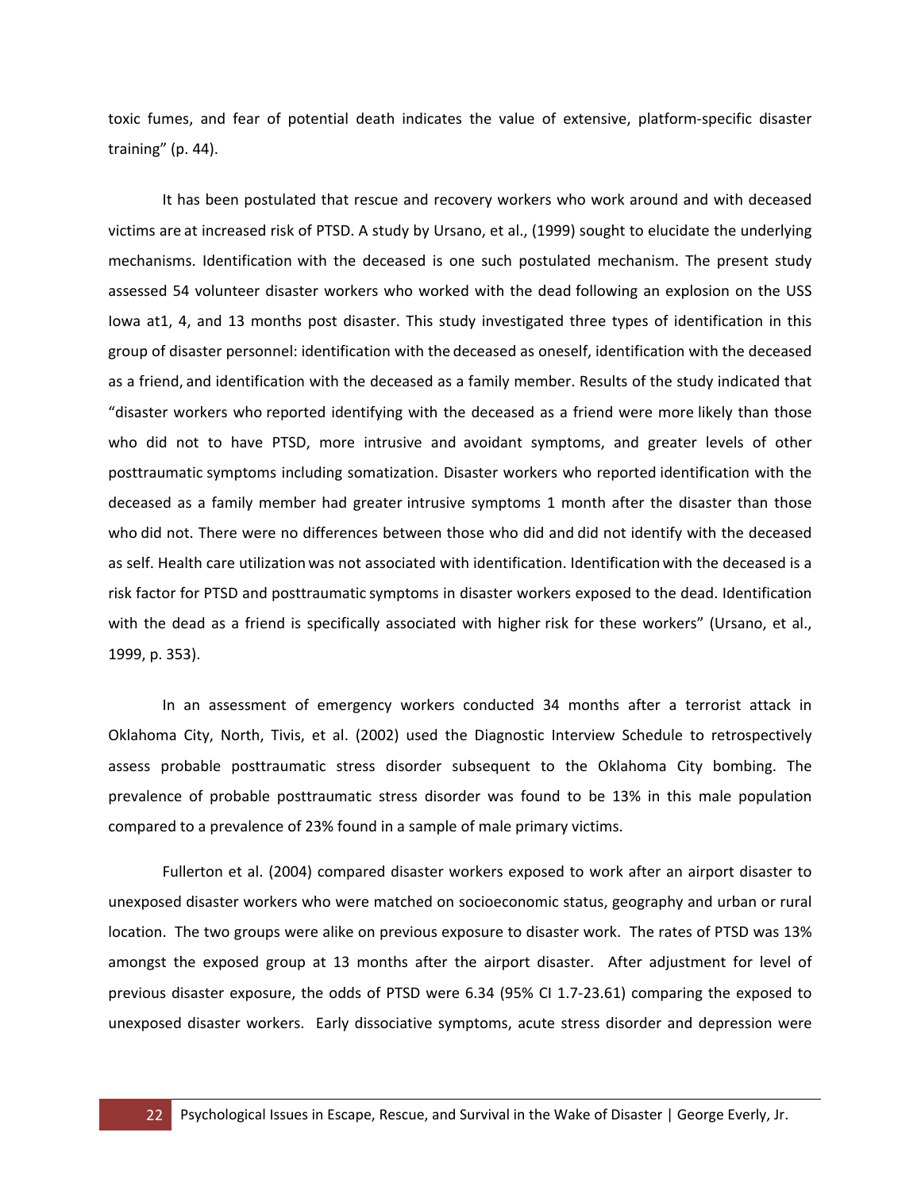toxic fumes, and fear of potential death indicates the value of extensive, platform-specific disaster training" (p. 44).

It has been postulated that rescue and recovery workers who work around and with deceased victims are at increased risk of PTSD. A study by Ursano, et al., (1999) sought to elucidate the underlying mechanisms. Identification with the deceased is one such postulated mechanism. The present study assessed 54 volunteer disaster workers who worked with the dead following an explosion on the USS Iowa at1, 4, and 13 months post disaster. This study investigated three types of identification in this group of disaster personnel: identification with the deceased as oneself, identification with the deceased as a friend, and identification with the deceased as a family member. Results of the study indicated that "disaster workers who reported identifying with the deceased as a friend were more likely than those who did not to have PTSD, more intrusive and avoidant symptoms, and greater levels of other posttraumatic symptoms including somatization. Disaster workers who reported identification with the deceased as a family member had greater intrusive symptoms 1 month after the disaster than those who did not. There were no differences between those who did and did not identify with the deceased as self. Health care utilization was not associated with identification. Identification with the deceased is a risk factor for PTSD and posttraumatic symptoms in disaster workers exposed to the dead. Identification with the dead as a friend is specifically associated with higher risk for these workers" (Ursano, et al., 1999, p. 353).

In an assessment of emergency workers conducted 34 months after a terrorist attack in Oklahoma City, North, Tivis, et al. (2002) used the Diagnostic Interview Schedule to retrospectively assess probable posttraumatic stress disorder subsequent to the Oklahoma City bombing. The prevalence of probable posttraumatic stress disorder was found to be 13% in this male population compared to a prevalence of 23% found in a sample of male primary victims.

Fullerton et al. (2004) compared disaster workers exposed to work after an airport disaster to unexposed disaster workers who were matched on socioeconomic status, geography and urban or rural location. The two groups were alike on previous exposure to disaster work. The rates of PTSD was 13% amongst the exposed group at 13 months after the airport disaster. After adjustment for level of previous disaster exposure, the odds of PTSD were 6.34 (95% CI 1.7-23.61) comparing the exposed to unexposed disaster workers. Early dissociative symptoms, acute stress disorder and depression were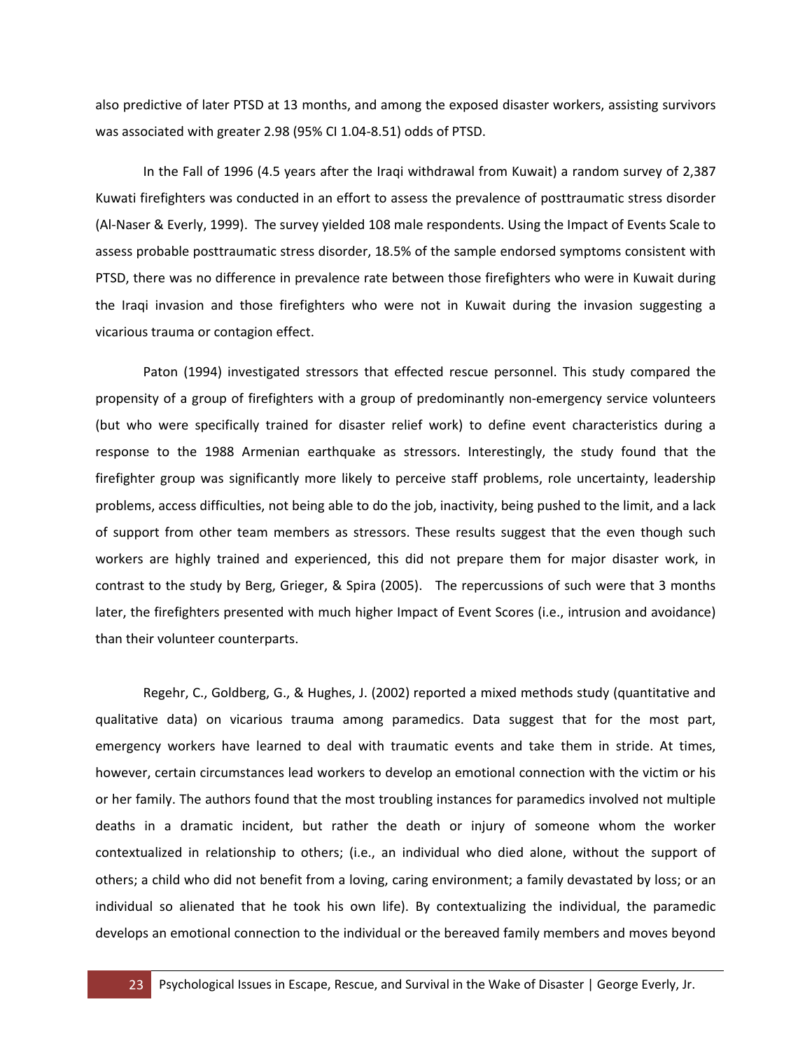also predictive of later PTSD at 13 months, and among the exposed disaster workers, assisting survivors was associated with greater 2.98 (95% CI 1.04-8.51) odds of PTSD.

In the Fall of 1996 (4.5 years after the Iraqi withdrawal from Kuwait) a random survey of 2,387 Kuwati firefighters was conducted in an effort to assess the prevalence of posttraumatic stress disorder (Al-Naser & Everly, 1999). The survey yielded 108 male respondents. Using the Impact of Events Scale to assess probable posttraumatic stress disorder, 18.5% of the sample endorsed symptoms consistent with PTSD, there was no difference in prevalence rate between those firefighters who were in Kuwait during the Iraqi invasion and those firefighters who were not in Kuwait during the invasion suggesting a vicarious trauma or contagion effect.

Paton (1994) investigated stressors that effected rescue personnel. This study compared the propensity of a group of firefighters with a group of predominantly non-emergency service volunteers (but who were specifically trained for disaster relief work) to define event characteristics during a response to the 1988 Armenian earthquake as stressors. Interestingly, the study found that the firefighter group was significantly more likely to perceive staff problems, role uncertainty, leadership problems, access difficulties, not being able to do the job, inactivity, being pushed to the limit, and a lack of support from other team members as stressors. These results suggest that the even though such workers are highly trained and experienced, this did not prepare them for major disaster work, in contrast to the study by Berg, Grieger, & Spira (2005). The repercussions of such were that 3 months later, the firefighters presented with much higher Impact of Event Scores (i.e., intrusion and avoidance) than their volunteer counterparts.

Regehr, C., Goldberg, G., & Hughes, J. (2002) reported a mixed methods study (quantitative and qualitative data) on vicarious trauma among paramedics. Data suggest that for the most part, emergency workers have learned to deal with traumatic events and take them in stride. At times, however, certain circumstances lead workers to develop an emotional connection with the victim or his or her family. The authors found that the most troubling instances for paramedics involved not multiple deaths in a dramatic incident, but rather the death or injury of someone whom the worker contextualized in relationship to others; (i.e., an individual who died alone, without the support of others; a child who did not benefit from a loving, caring environment; a family devastated by loss; or an individual so alienated that he took his own life). By contextualizing the individual, the paramedic develops an emotional connection to the individual or the bereaved family members and moves beyond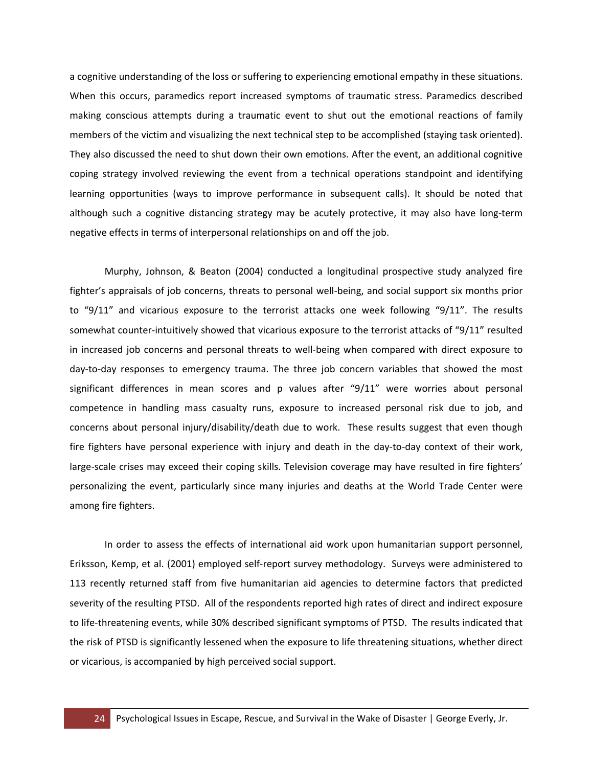a cognitive understanding of the loss or suffering to experiencing emotional empathy in these situations. When this occurs, paramedics report increased symptoms of traumatic stress. Paramedics described making conscious attempts during a traumatic event to shut out the emotional reactions of family members of the victim and visualizing the next technical step to be accomplished (staying task oriented). They also discussed the need to shut down their own emotions. After the event, an additional cognitive coping strategy involved reviewing the event from a technical operations standpoint and identifying learning opportunities (ways to improve performance in subsequent calls). It should be noted that although such a cognitive distancing strategy may be acutely protective, it may also have long-term negative effects in terms of interpersonal relationships on and off the job.

Murphy, Johnson, & Beaton (2004) conducted a longitudinal prospective study analyzed fire fighter's appraisals of job concerns, threats to personal well-being, and social support six months prior to "9/11" and vicarious exposure to the terrorist attacks one week following "9/11". The results somewhat counter-intuitively showed that vicarious exposure to the terrorist attacks of "9/11" resulted in increased job concerns and personal threats to well-being when compared with direct exposure to day-to-day responses to emergency trauma. The three job concern variables that showed the most significant differences in mean scores and p values after "9/11" were worries about personal competence in handling mass casualty runs, exposure to increased personal risk due to job, and concerns about personal injury/disability/death due to work. These results suggest that even though fire fighters have personal experience with injury and death in the day-to-day context of their work, large-scale crises may exceed their coping skills. Television coverage may have resulted in fire fighters' personalizing the event, particularly since many injuries and deaths at the World Trade Center were among fire fighters.

In order to assess the effects of international aid work upon humanitarian support personnel, Eriksson, Kemp, et al. (2001) employed self-report survey methodology. Surveys were administered to 113 recently returned staff from five humanitarian aid agencies to determine factors that predicted severity of the resulting PTSD. All of the respondents reported high rates of direct and indirect exposure to life-threatening events, while 30% described significant symptoms of PTSD. The results indicated that the risk of PTSD is significantly lessened when the exposure to life threatening situations, whether direct or vicarious, is accompanied by high perceived social support.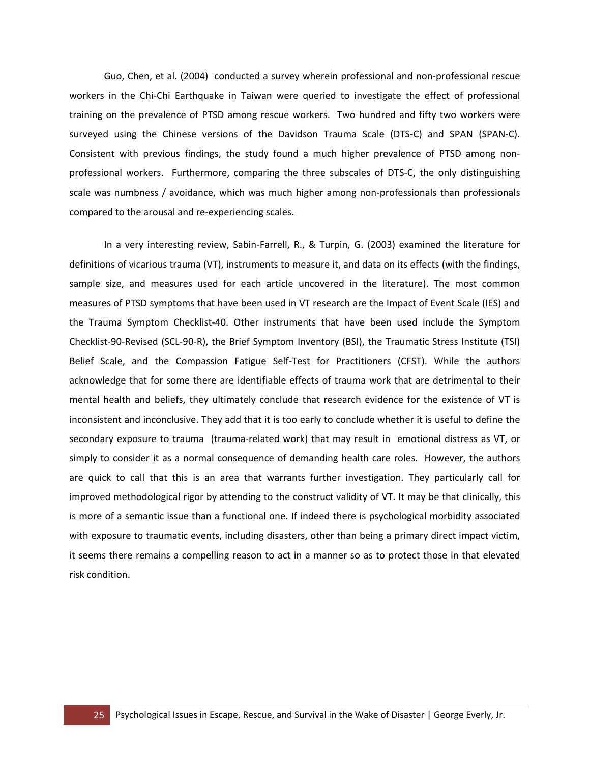Guo, Chen, et al. (2004) conducted a survey wherein professional and non-professional rescue workers in the Chi-Chi Earthquake in Taiwan were queried to investigate the effect of professional training on the prevalence of PTSD among rescue workers. Two hundred and fifty two workers were surveyed using the Chinese versions of the Davidson Trauma Scale (DTS-C) and SPAN (SPAN-C). Consistent with previous findings, the study found a much higher prevalence of PTSD among non-professional workers. Furthermore, comparing the three subscales of DTS-C, the only distinguishing scale was numbness / avoidance, which was much higher among non-professionals than professionals compared to the arousal and re-experiencing scales.

In a very interesting review, Sabin-Farrell, R., & Turpin, G. (2003) examined the literature for definitions of vicarious trauma (VT), instruments to measure it, and data on its effects (with the findings, sample size, and measures used for each article uncovered in the literature). The most common measures of PTSD symptoms that have been used in VT research are the Impact of Event Scale (IES) and the Trauma Symptom Checklist-40. Other instruments that have been used include the Symptom Checklist-90-Revised (SCL-90-R), the Brief Symptom Inventory (BSI), the Traumatic Stress Institute (TSI) Belief Scale, and the Compassion Fatigue Self-Test for Practitioners (CFST). While the authors acknowledge that for some there are identifiable effects of trauma work that are detrimental to their mental health and beliefs, they ultimately conclude that research evidence for the existence of VT is inconsistent and inconclusive. They add that it is too early to conclude whether it is useful to define the secondary exposure to trauma (trauma-related work) that may result in emotional distress as VT, or simply to consider it as a normal consequence of demanding health care roles. However, the authors are quick to call that this is an area that warrants further investigation. They particularly call for improved methodological rigor by attending to the construct validity of VT. It may be that clinically, this is more of a semantic issue than a functional one. If indeed there is psychological morbidity associated with exposure to traumatic events, including disasters, other than being a primary direct impact victim, it seems there remains a compelling reason to act in a manner so as to protect those in that elevated risk condition.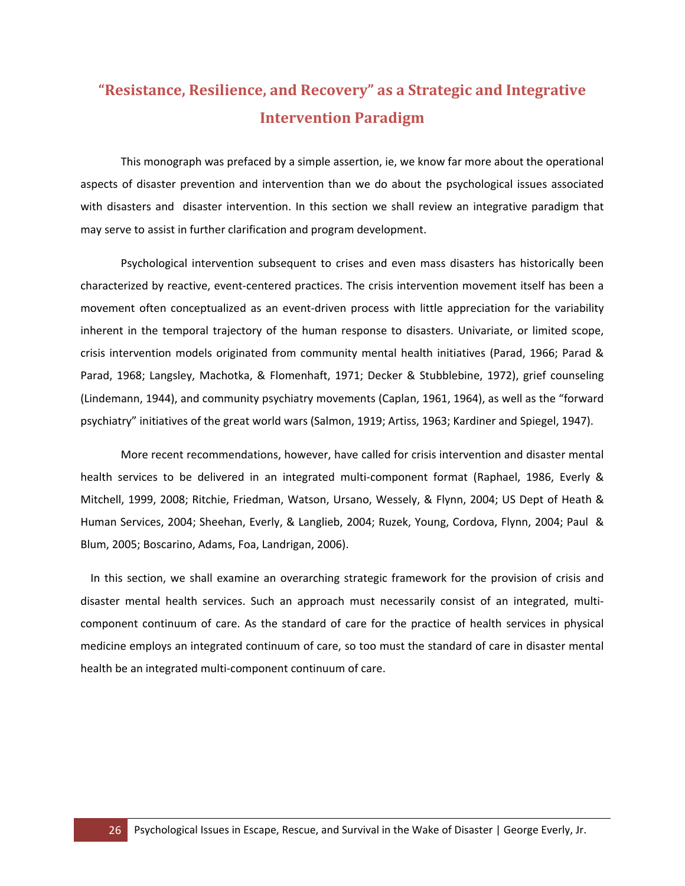## "Resistance, Resilience, and Recovery" as a Strategic and Integrative Intervention Paradigm

This monograph was prefaced by a simple assertion, ie, we know far more about the operational aspects of disaster prevention and intervention than we do about the psychological issues associated with disasters and disaster intervention. In this section we shall review an integrative paradigm that may serve to assist in further clarification and program development.

Psychological intervention subsequent to crises and even mass disasters has historically been characterized by reactive, event-centered practices. The crisis intervention movement itself has been a movement often conceptualized as an event-driven process with little appreciation for the variability inherent in the temporal trajectory of the human response to disasters. Univariate, or limited scope, crisis intervention models originated from community mental health initiatives (Parad, 1966; Parad & Parad, 1968; Langsley, Machotka, & Flomenhaft, 1971; Decker & Stubblebine, 1972), grief counseling (Lindemann, 1944), and community psychiatry movements (Caplan, 1961, 1964), as well as the "forward psychiatry" initiatives of the great world wars (Salmon, 1919; Artiss, 1963; Kardiner and Spiegel, 1947).

More recent recommendations, however, have called for crisis intervention and disaster mental health services to be delivered in an integrated multi-component format (Raphael, 1986, Everly & Mitchell, 1999, 2008; Ritchie, Friedman, Watson, Ursano, Wessely, & Flynn, 2004; US Dept of Heath & Human Services, 2004; Sheehan, Everly, & Langlieb, 2004; Ruzek, Young, Cordova, Flynn, 2004; Paul & Blum, 2005; Boscarino, Adams, Foa, Landrigan, 2006).

In this section, we shall examine an overarching strategic framework for the provision of crisis and disaster mental health services. Such an approach must necessarily consist of an integrated, multi-component continuum of care. As the standard of care for the practice of health services in physical medicine employs an integrated continuum of care, so too must the standard of care in disaster mental health be an integrated multi-component continuum of care.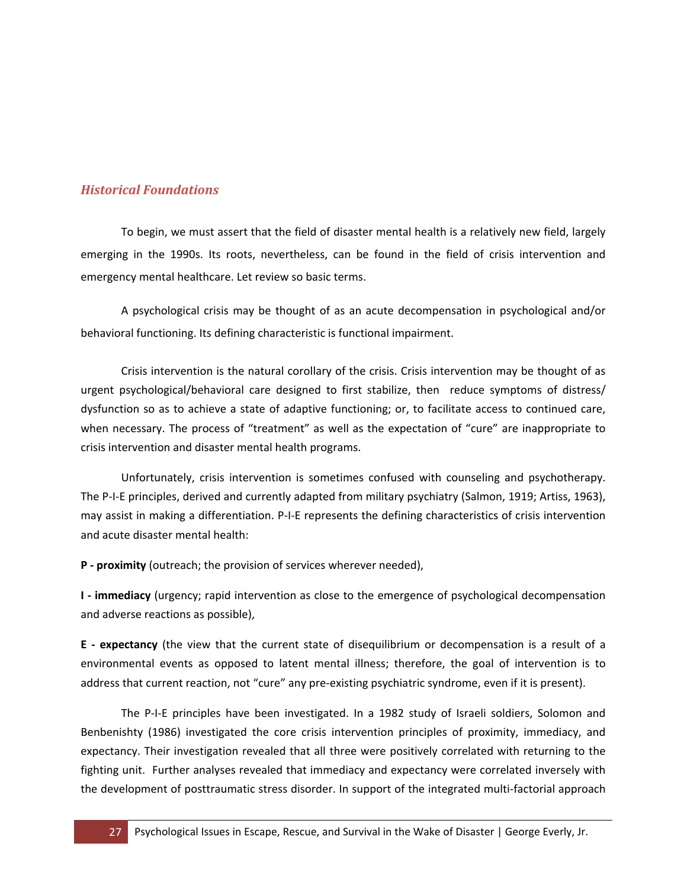## *Historical Foundations*

To begin, we must assert that the field of disaster mental health is a relatively new field, largely emerging in the 1990s. Its roots, nevertheless, can be found in the field of crisis intervention and emergency mental healthcare. Let review so basic terms.

A psychological crisis may be thought of as an acute decompensation in psychological and/or behavioral functioning. Its defining characteristic is functional impairment.

Crisis intervention is the natural corollary of the crisis. Crisis intervention may be thought of as urgent psychological/behavioral care designed to first stabilize, then reduce symptoms of distress/ dysfunction so as to achieve a state of adaptive functioning; or, to facilitate access to continued care, when necessary. The process of "treatment" as well as the expectation of "cure" are inappropriate to crisis intervention and disaster mental health programs.

Unfortunately, crisis intervention is sometimes confused with counseling and psychotherapy. The P-I-E principles, derived and currently adapted from military psychiatry (Salmon, 1919; Artiss, 1963), may assist in making a differentiation. P-I-E represents the defining characteristics of crisis intervention and acute disaster mental health:

**P - proximity** (outreach; the provision of services wherever needed),

**I - immediacy** (urgency; rapid intervention as close to the emergence of psychological decompensation and adverse reactions as possible),

**E - expectancy** (the view that the current state of disequilibrium or decompensation is a result of a environmental events as opposed to latent mental illness; therefore, the goal of intervention is to address that current reaction, not "cure" any pre-existing psychiatric syndrome, even if it is present).

The P-I-E principles have been investigated. In a 1982 study of Israeli soldiers, Solomon and Benbenishty (1986) investigated the core crisis intervention principles of proximity, immediacy, and expectancy. Their investigation revealed that all three were positively correlated with returning to the fighting unit. Further analyses revealed that immediacy and expectancy were correlated inversely with the development of posttraumatic stress disorder. In support of the integrated multi-factorial approach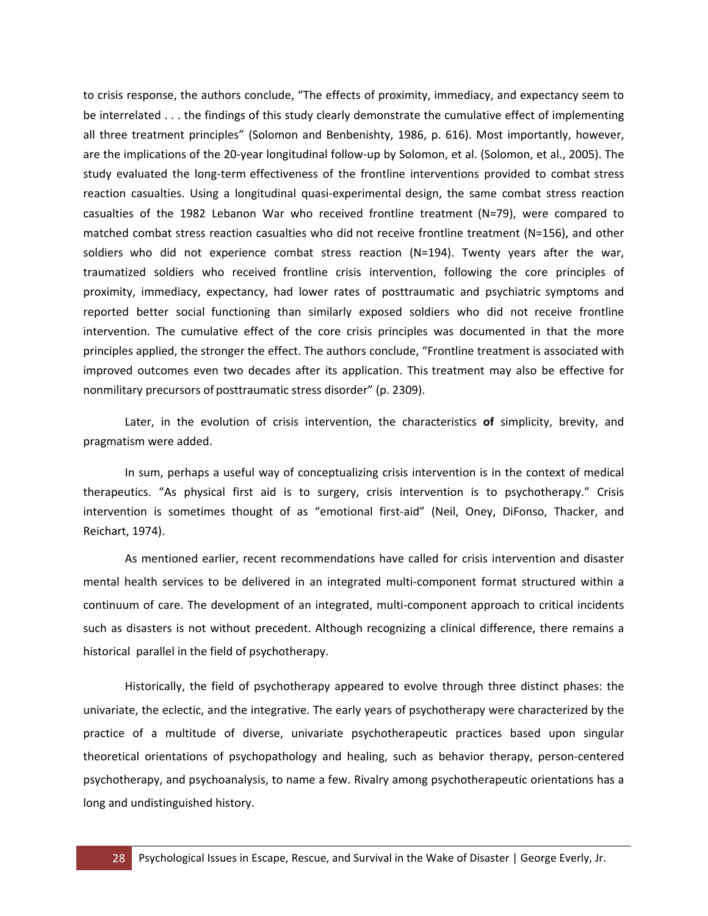to crisis response, the authors conclude, “The effects of proximity, immediacy, and expectancy seem to be interrelated . . . the findings of this study clearly demonstrate the cumulative effect of implementing all three treatment principles” (Solomon and Benbenishty, 1986, p. 616). Most importantly, however, are the implications of the 20-year longitudinal follow-up by Solomon, et al. (Solomon, et al., 2005). The study evaluated the long-term effectiveness of the frontline interventions provided to combat stress reaction casualties. Using a longitudinal quasi-experimental design, the same combat stress reaction casualties of the 1982 Lebanon War who received frontline treatment (N=79), were compared to matched combat stress reaction casualties who did not receive frontline treatment (N=156), and other soldiers who did not experience combat stress reaction (N=194). Twenty years after the war, traumatized soldiers who received frontline crisis intervention, following the core principles of proximity, immediacy, expectancy, had lower rates of posttraumatic and psychiatric symptoms and reported better social functioning than similarly exposed soldiers who did not receive frontline intervention. The cumulative effect of the core crisis principles was documented in that the more principles applied, the stronger the effect. The authors conclude, “Frontline treatment is associated with improved outcomes even two decades after its application. This treatment may also be effective for nonmilitary precursors of posttraumatic stress disorder” (p. 2309).

Later, in the evolution of crisis intervention, the characteristics **of** simplicity, brevity, and pragmatism were added.

In sum, perhaps a useful way of conceptualizing crisis intervention is in the context of medical therapeutics. “As physical first aid is to surgery, crisis intervention is to psychotherapy.” Crisis intervention is sometimes thought of as “emotional first-aid” (Neil, Oney, DiFonso, Thacker, and Reichart, 1974).

As mentioned earlier, recent recommendations have called for crisis intervention and disaster mental health services to be delivered in an integrated multi-component format structured within a continuum of care. The development of an integrated, multi-component approach to critical incidents such as disasters is not without precedent. Although recognizing a clinical difference, there remains a historical parallel in the field of psychotherapy.

Historically, the field of psychotherapy appeared to evolve through three distinct phases: the univariate, the eclectic, and the integrative. The early years of psychotherapy were characterized by the practice of a multitude of diverse, univariate psychotherapeutic practices based upon singular theoretical orientations of psychopathology and healing, such as behavior therapy, person-centered psychotherapy, and psychoanalysis, to name a few. Rivalry among psychotherapeutic orientations has a long and undistinguished history.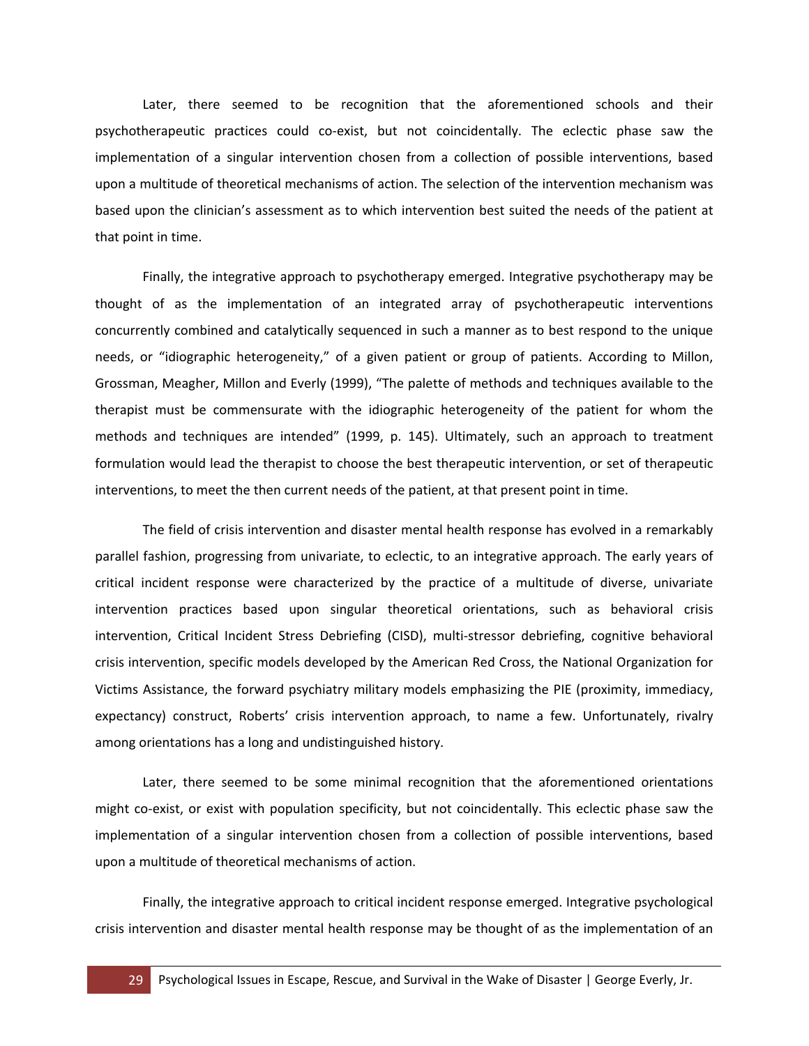Later, there seemed to be recognition that the aforementioned schools and their psychotherapeutic practices could co-exist, but not coincidentally. The eclectic phase saw the implementation of a singular intervention chosen from a collection of possible interventions, based upon a multitude of theoretical mechanisms of action. The selection of the intervention mechanism was based upon the clinician's assessment as to which intervention best suited the needs of the patient at that point in time.

Finally, the integrative approach to psychotherapy emerged. Integrative psychotherapy may be thought of as the implementation of an integrated array of psychotherapeutic interventions concurrently combined and catalytically sequenced in such a manner as to best respond to the unique needs, or "idiographic heterogeneity," of a given patient or group of patients. According to Millon, Grossman, Meagher, Millon and Everly (1999), "The palette of methods and techniques available to the therapist must be commensurate with the idiographic heterogeneity of the patient for whom the methods and techniques are intended" (1999, p. 145). Ultimately, such an approach to treatment formulation would lead the therapist to choose the best therapeutic intervention, or set of therapeutic interventions, to meet the then current needs of the patient, at that present point in time.

The field of crisis intervention and disaster mental health response has evolved in a remarkably parallel fashion, progressing from univariate, to eclectic, to an integrative approach. The early years of critical incident response were characterized by the practice of a multitude of diverse, univariate intervention practices based upon singular theoretical orientations, such as behavioral crisis intervention, Critical Incident Stress Debriefing (CISD), multi-stressor debriefing, cognitive behavioral crisis intervention, specific models developed by the American Red Cross, the National Organization for Victims Assistance, the forward psychiatry military models emphasizing the PIE (proximity, immediacy, expectancy) construct, Roberts' crisis intervention approach, to name a few. Unfortunately, rivalry among orientations has a long and undistinguished history.

Later, there seemed to be some minimal recognition that the aforementioned orientations might co-exist, or exist with population specificity, but not coincidentally. This eclectic phase saw the implementation of a singular intervention chosen from a collection of possible interventions, based upon a multitude of theoretical mechanisms of action.

Finally, the integrative approach to critical incident response emerged. Integrative psychological crisis intervention and disaster mental health response may be thought of as the implementation of an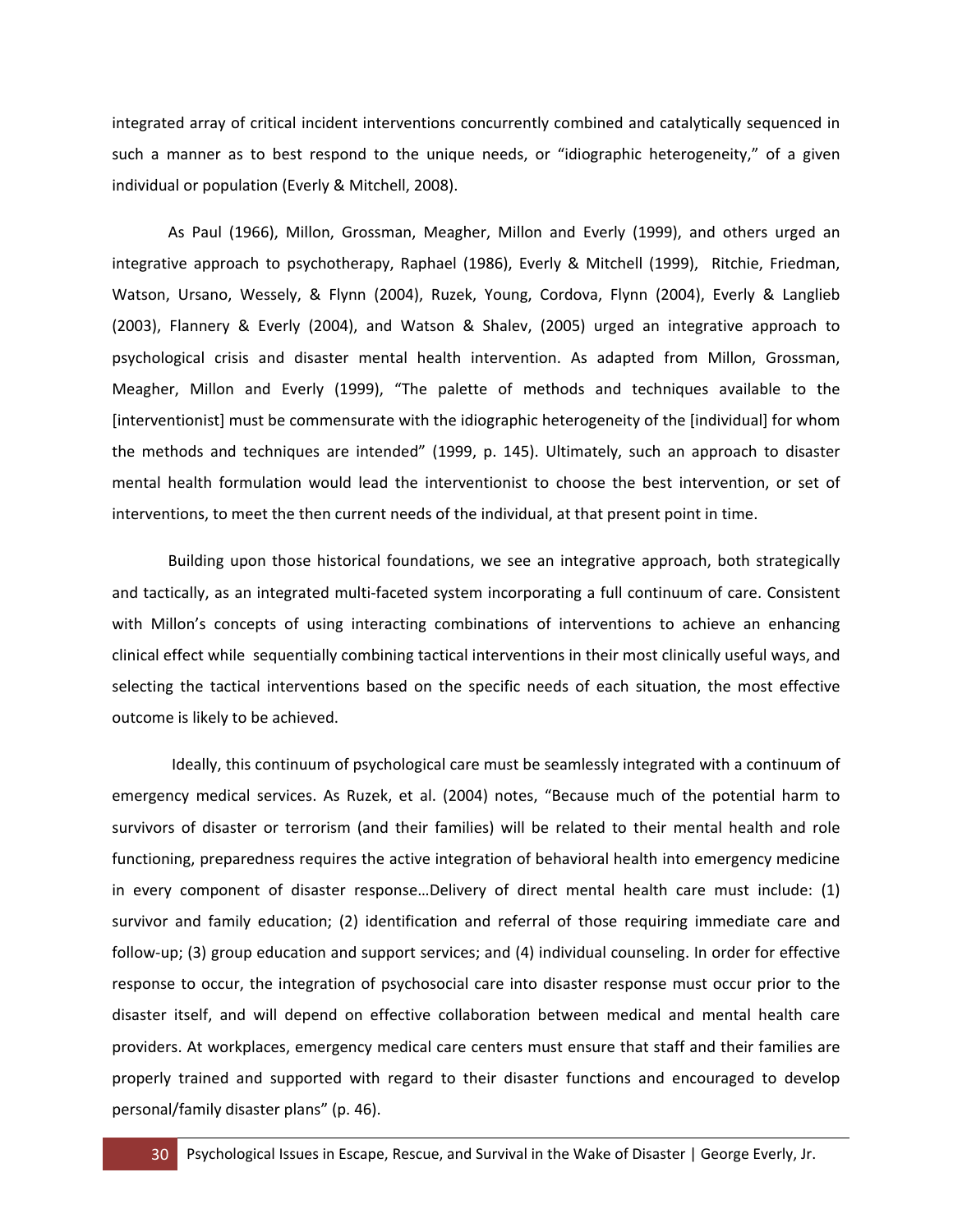integrated array of critical incident interventions concurrently combined and catalytically sequenced in such a manner as to best respond to the unique needs, or "idiographic heterogeneity," of a given individual or population (Everly & Mitchell, 2008).

As Paul (1966), Millon, Grossman, Meagher, Millon and Everly (1999), and others urged an integrative approach to psychotherapy, Raphael (1986), Everly & Mitchell (1999), Ritchie, Friedman, Watson, Ursano, Wessely, & Flynn (2004), Ruzek, Young, Cordova, Flynn (2004), Everly & Langlieb (2003), Flannery & Everly (2004), and Watson & Shalev, (2005) urged an integrative approach to psychological crisis and disaster mental health intervention. As adapted from Millon, Grossman, Meagher, Millon and Everly (1999), "The palette of methods and techniques available to the [interventionist] must be commensurate with the idiographic heterogeneity of the [individual] for whom the methods and techniques are intended" (1999, p. 145). Ultimately, such an approach to disaster mental health formulation would lead the interventionist to choose the best intervention, or set of interventions, to meet the then current needs of the individual, at that present point in time.

Building upon those historical foundations, we see an integrative approach, both strategically and tactically, as an integrated multi-faceted system incorporating a full continuum of care. Consistent with Millon's concepts of using interacting combinations of interventions to achieve an enhancing clinical effect while sequentially combining tactical interventions in their most clinically useful ways, and selecting the tactical interventions based on the specific needs of each situation, the most effective outcome is likely to be achieved.

Ideally, this continuum of psychological care must be seamlessly integrated with a continuum of emergency medical services. As Ruzek, et al. (2004) notes, "Because much of the potential harm to survivors of disaster or terrorism (and their families) will be related to their mental health and role functioning, preparedness requires the active integration of behavioral health into emergency medicine in every component of disaster response…Delivery of direct mental health care must include: (1) survivor and family education; (2) identification and referral of those requiring immediate care and follow-up; (3) group education and support services; and (4) individual counseling. In order for effective response to occur, the integration of psychosocial care into disaster response must occur prior to the disaster itself, and will depend on effective collaboration between medical and mental health care providers. At workplaces, emergency medical care centers must ensure that staff and their families are properly trained and supported with regard to their disaster functions and encouraged to develop personal/family disaster plans" (p. 46).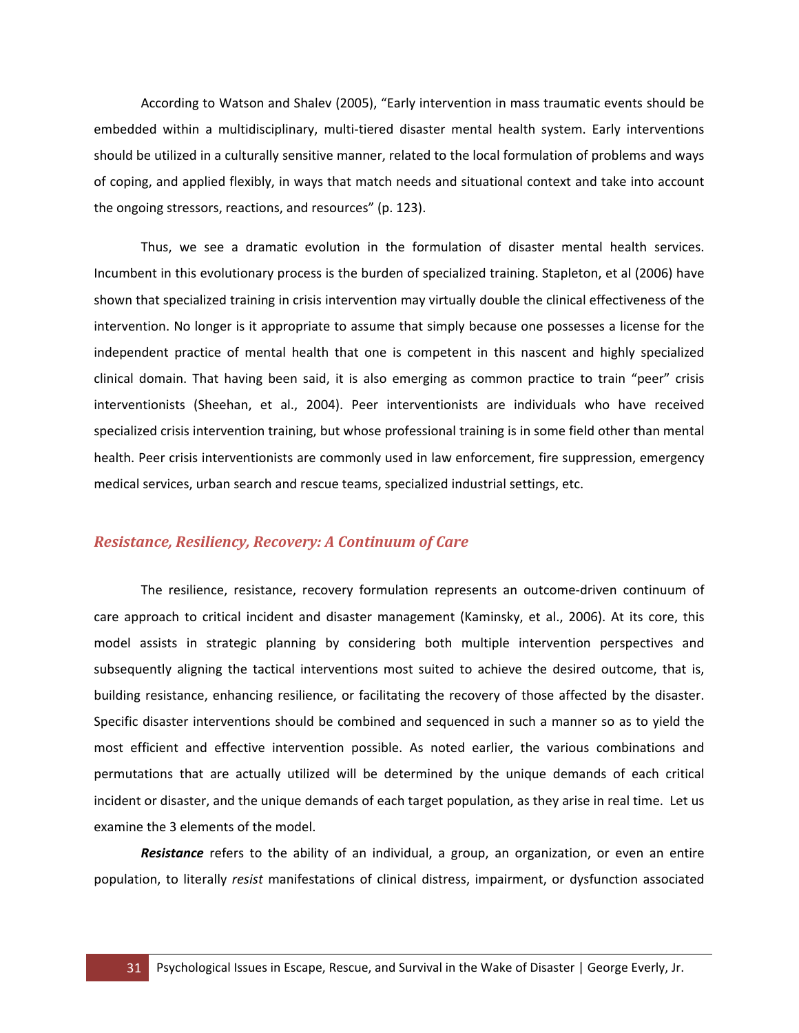According to Watson and Shalev (2005), "Early intervention in mass traumatic events should be embedded within a multidisciplinary, multi-tiered disaster mental health system. Early interventions should be utilized in a culturally sensitive manner, related to the local formulation of problems and ways of coping, and applied flexibly, in ways that match needs and situational context and take into account the ongoing stressors, reactions, and resources" (p. 123).

Thus, we see a dramatic evolution in the formulation of disaster mental health services. Incumbent in this evolutionary process is the burden of specialized training. Stapleton, et al (2006) have shown that specialized training in crisis intervention may virtually double the clinical effectiveness of the intervention. No longer is it appropriate to assume that simply because one possesses a license for the independent practice of mental health that one is competent in this nascent and highly specialized clinical domain. That having been said, it is also emerging as common practice to train "peer" crisis interventionists (Sheehan, et al., 2004). Peer interventionists are individuals who have received specialized crisis intervention training, but whose professional training is in some field other than mental health. Peer crisis interventionists are commonly used in law enforcement, fire suppression, emergency medical services, urban search and rescue teams, specialized industrial settings, etc.

## *Resistance, Resiliency, Recovery: A Continuum of Care*

The resilience, resistance, recovery formulation represents an outcome-driven continuum of care approach to critical incident and disaster management (Kaminsky, et al., 2006). At its core, this model assists in strategic planning by considering both multiple intervention perspectives and subsequently aligning the tactical interventions most suited to achieve the desired outcome, that is, building resistance, enhancing resilience, or facilitating the recovery of those affected by the disaster. Specific disaster interventions should be combined and sequenced in such a manner so as to yield the most efficient and effective intervention possible. As noted earlier, the various combinations and permutations that are actually utilized will be determined by the unique demands of each critical incident or disaster, and the unique demands of each target population, as they arise in real time. Let us examine the 3 elements of the model.

***Resistance*** refers to the ability of an individual, a group, an organization, or even an entire population, to literally *resist* manifestations of clinical distress, impairment, or dysfunction associated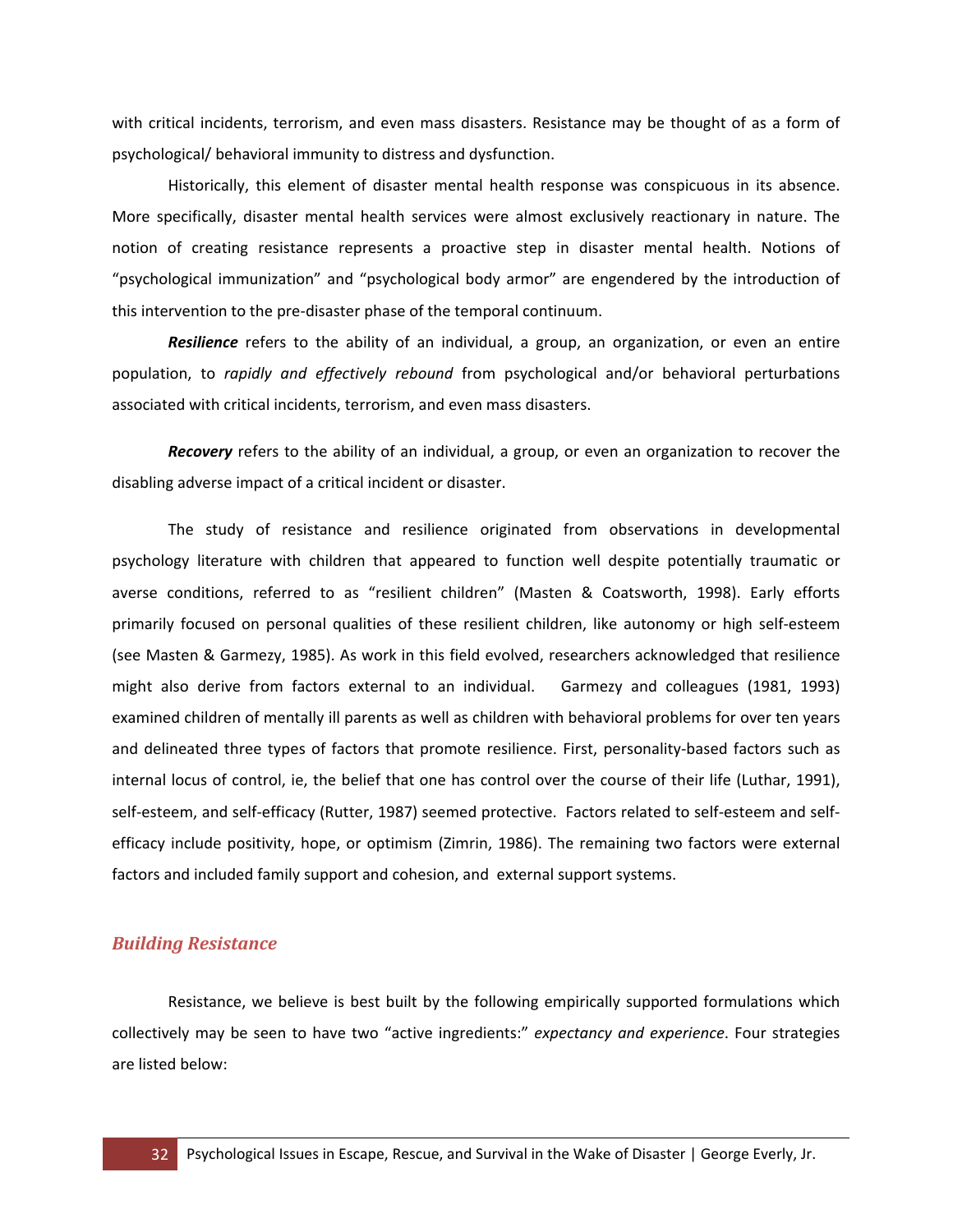with critical incidents, terrorism, and even mass disasters. Resistance may be thought of as a form of psychological/ behavioral immunity to distress and dysfunction.

Historically, this element of disaster mental health response was conspicuous in its absence. More specifically, disaster mental health services were almost exclusively reactionary in nature. The notion of creating resistance represents a proactive step in disaster mental health. Notions of "psychological immunization" and "psychological body armor" are engendered by the introduction of this intervention to the pre-disaster phase of the temporal continuum.

***Resilience*** refers to the ability of an individual, a group, an organization, or even an entire population, to *rapidly and effectively rebound* from psychological and/or behavioral perturbations associated with critical incidents, terrorism, and even mass disasters.

***Recovery*** refers to the ability of an individual, a group, or even an organization to recover the disabling adverse impact of a critical incident or disaster.

The study of resistance and resilience originated from observations in developmental psychology literature with children that appeared to function well despite potentially traumatic or averse conditions, referred to as "resilient children" (Masten & Coatsworth, 1998). Early efforts primarily focused on personal qualities of these resilient children, like autonomy or high self-esteem (see Masten & Garmezy, 1985). As work in this field evolved, researchers acknowledged that resilience might also derive from factors external to an individual. Garmezy and colleagues (1981, 1993) examined children of mentally ill parents as well as children with behavioral problems for over ten years and delineated three types of factors that promote resilience. First, personality-based factors such as internal locus of control, ie, the belief that one has control over the course of their life (Luthar, 1991), self-esteem, and self-efficacy (Rutter, 1987) seemed protective. Factors related to self-esteem and self-efficacy include positivity, hope, or optimism (Zimrin, 1986). The remaining two factors were external factors and included family support and cohesion, and external support systems.

## *Building Resistance*

Resistance, we believe is best built by the following empirically supported formulations which collectively may be seen to have two "active ingredients:" *expectancy and experience*. Four strategies are listed below: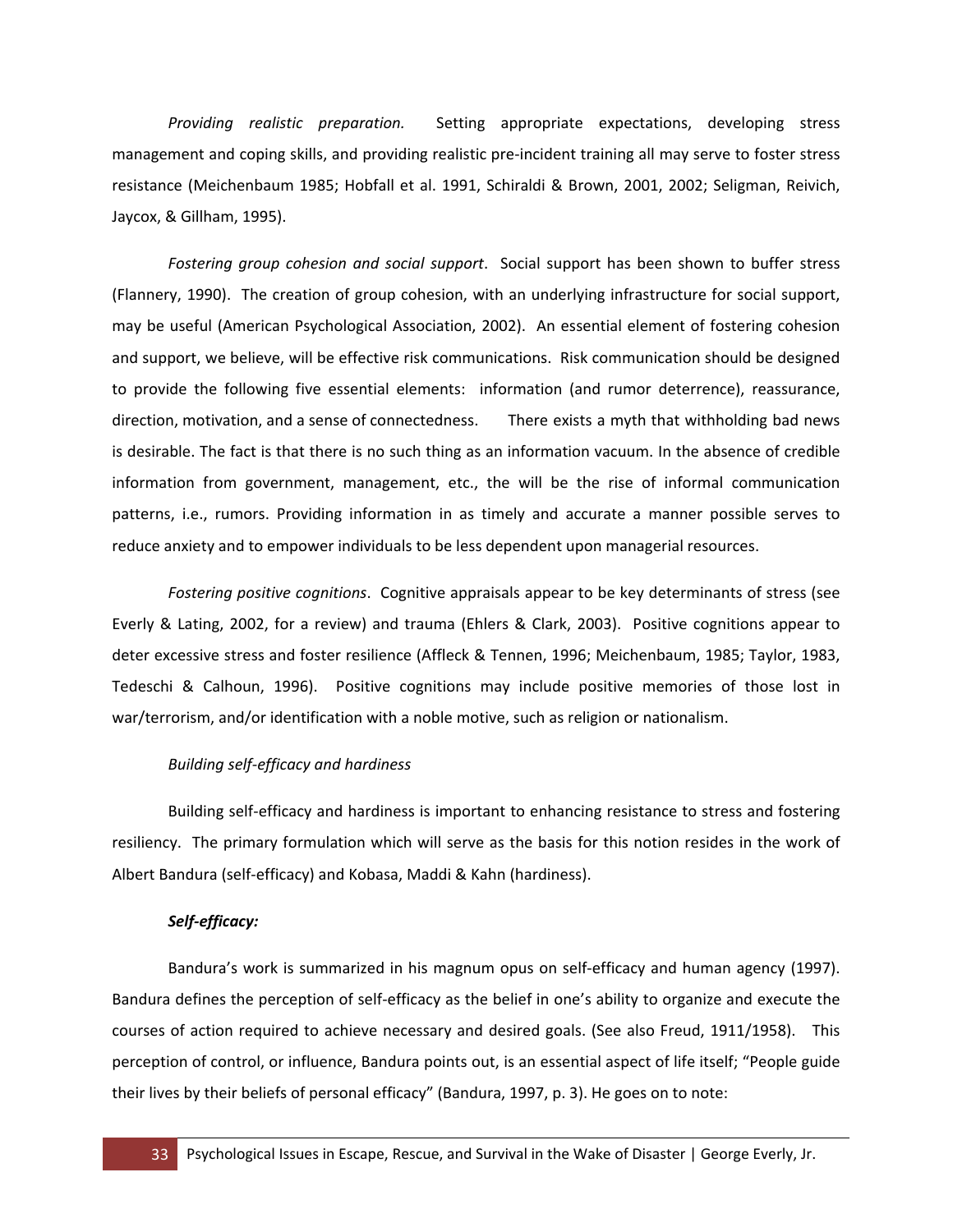*Providing realistic preparation.* Setting appropriate expectations, developing stress management and coping skills, and providing realistic pre-incident training all may serve to foster stress resistance (Meichenbaum 1985; Hobfall et al. 1991, Schiraldi & Brown, 2001, 2002; Seligman, Reivich, Jaycox, & Gillham, 1995).

*Fostering group cohesion and social support*. Social support has been shown to buffer stress (Flannery, 1990). The creation of group cohesion, with an underlying infrastructure for social support, may be useful (American Psychological Association, 2002). An essential element of fostering cohesion and support, we believe, will be effective risk communications. Risk communication should be designed to provide the following five essential elements: information (and rumor deterrence), reassurance, direction, motivation, and a sense of connectedness. There exists a myth that withholding bad news is desirable. The fact is that there is no such thing as an information vacuum. In the absence of credible information from government, management, etc., the will be the rise of informal communication patterns, i.e., rumors. Providing information in as timely and accurate a manner possible serves to reduce anxiety and to empower individuals to be less dependent upon managerial resources.

*Fostering positive cognitions*. Cognitive appraisals appear to be key determinants of stress (see Everly & Lating, 2002, for a review) and trauma (Ehlers & Clark, 2003). Positive cognitions appear to deter excessive stress and foster resilience (Affleck & Tennen, 1996; Meichenbaum, 1985; Taylor, 1983, Tedeschi & Calhoun, 1996). Positive cognitions may include positive memories of those lost in war/terrorism, and/or identification with a noble motive, such as religion or nationalism.

*Building self-efficacy and hardiness*

Building self-efficacy and hardiness is important to enhancing resistance to stress and fostering resiliency. The primary formulation which will serve as the basis for this notion resides in the work of Albert Bandura (self-efficacy) and Kobasa, Maddi & Kahn (hardiness).

***Self-efficacy:***

Bandura's work is summarized in his magnum opus on self-efficacy and human agency (1997). Bandura defines the perception of self-efficacy as the belief in one's ability to organize and execute the courses of action required to achieve necessary and desired goals. (See also Freud, 1911/1958). This perception of control, or influence, Bandura points out, is an essential aspect of life itself; "People guide their lives by their beliefs of personal efficacy" (Bandura, 1997, p. 3). He goes on to note: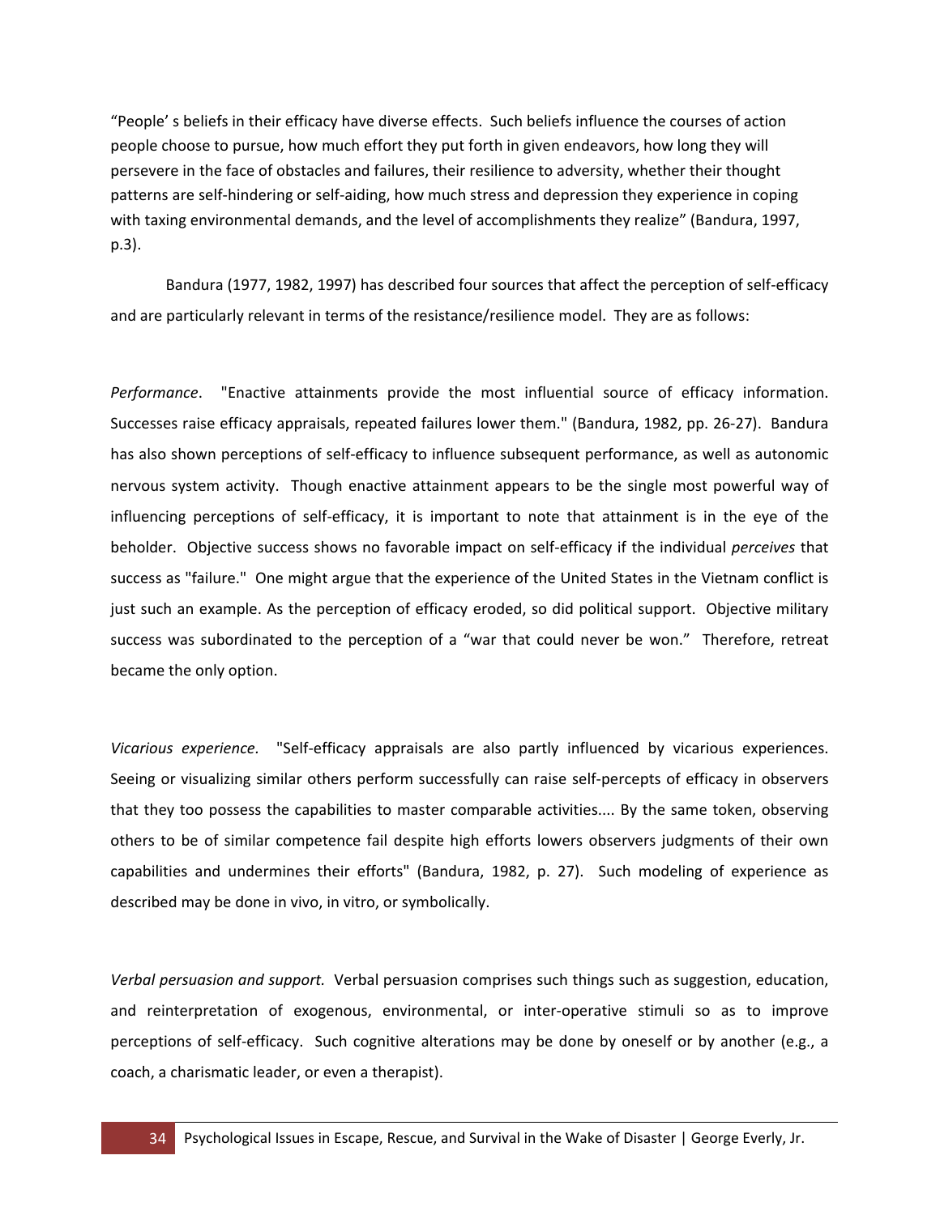"People' s beliefs in their efficacy have diverse effects. Such beliefs influence the courses of action people choose to pursue, how much effort they put forth in given endeavors, how long they will persevere in the face of obstacles and failures, their resilience to adversity, whether their thought patterns are self-hindering or self-aiding, how much stress and depression they experience in coping with taxing environmental demands, and the level of accomplishments they realize" (Bandura, 1997, p.3).

Bandura (1977, 1982, 1997) has described four sources that affect the perception of self-efficacy and are particularly relevant in terms of the resistance/resilience model. They are as follows:

*Performance*. "Enactive attainments provide the most influential source of efficacy information. Successes raise efficacy appraisals, repeated failures lower them." (Bandura, 1982, pp. 26-27). Bandura has also shown perceptions of self-efficacy to influence subsequent performance, as well as autonomic nervous system activity. Though enactive attainment appears to be the single most powerful way of influencing perceptions of self-efficacy, it is important to note that attainment is in the eye of the beholder. Objective success shows no favorable impact on self-efficacy if the individual *perceives* that success as "failure." One might argue that the experience of the United States in the Vietnam conflict is just such an example. As the perception of efficacy eroded, so did political support. Objective military success was subordinated to the perception of a "war that could never be won." Therefore, retreat became the only option.

*Vicarious experience.* "Self-efficacy appraisals are also partly influenced by vicarious experiences. Seeing or visualizing similar others perform successfully can raise self-percepts of efficacy in observers that they too possess the capabilities to master comparable activities.... By the same token, observing others to be of similar competence fail despite high efforts lowers observers judgments of their own capabilities and undermines their efforts" (Bandura, 1982, p. 27). Such modeling of experience as described may be done in vivo, in vitro, or symbolically.

*Verbal persuasion and support.* Verbal persuasion comprises such things such as suggestion, education, and reinterpretation of exogenous, environmental, or inter-operative stimuli so as to improve perceptions of self-efficacy. Such cognitive alterations may be done by oneself or by another (e.g., a coach, a charismatic leader, or even a therapist).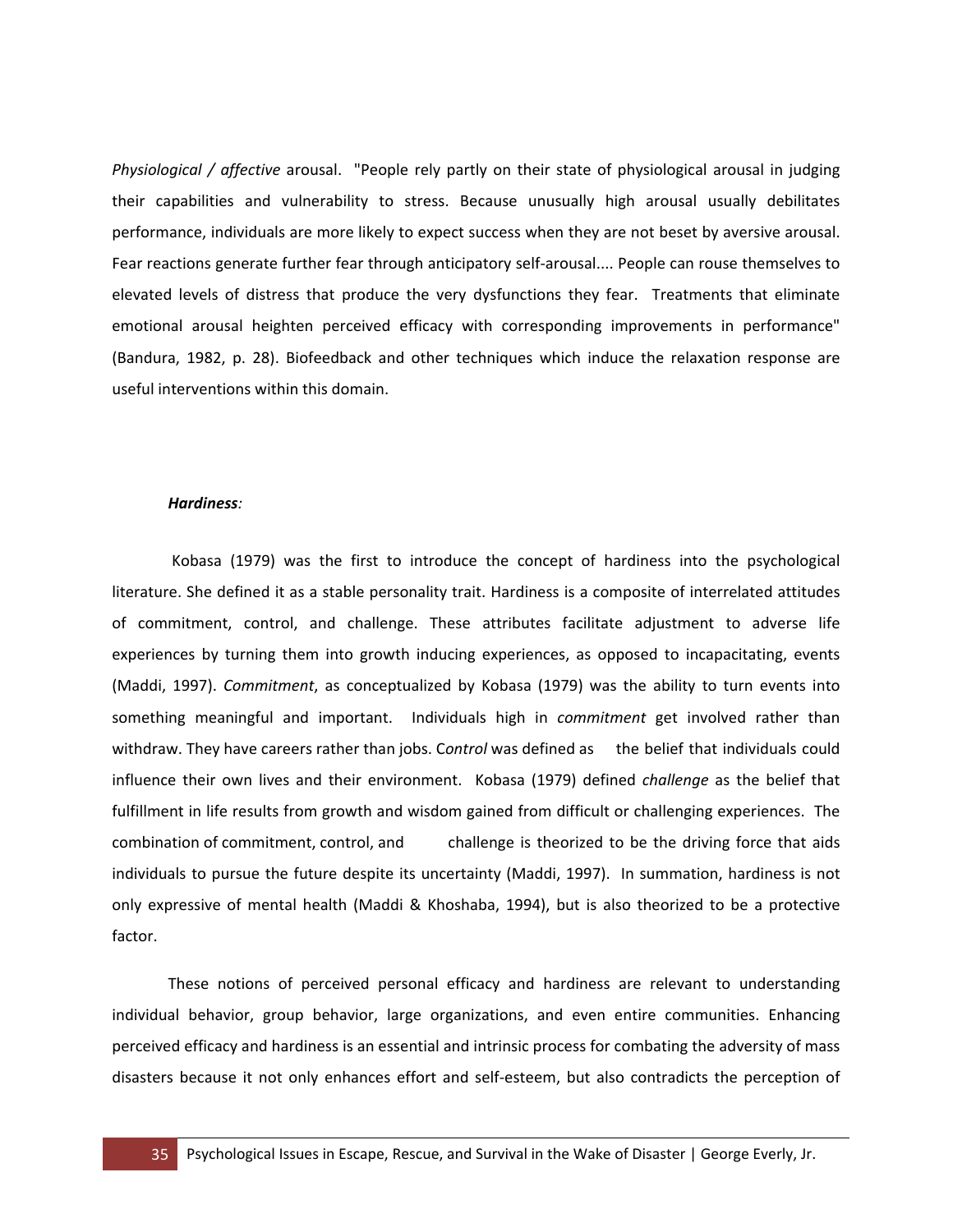*Physiological / affective* arousal. "People rely partly on their state of physiological arousal in judging their capabilities and vulnerability to stress. Because unusually high arousal usually debilitates performance, individuals are more likely to expect success when they are not beset by aversive arousal. Fear reactions generate further fear through anticipatory self-arousal.... People can rouse themselves to elevated levels of distress that produce the very dysfunctions they fear. Treatments that eliminate emotional arousal heighten perceived efficacy with corresponding improvements in performance" (Bandura, 1982, p. 28). Biofeedback and other techniques which induce the relaxation response are useful interventions within this domain.

***Hardiness****:*

Kobasa (1979) was the first to introduce the concept of hardiness into the psychological literature. She defined it as a stable personality trait. Hardiness is a composite of interrelated attitudes of commitment, control, and challenge. These attributes facilitate adjustment to adverse life experiences by turning them into growth inducing experiences, as opposed to incapacitating, events (Maddi, 1997). *Commitment*, as conceptualized by Kobasa (1979) was the ability to turn events into something meaningful and important. Individuals high in *commitment* get involved rather than withdraw. They have careers rather than jobs. C*ontrol* was defined as the belief that individuals could influence their own lives and their environment. Kobasa (1979) defined *challenge* as the belief that fulfillment in life results from growth and wisdom gained from difficult or challenging experiences. The combination of commitment, control, and challenge is theorized to be the driving force that aids individuals to pursue the future despite its uncertainty (Maddi, 1997). In summation, hardiness is not only expressive of mental health (Maddi & Khoshaba, 1994), but is also theorized to be a protective factor.

These notions of perceived personal efficacy and hardiness are relevant to understanding individual behavior, group behavior, large organizations, and even entire communities. Enhancing perceived efficacy and hardiness is an essential and intrinsic process for combating the adversity of mass disasters because it not only enhances effort and self-esteem, but also contradicts the perception of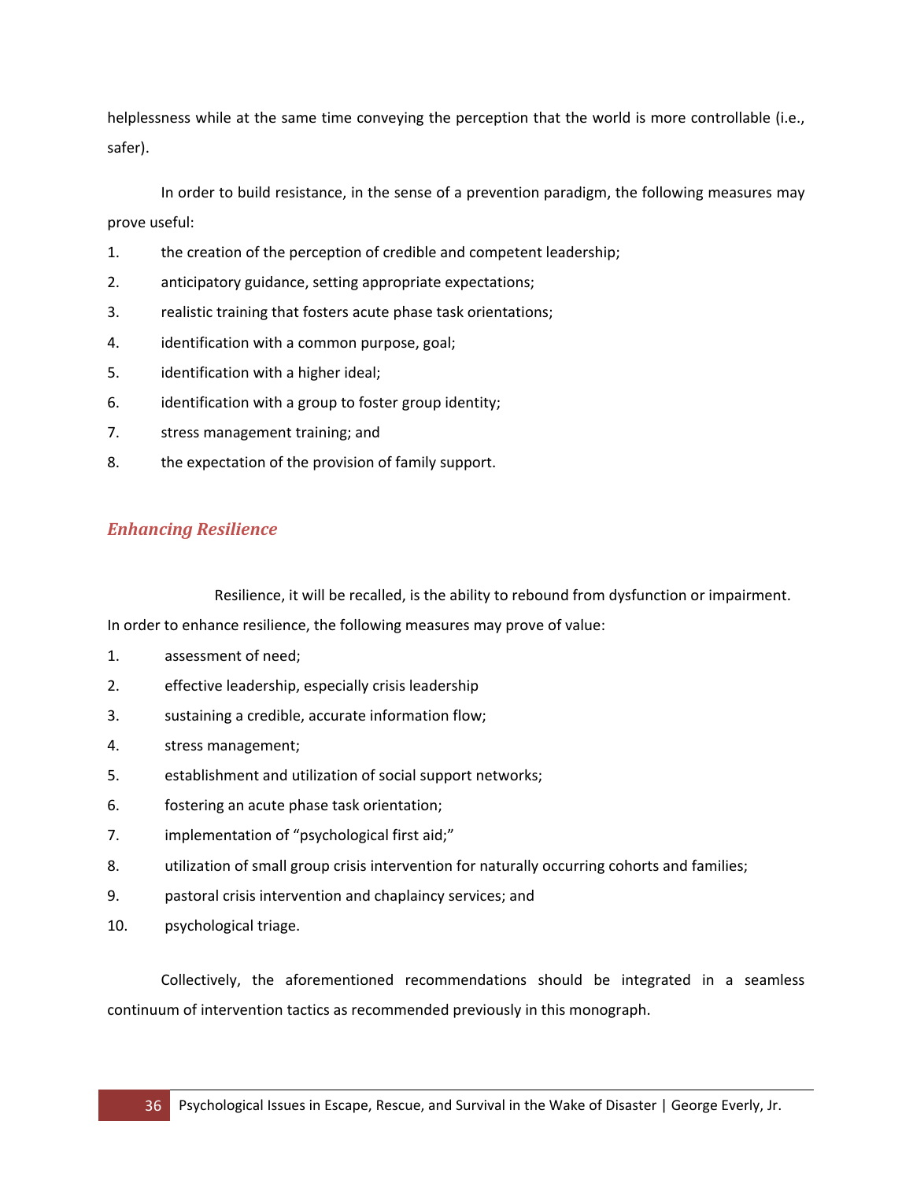helplessness while at the same time conveying the perception that the world is more controllable (i.e., safer).

In order to build resistance, in the sense of a prevention paradigm, the following measures may prove useful:

1. the creation of the perception of credible and competent leadership;
2. anticipatory guidance, setting appropriate expectations;
3. realistic training that fosters acute phase task orientations;
4. identification with a common purpose, goal;
5. identification with a higher ideal;
6. identification with a group to foster group identity;
7. stress management training; and
8. the expectation of the provision of family support.

## *Enhancing Resilience*

Resilience, it will be recalled, is the ability to rebound from dysfunction or impairment. In order to enhance resilience, the following measures may prove of value:

1. assessment of need;
2. effective leadership, especially crisis leadership
3. sustaining a credible, accurate information flow;
4. stress management;
5. establishment and utilization of social support networks;
6. fostering an acute phase task orientation;
7. implementation of "psychological first aid;"
8. utilization of small group crisis intervention for naturally occurring cohorts and families;
9. pastoral crisis intervention and chaplaincy services; and
10. psychological triage.

Collectively, the aforementioned recommendations should be integrated in a seamless continuum of intervention tactics as recommended previously in this monograph.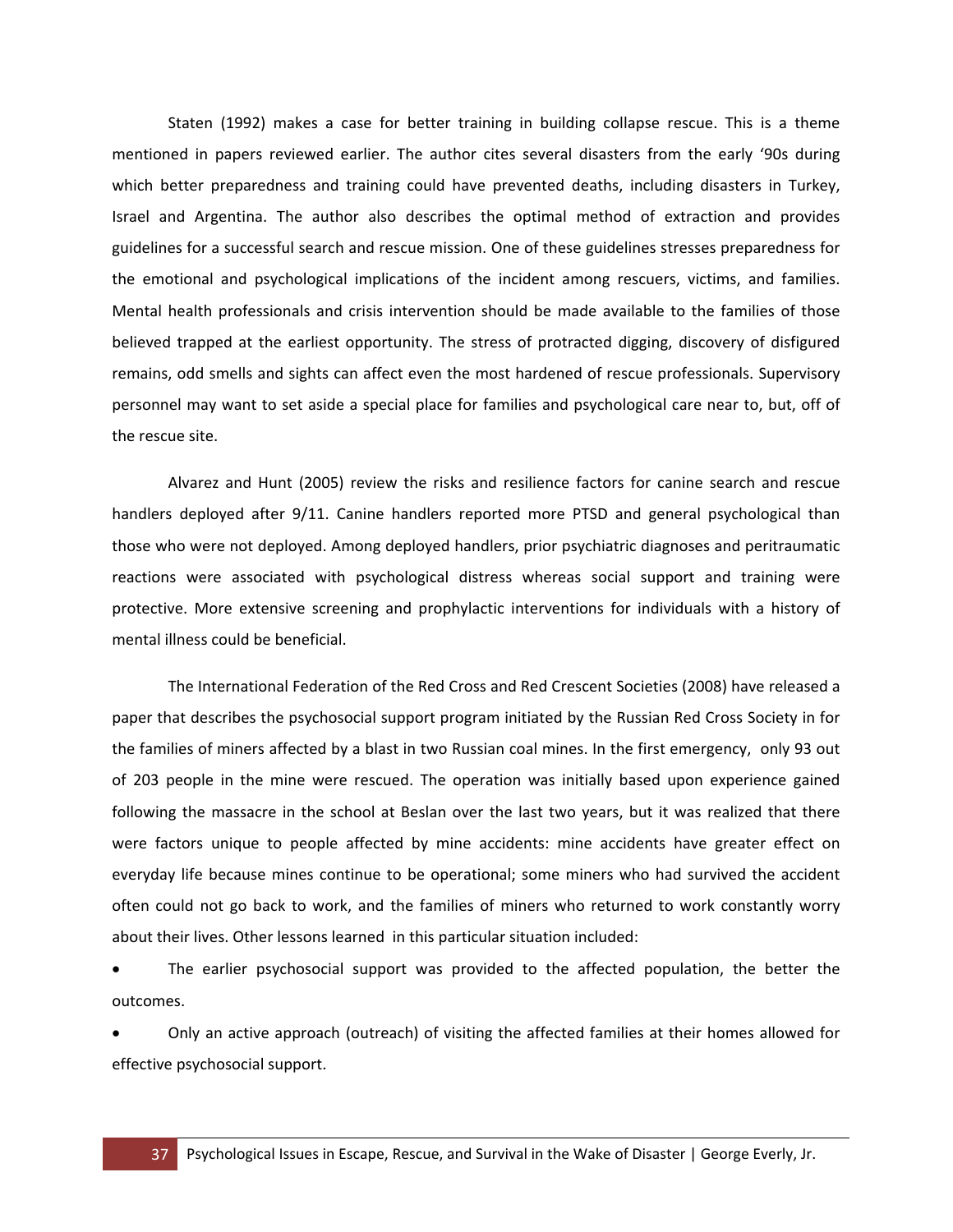Staten (1992) makes a case for better training in building collapse rescue. This is a theme mentioned in papers reviewed earlier. The author cites several disasters from the early '90s during which better preparedness and training could have prevented deaths, including disasters in Turkey, Israel and Argentina. The author also describes the optimal method of extraction and provides guidelines for a successful search and rescue mission. One of these guidelines stresses preparedness for the emotional and psychological implications of the incident among rescuers, victims, and families. Mental health professionals and crisis intervention should be made available to the families of those believed trapped at the earliest opportunity. The stress of protracted digging, discovery of disfigured remains, odd smells and sights can affect even the most hardened of rescue professionals. Supervisory personnel may want to set aside a special place for families and psychological care near to, but, off of the rescue site.

Alvarez and Hunt (2005) review the risks and resilience factors for canine search and rescue handlers deployed after 9/11. Canine handlers reported more PTSD and general psychological than those who were not deployed. Among deployed handlers, prior psychiatric diagnoses and peritraumatic reactions were associated with psychological distress whereas social support and training were protective. More extensive screening and prophylactic interventions for individuals with a history of mental illness could be beneficial.

The International Federation of the Red Cross and Red Crescent Societies (2008) have released a paper that describes the psychosocial support program initiated by the Russian Red Cross Society in for the families of miners affected by a blast in two Russian coal mines. In the first emergency, only 93 out of 203 people in the mine were rescued. The operation was initially based upon experience gained following the massacre in the school at Beslan over the last two years, but it was realized that there were factors unique to people affected by mine accidents: mine accidents have greater effect on everyday life because mines continue to be operational; some miners who had survived the accident often could not go back to work, and the families of miners who returned to work constantly worry about their lives. Other lessons learned in this particular situation included:

- The earlier psychosocial support was provided to the affected population, the better the outcomes.
- Only an active approach (outreach) of visiting the affected families at their homes allowed for effective psychosocial support.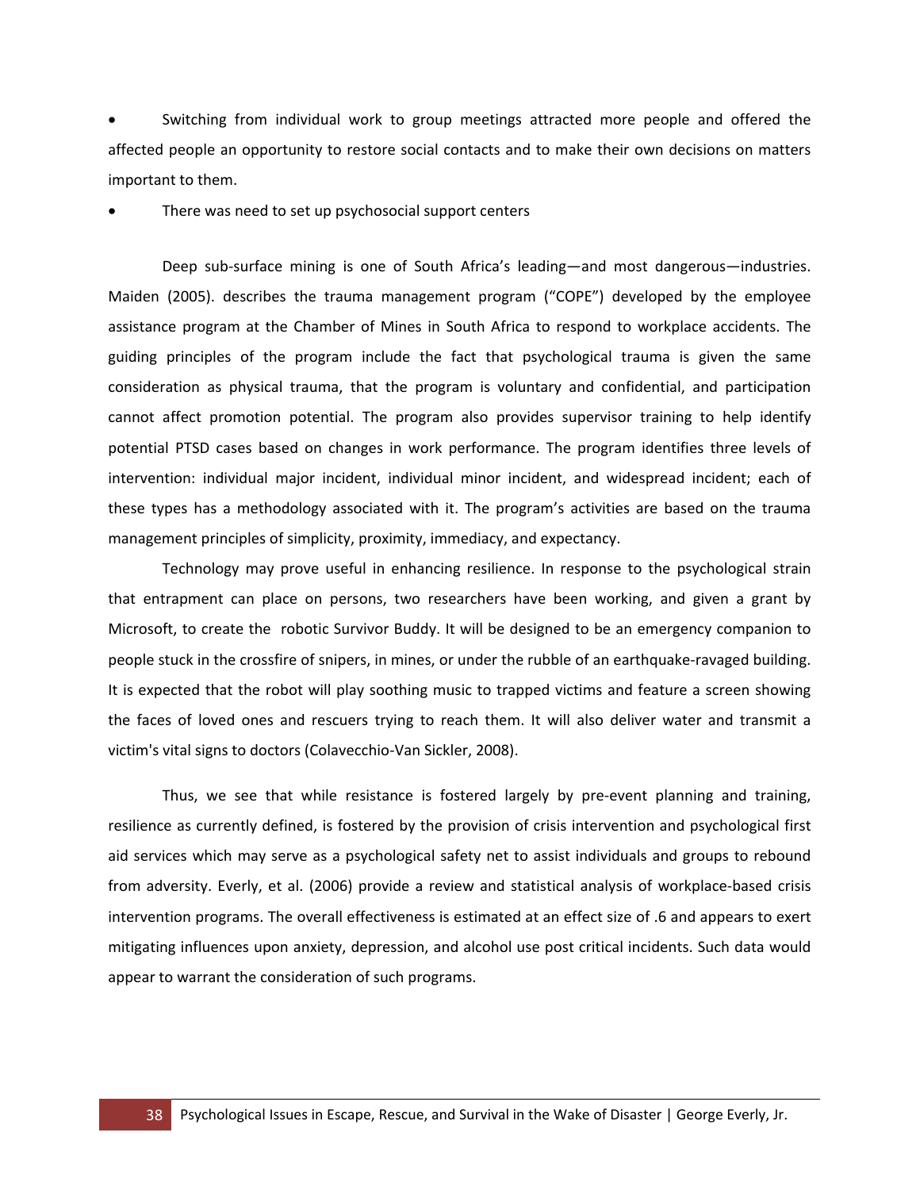- Switching from individual work to group meetings attracted more people and offered the affected people an opportunity to restore social contacts and to make their own decisions on matters important to them.
- There was need to set up psychosocial support centers

Deep sub-surface mining is one of South Africa's leading—and most dangerous—industries. Maiden (2005). describes the trauma management program ("COPE") developed by the employee assistance program at the Chamber of Mines in South Africa to respond to workplace accidents. The guiding principles of the program include the fact that psychological trauma is given the same consideration as physical trauma, that the program is voluntary and confidential, and participation cannot affect promotion potential. The program also provides supervisor training to help identify potential PTSD cases based on changes in work performance. The program identifies three levels of intervention: individual major incident, individual minor incident, and widespread incident; each of these types has a methodology associated with it. The program's activities are based on the trauma management principles of simplicity, proximity, immediacy, and expectancy.

Technology may prove useful in enhancing resilience. In response to the psychological strain that entrapment can place on persons, two researchers have been working, and given a grant by Microsoft, to create the robotic Survivor Buddy. It will be designed to be an emergency companion to people stuck in the crossfire of snipers, in mines, or under the rubble of an earthquake-ravaged building. It is expected that the robot will play soothing music to trapped victims and feature a screen showing the faces of loved ones and rescuers trying to reach them. It will also deliver water and transmit a victim's vital signs to doctors (Colavecchio-Van Sickler, 2008).

Thus, we see that while resistance is fostered largely by pre-event planning and training, resilience as currently defined, is fostered by the provision of crisis intervention and psychological first aid services which may serve as a psychological safety net to assist individuals and groups to rebound from adversity. Everly, et al. (2006) provide a review and statistical analysis of workplace-based crisis intervention programs. The overall effectiveness is estimated at an effect size of .6 and appears to exert mitigating influences upon anxiety, depression, and alcohol use post critical incidents. Such data would appear to warrant the consideration of such programs.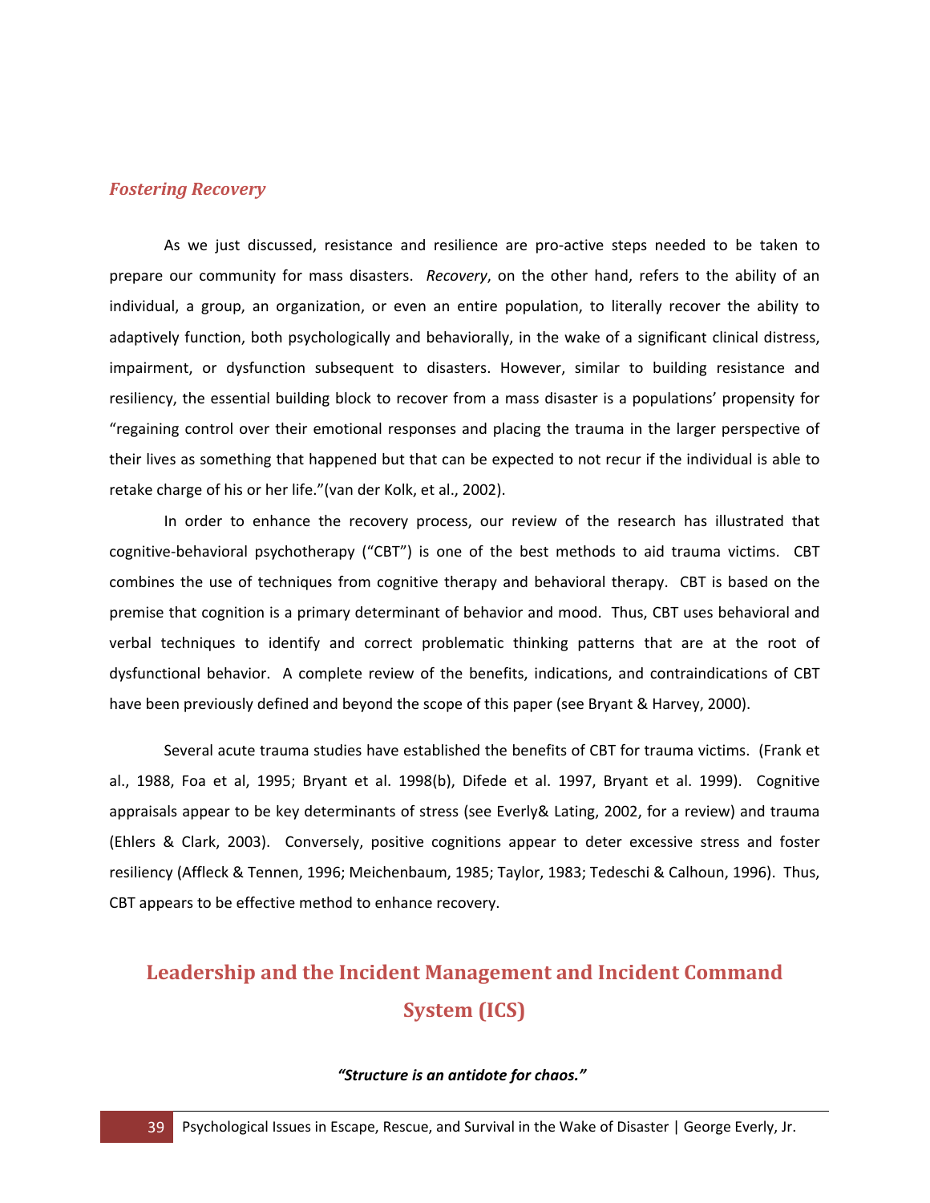### *Fostering Recovery*

As we just discussed, resistance and resilience are pro-active steps needed to be taken to prepare our community for mass disasters. *Recovery*, on the other hand, refers to the ability of an individual, a group, an organization, or even an entire population, to literally recover the ability to adaptively function, both psychologically and behaviorally, in the wake of a significant clinical distress, impairment, or dysfunction subsequent to disasters. However, similar to building resistance and resiliency, the essential building block to recover from a mass disaster is a populations' propensity for "regaining control over their emotional responses and placing the trauma in the larger perspective of their lives as something that happened but that can be expected to not recur if the individual is able to retake charge of his or her life."(van der Kolk, et al., 2002).

In order to enhance the recovery process, our review of the research has illustrated that cognitive-behavioral psychotherapy ("CBT") is one of the best methods to aid trauma victims. CBT combines the use of techniques from cognitive therapy and behavioral therapy. CBT is based on the premise that cognition is a primary determinant of behavior and mood. Thus, CBT uses behavioral and verbal techniques to identify and correct problematic thinking patterns that are at the root of dysfunctional behavior. A complete review of the benefits, indications, and contraindications of CBT have been previously defined and beyond the scope of this paper (see Bryant & Harvey, 2000).

Several acute trauma studies have established the benefits of CBT for trauma victims. (Frank et al., 1988, Foa et al, 1995; Bryant et al. 1998(b), Difede et al. 1997, Bryant et al. 1999). Cognitive appraisals appear to be key determinants of stress (see Everly& Lating, 2002, for a review) and trauma (Ehlers & Clark, 2003). Conversely, positive cognitions appear to deter excessive stress and foster resiliency (Affleck & Tennen, 1996; Meichenbaum, 1985; Taylor, 1983; Tedeschi & Calhoun, 1996). Thus, CBT appears to be effective method to enhance recovery.

## Leadership and the Incident Management and Incident Command System (ICS)

***"Structure is an antidote for chaos."***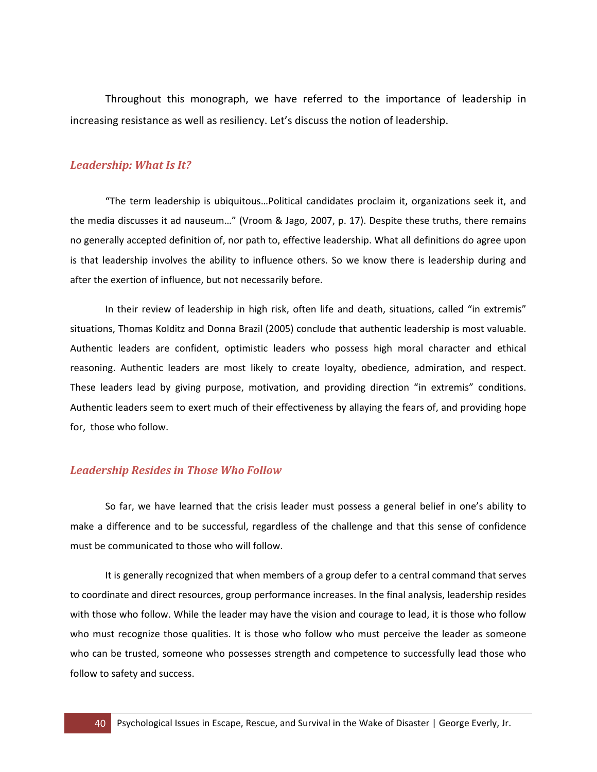Throughout this monograph, we have referred to the importance of leadership in increasing resistance as well as resiliency. Let's discuss the notion of leadership.

### *Leadership: What Is It?*

"The term leadership is ubiquitous…Political candidates proclaim it, organizations seek it, and the media discusses it ad nauseum…" (Vroom & Jago, 2007, p. 17). Despite these truths, there remains no generally accepted definition of, nor path to, effective leadership. What all definitions do agree upon is that leadership involves the ability to influence others. So we know there is leadership during and after the exertion of influence, but not necessarily before.

In their review of leadership in high risk, often life and death, situations, called "in extremis" situations, Thomas Kolditz and Donna Brazil (2005) conclude that authentic leadership is most valuable. Authentic leaders are confident, optimistic leaders who possess high moral character and ethical reasoning. Authentic leaders are most likely to create loyalty, obedience, admiration, and respect. These leaders lead by giving purpose, motivation, and providing direction "in extremis" conditions. Authentic leaders seem to exert much of their effectiveness by allaying the fears of, and providing hope for, those who follow.

### *Leadership Resides in Those Who Follow*

So far, we have learned that the crisis leader must possess a general belief in one's ability to make a difference and to be successful, regardless of the challenge and that this sense of confidence must be communicated to those who will follow.

It is generally recognized that when members of a group defer to a central command that serves to coordinate and direct resources, group performance increases. In the final analysis, leadership resides with those who follow. While the leader may have the vision and courage to lead, it is those who follow who must recognize those qualities. It is those who follow who must perceive the leader as someone who can be trusted, someone who possesses strength and competence to successfully lead those who follow to safety and success.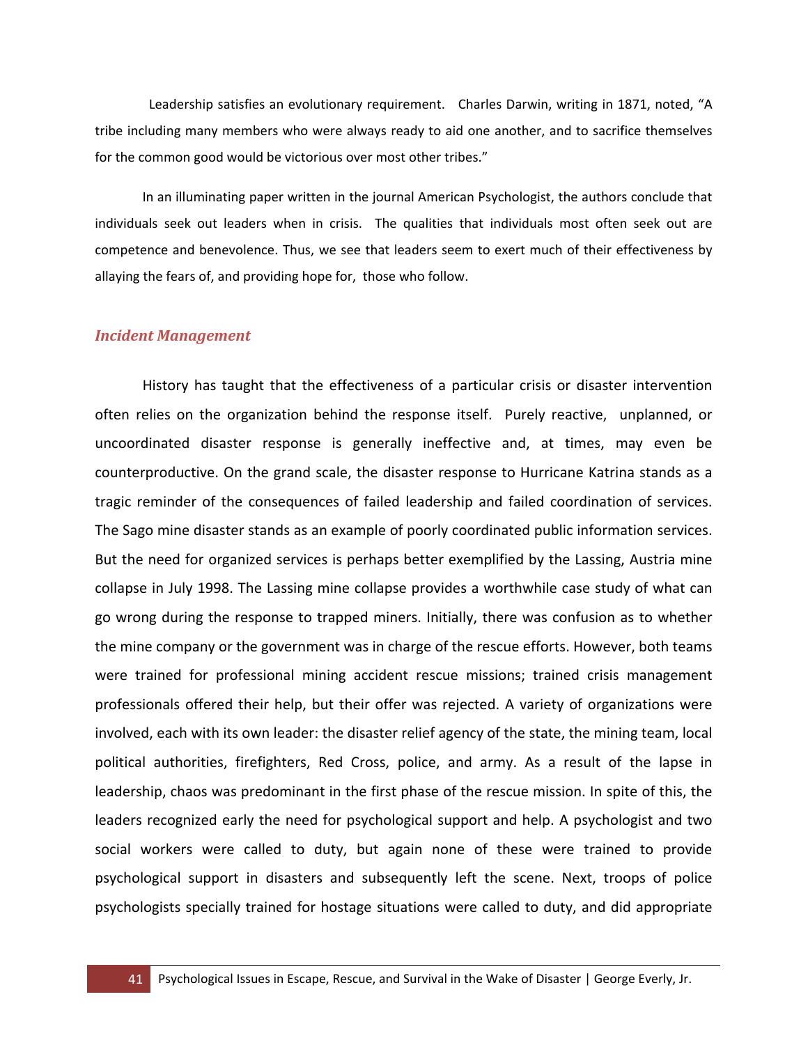Leadership satisfies an evolutionary requirement. Charles Darwin, writing in 1871, noted, "A tribe including many members who were always ready to aid one another, and to sacrifice themselves for the common good would be victorious over most other tribes."

In an illuminating paper written in the journal American Psychologist, the authors conclude that individuals seek out leaders when in crisis. The qualities that individuals most often seek out are competence and benevolence. Thus, we see that leaders seem to exert much of their effectiveness by allaying the fears of, and providing hope for, those who follow.

## *Incident Management*

History has taught that the effectiveness of a particular crisis or disaster intervention often relies on the organization behind the response itself. Purely reactive, unplanned, or uncoordinated disaster response is generally ineffective and, at times, may even be counterproductive. On the grand scale, the disaster response to Hurricane Katrina stands as a tragic reminder of the consequences of failed leadership and failed coordination of services. The Sago mine disaster stands as an example of poorly coordinated public information services. But the need for organized services is perhaps better exemplified by the Lassing, Austria mine collapse in July 1998. The Lassing mine collapse provides a worthwhile case study of what can go wrong during the response to trapped miners. Initially, there was confusion as to whether the mine company or the government was in charge of the rescue efforts. However, both teams were trained for professional mining accident rescue missions; trained crisis management professionals offered their help, but their offer was rejected. A variety of organizations were involved, each with its own leader: the disaster relief agency of the state, the mining team, local political authorities, firefighters, Red Cross, police, and army. As a result of the lapse in leadership, chaos was predominant in the first phase of the rescue mission. In spite of this, the leaders recognized early the need for psychological support and help. A psychologist and two social workers were called to duty, but again none of these were trained to provide psychological support in disasters and subsequently left the scene. Next, troops of police psychologists specially trained for hostage situations were called to duty, and did appropriate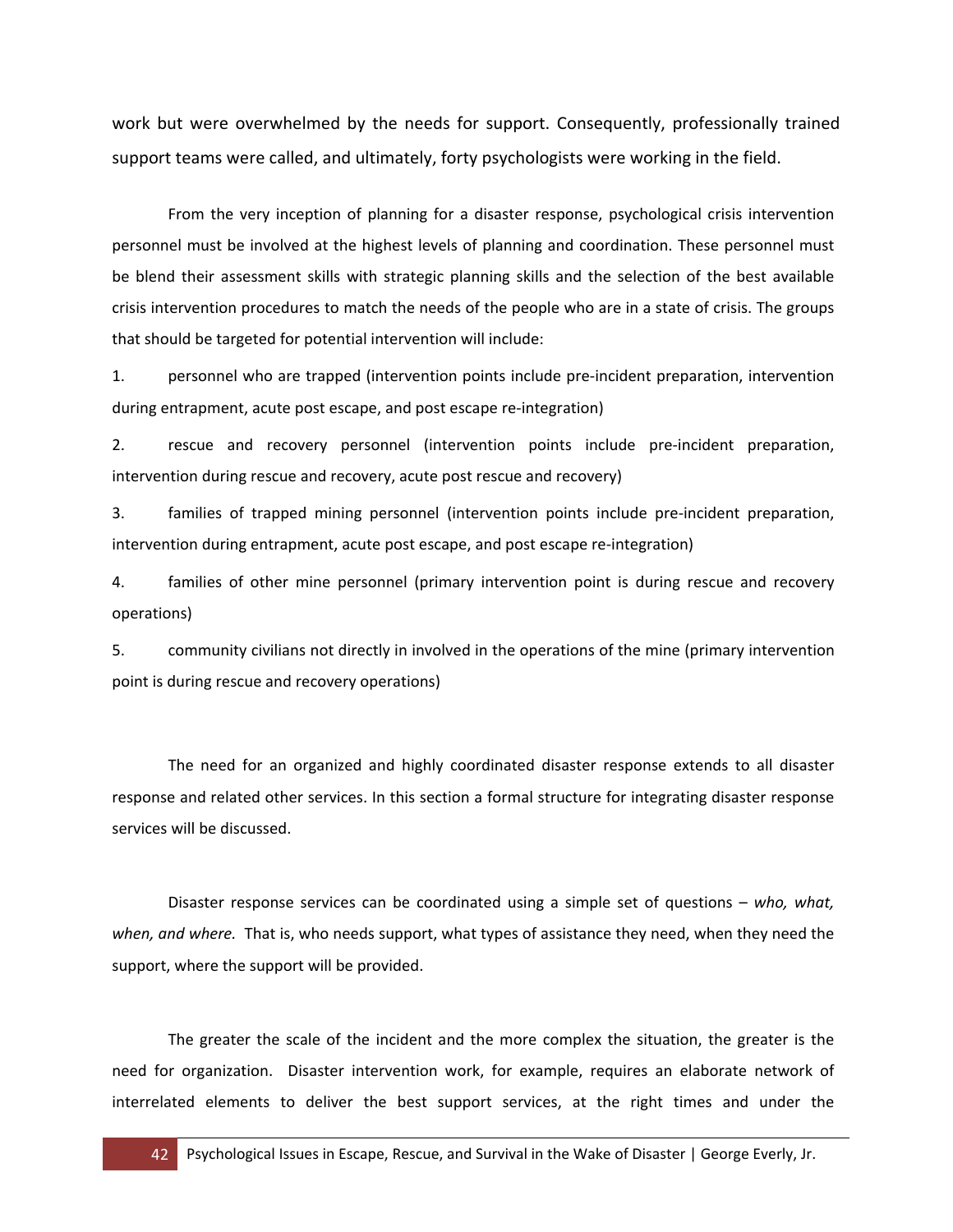work but were overwhelmed by the needs for support. Consequently, professionally trained support teams were called, and ultimately, forty psychologists were working in the field.

From the very inception of planning for a disaster response, psychological crisis intervention personnel must be involved at the highest levels of planning and coordination. These personnel must be blend their assessment skills with strategic planning skills and the selection of the best available crisis intervention procedures to match the needs of the people who are in a state of crisis. The groups that should be targeted for potential intervention will include:

1. personnel who are trapped (intervention points include pre-incident preparation, intervention during entrapment, acute post escape, and post escape re-integration)
2. rescue and recovery personnel (intervention points include pre-incident preparation, intervention during rescue and recovery, acute post rescue and recovery)
3. families of trapped mining personnel (intervention points include pre-incident preparation, intervention during entrapment, acute post escape, and post escape re-integration)
4. families of other mine personnel (primary intervention point is during rescue and recovery operations)
5. community civilians not directly in involved in the operations of the mine (primary intervention point is during rescue and recovery operations)

The need for an organized and highly coordinated disaster response extends to all disaster response and related other services. In this section a formal structure for integrating disaster response services will be discussed.

Disaster response services can be coordinated using a simple set of questions – *who, what, when, and where.* That is, who needs support, what types of assistance they need, when they need the support, where the support will be provided.

The greater the scale of the incident and the more complex the situation, the greater is the need for organization. Disaster intervention work, for example, requires an elaborate network of interrelated elements to deliver the best support services, at the right times and under the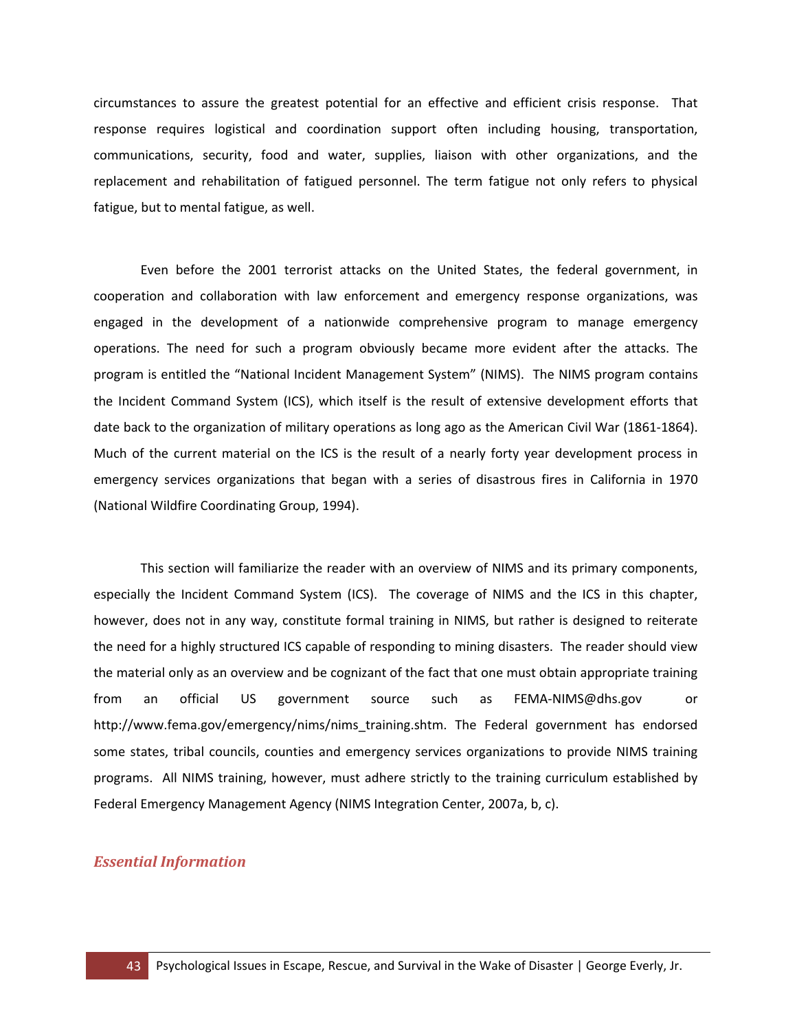circumstances to assure the greatest potential for an effective and efficient crisis response. That response requires logistical and coordination support often including housing, transportation, communications, security, food and water, supplies, liaison with other organizations, and the replacement and rehabilitation of fatigued personnel. The term fatigue not only refers to physical fatigue, but to mental fatigue, as well.

Even before the 2001 terrorist attacks on the United States, the federal government, in cooperation and collaboration with law enforcement and emergency response organizations, was engaged in the development of a nationwide comprehensive program to manage emergency operations. The need for such a program obviously became more evident after the attacks. The program is entitled the "National Incident Management System" (NIMS). The NIMS program contains the Incident Command System (ICS), which itself is the result of extensive development efforts that date back to the organization of military operations as long ago as the American Civil War (1861-1864). Much of the current material on the ICS is the result of a nearly forty year development process in emergency services organizations that began with a series of disastrous fires in California in 1970 (National Wildfire Coordinating Group, 1994).

This section will familiarize the reader with an overview of NIMS and its primary components, especially the Incident Command System (ICS). The coverage of NIMS and the ICS in this chapter, however, does not in any way, constitute formal training in NIMS, but rather is designed to reiterate the need for a highly structured ICS capable of responding to mining disasters. The reader should view the material only as an overview and be cognizant of the fact that one must obtain appropriate training from an official US government source such as FEMA-NIMS@dhs.gov or http://www.fema.gov/emergency/nims/nims_training.shtm. The Federal government has endorsed some states, tribal councils, counties and emergency services organizations to provide NIMS training programs. All NIMS training, however, must adhere strictly to the training curriculum established by Federal Emergency Management Agency (NIMS Integration Center, 2007a, b, c).

### *Essential Information*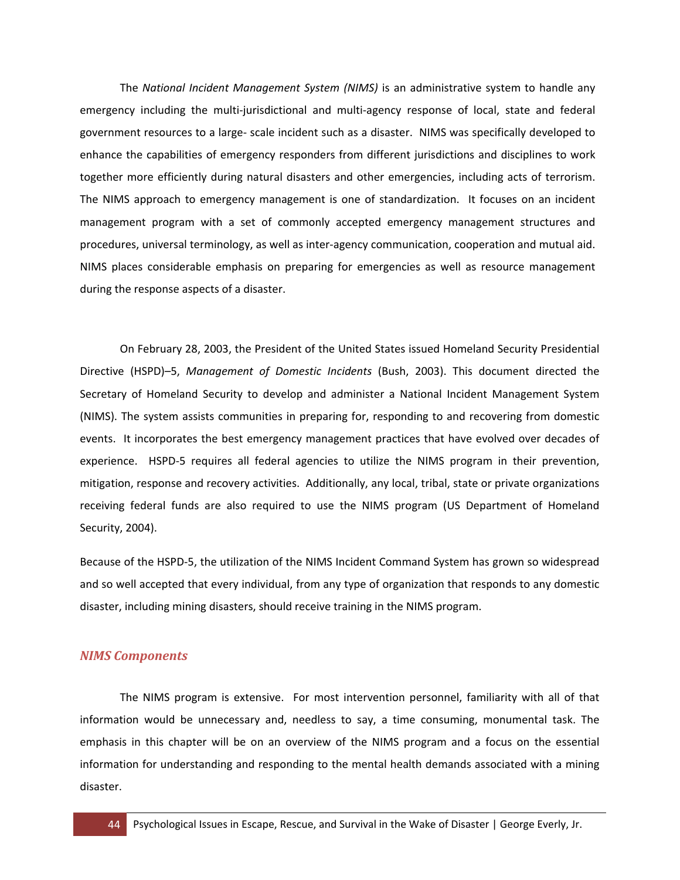The *National Incident Management System (NIMS)* is an administrative system to handle any emergency including the multi-jurisdictional and multi-agency response of local, state and federal government resources to a large- scale incident such as a disaster. NIMS was specifically developed to enhance the capabilities of emergency responders from different jurisdictions and disciplines to work together more efficiently during natural disasters and other emergencies, including acts of terrorism. The NIMS approach to emergency management is one of standardization. It focuses on an incident management program with a set of commonly accepted emergency management structures and procedures, universal terminology, as well as inter-agency communication, cooperation and mutual aid. NIMS places considerable emphasis on preparing for emergencies as well as resource management during the response aspects of a disaster.

On February 28, 2003, the President of the United States issued Homeland Security Presidential Directive (HSPD)–5, *Management of Domestic Incidents* (Bush, 2003). This document directed the Secretary of Homeland Security to develop and administer a National Incident Management System (NIMS). The system assists communities in preparing for, responding to and recovering from domestic events. It incorporates the best emergency management practices that have evolved over decades of experience. HSPD-5 requires all federal agencies to utilize the NIMS program in their prevention, mitigation, response and recovery activities. Additionally, any local, tribal, state or private organizations receiving federal funds are also required to use the NIMS program (US Department of Homeland Security, 2004).

Because of the HSPD-5, the utilization of the NIMS Incident Command System has grown so widespread and so well accepted that every individual, from any type of organization that responds to any domestic disaster, including mining disasters, should receive training in the NIMS program.

## *NIMS Components*

The NIMS program is extensive. For most intervention personnel, familiarity with all of that information would be unnecessary and, needless to say, a time consuming, monumental task. The emphasis in this chapter will be on an overview of the NIMS program and a focus on the essential information for understanding and responding to the mental health demands associated with a mining disaster.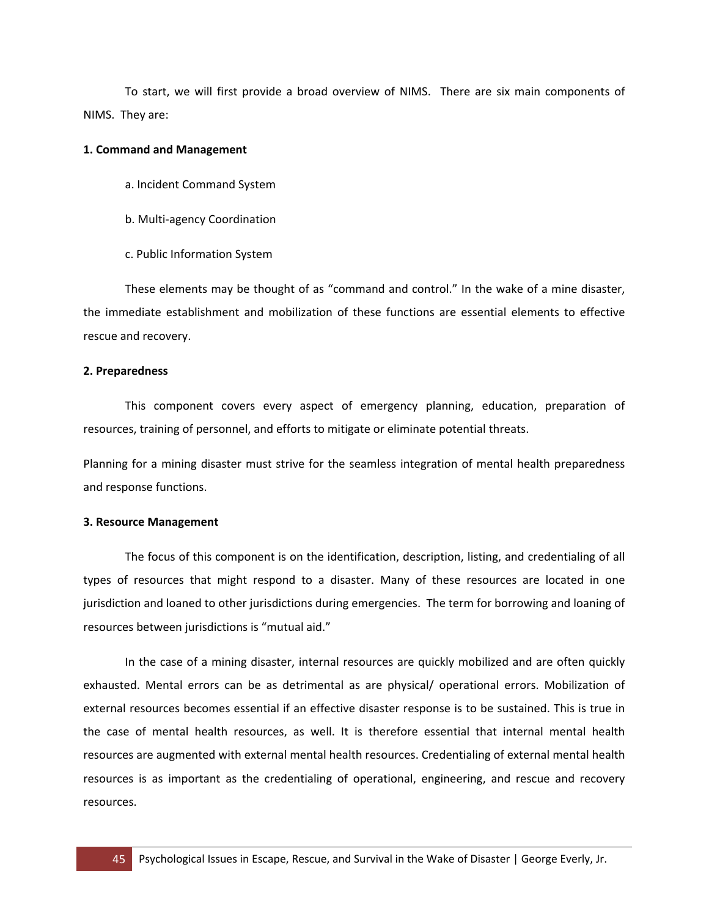To start, we will first provide a broad overview of NIMS. There are six main components of NIMS. They are:

**1. Command and Management**

a. Incident Command System

b. Multi-agency Coordination

c. Public Information System

These elements may be thought of as "command and control." In the wake of a mine disaster, the immediate establishment and mobilization of these functions are essential elements to effective rescue and recovery.

**2. Preparedness**

This component covers every aspect of emergency planning, education, preparation of resources, training of personnel, and efforts to mitigate or eliminate potential threats.

Planning for a mining disaster must strive for the seamless integration of mental health preparedness and response functions.

**3. Resource Management**

The focus of this component is on the identification, description, listing, and credentialing of all types of resources that might respond to a disaster. Many of these resources are located in one jurisdiction and loaned to other jurisdictions during emergencies. The term for borrowing and loaning of resources between jurisdictions is "mutual aid."

In the case of a mining disaster, internal resources are quickly mobilized and are often quickly exhausted. Mental errors can be as detrimental as are physical/ operational errors. Mobilization of external resources becomes essential if an effective disaster response is to be sustained. This is true in the case of mental health resources, as well. It is therefore essential that internal mental health resources are augmented with external mental health resources. Credentialing of external mental health resources is as important as the credentialing of operational, engineering, and rescue and recovery resources.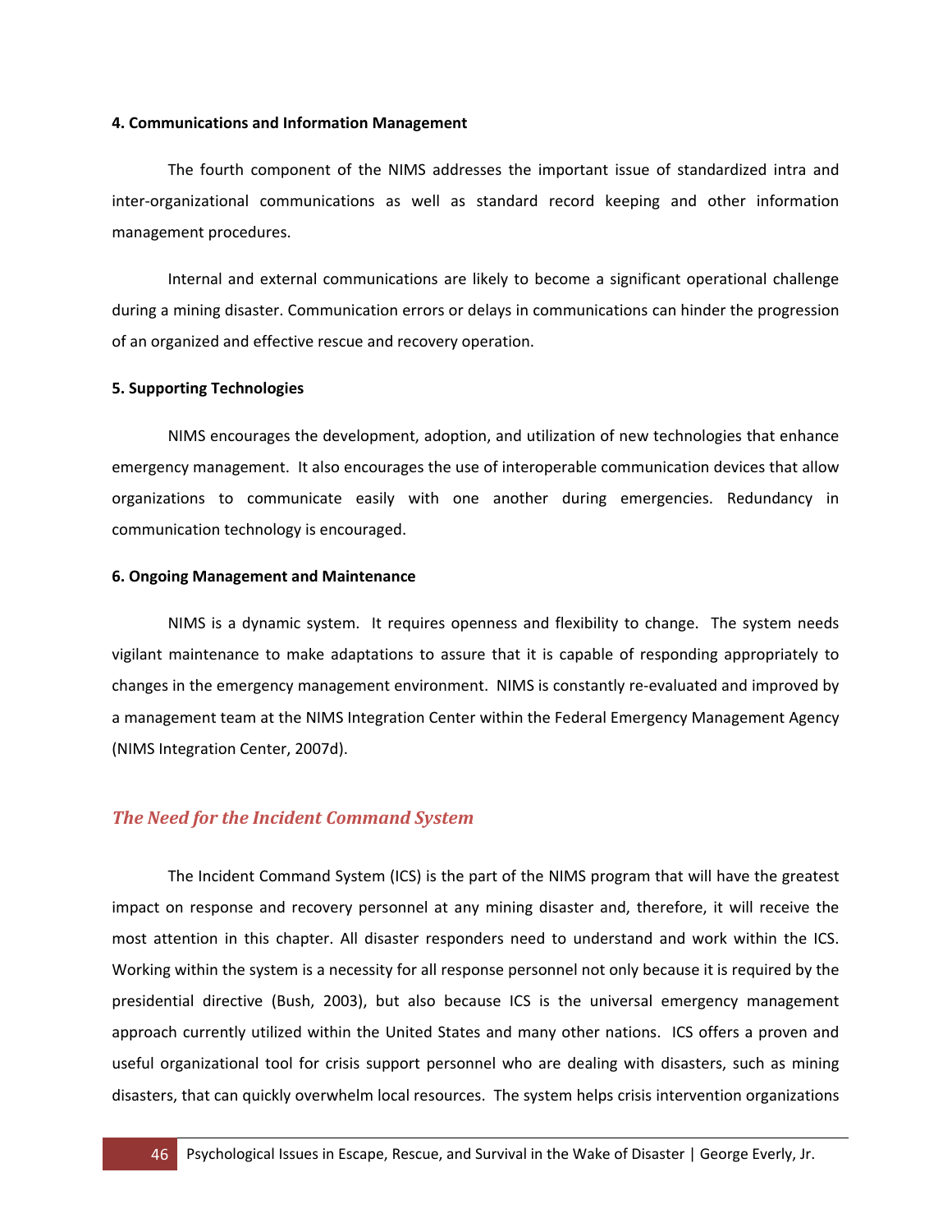#### 4. Communications and Information Management

The fourth component of the NIMS addresses the important issue of standardized intra and inter-organizational communications as well as standard record keeping and other information management procedures.

Internal and external communications are likely to become a significant operational challenge during a mining disaster. Communication errors or delays in communications can hinder the progression of an organized and effective rescue and recovery operation.

#### 5. Supporting Technologies

NIMS encourages the development, adoption, and utilization of new technologies that enhance emergency management. It also encourages the use of interoperable communication devices that allow organizations to communicate easily with one another during emergencies. Redundancy in communication technology is encouraged.

#### 6. Ongoing Management and Maintenance

NIMS is a dynamic system. It requires openness and flexibility to change. The system needs vigilant maintenance to make adaptations to assure that it is capable of responding appropriately to changes in the emergency management environment. NIMS is constantly re-evaluated and improved by a management team at the NIMS Integration Center within the Federal Emergency Management Agency (NIMS Integration Center, 2007d).

### *The Need for the Incident Command System*

The Incident Command System (ICS) is the part of the NIMS program that will have the greatest impact on response and recovery personnel at any mining disaster and, therefore, it will receive the most attention in this chapter. All disaster responders need to understand and work within the ICS. Working within the system is a necessity for all response personnel not only because it is required by the presidential directive (Bush, 2003), but also because ICS is the universal emergency management approach currently utilized within the United States and many other nations. ICS offers a proven and useful organizational tool for crisis support personnel who are dealing with disasters, such as mining disasters, that can quickly overwhelm local resources. The system helps crisis intervention organizations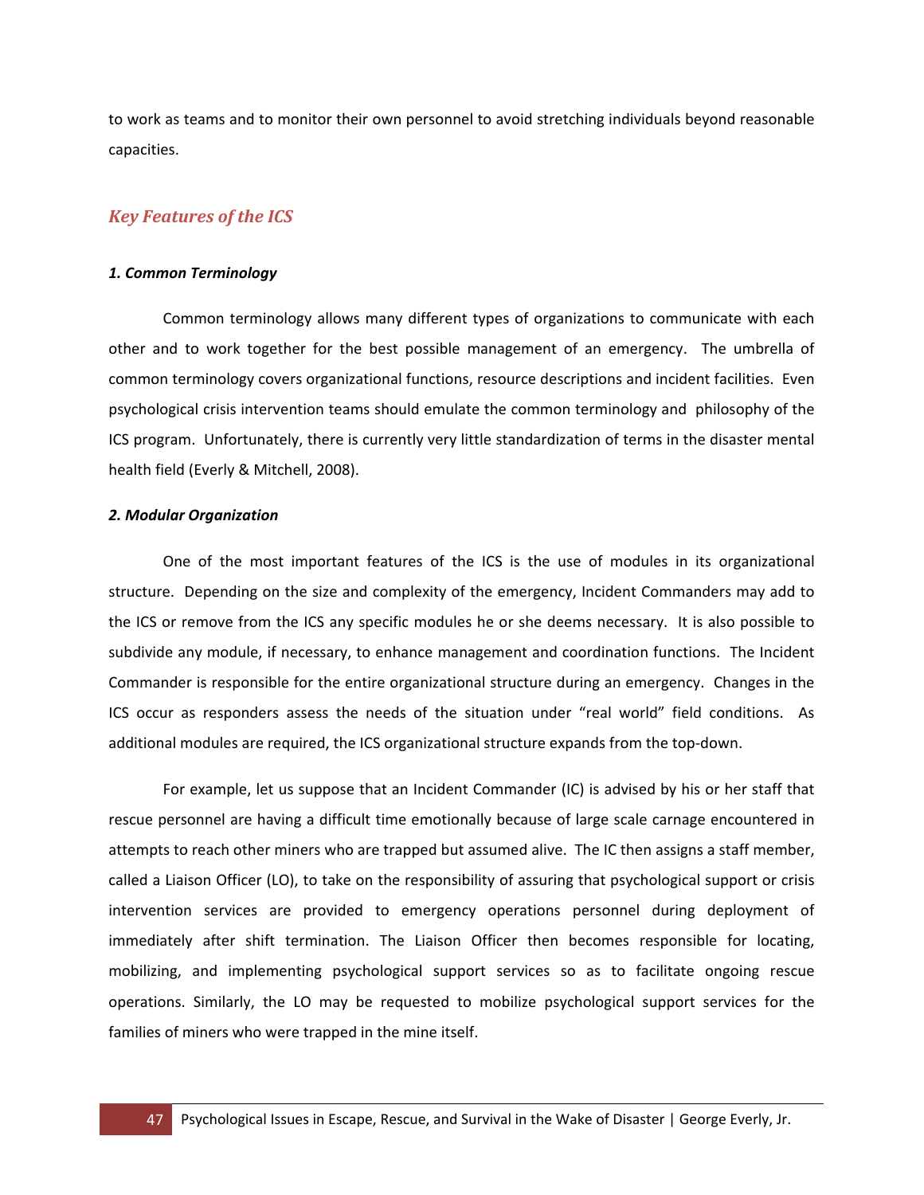to work as teams and to monitor their own personnel to avoid stretching individuals beyond reasonable capacities.

## *Key Features of the ICS*

### ***1. Common Terminology***

Common terminology allows many different types of organizations to communicate with each other and to work together for the best possible management of an emergency. The umbrella of common terminology covers organizational functions, resource descriptions and incident facilities. Even psychological crisis intervention teams should emulate the common terminology and philosophy of the ICS program. Unfortunately, there is currently very little standardization of terms in the disaster mental health field (Everly & Mitchell, 2008).

### ***2. Modular Organization***

One of the most important features of the ICS is the use of modules in its organizational structure. Depending on the size and complexity of the emergency, Incident Commanders may add to the ICS or remove from the ICS any specific modules he or she deems necessary. It is also possible to subdivide any module, if necessary, to enhance management and coordination functions. The Incident Commander is responsible for the entire organizational structure during an emergency. Changes in the ICS occur as responders assess the needs of the situation under "real world" field conditions. As additional modules are required, the ICS organizational structure expands from the top-down.

For example, let us suppose that an Incident Commander (IC) is advised by his or her staff that rescue personnel are having a difficult time emotionally because of large scale carnage encountered in attempts to reach other miners who are trapped but assumed alive. The IC then assigns a staff member, called a Liaison Officer (LO), to take on the responsibility of assuring that psychological support or crisis intervention services are provided to emergency operations personnel during deployment of immediately after shift termination. The Liaison Officer then becomes responsible for locating, mobilizing, and implementing psychological support services so as to facilitate ongoing rescue operations. Similarly, the LO may be requested to mobilize psychological support services for the families of miners who were trapped in the mine itself.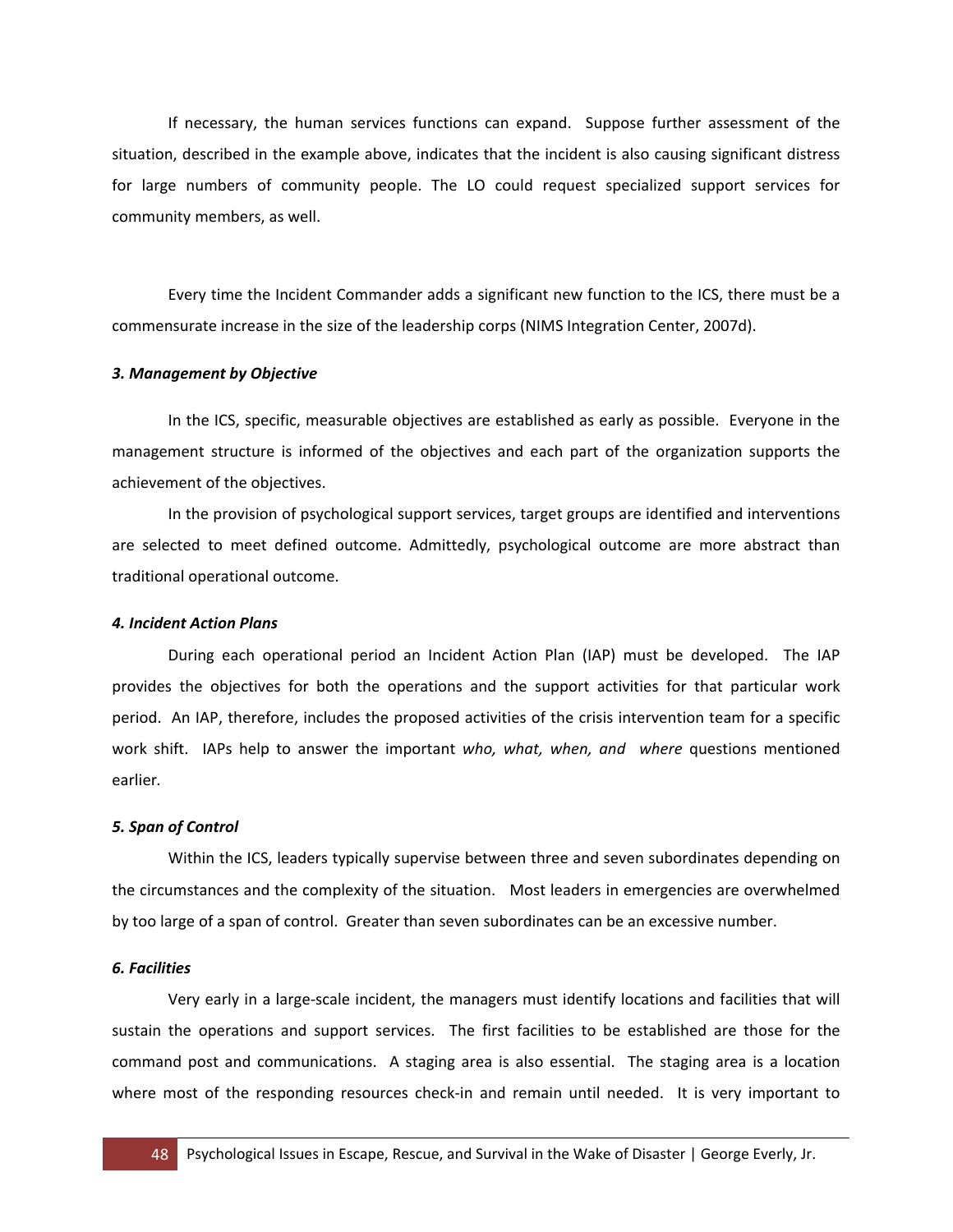If necessary, the human services functions can expand. Suppose further assessment of the situation, described in the example above, indicates that the incident is also causing significant distress for large numbers of community people. The LO could request specialized support services for community members, as well.

Every time the Incident Commander adds a significant new function to the ICS, there must be a commensurate increase in the size of the leadership corps (NIMS Integration Center, 2007d).

***3. Management by Objective***

In the ICS, specific, measurable objectives are established as early as possible. Everyone in the management structure is informed of the objectives and each part of the organization supports the achievement of the objectives.

In the provision of psychological support services, target groups are identified and interventions are selected to meet defined outcome. Admittedly, psychological outcome are more abstract than traditional operational outcome.

***4. Incident Action Plans***

During each operational period an Incident Action Plan (IAP) must be developed. The IAP provides the objectives for both the operations and the support activities for that particular work period. An IAP, therefore, includes the proposed activities of the crisis intervention team for a specific work shift. IAPs help to answer the important *who, what, when, and where* questions mentioned earlier.

***5. Span of Control***

Within the ICS, leaders typically supervise between three and seven subordinates depending on the circumstances and the complexity of the situation. Most leaders in emergencies are overwhelmed by too large of a span of control. Greater than seven subordinates can be an excessive number.

***6. Facilities***

Very early in a large-scale incident, the managers must identify locations and facilities that will sustain the operations and support services. The first facilities to be established are those for the command post and communications. A staging area is also essential. The staging area is a location where most of the responding resources check-in and remain until needed. It is very important to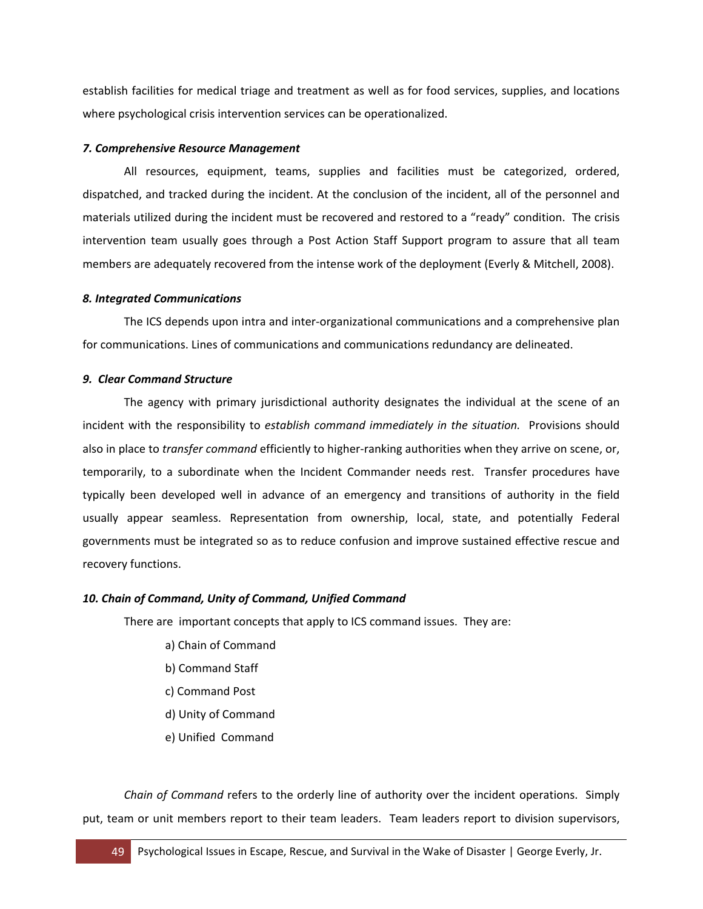establish facilities for medical triage and treatment as well as for food services, supplies, and locations where psychological crisis intervention services can be operationalized.

***7. Comprehensive Resource Management***

All resources, equipment, teams, supplies and facilities must be categorized, ordered, dispatched, and tracked during the incident. At the conclusion of the incident, all of the personnel and materials utilized during the incident must be recovered and restored to a "ready" condition. The crisis intervention team usually goes through a Post Action Staff Support program to assure that all team members are adequately recovered from the intense work of the deployment (Everly & Mitchell, 2008).

***8. Integrated Communications***

The ICS depends upon intra and inter-organizational communications and a comprehensive plan for communications. Lines of communications and communications redundancy are delineated.

***9. Clear Command Structure***

The agency with primary jurisdictional authority designates the individual at the scene of an incident with the responsibility to *establish command immediately in the situation.* Provisions should also in place to *transfer command* efficiently to higher-ranking authorities when they arrive on scene, or, temporarily, to a subordinate when the Incident Commander needs rest. Transfer procedures have typically been developed well in advance of an emergency and transitions of authority in the field usually appear seamless. Representation from ownership, local, state, and potentially Federal governments must be integrated so as to reduce confusion and improve sustained effective rescue and recovery functions.

***10. Chain of Command, Unity of Command, Unified Command***

There are important concepts that apply to ICS command issues. They are:

a) Chain of Command

b) Command Staff

c) Command Post

d) Unity of Command

e) Unified Command

*Chain of Command* refers to the orderly line of authority over the incident operations. Simply put, team or unit members report to their team leaders. Team leaders report to division supervisors,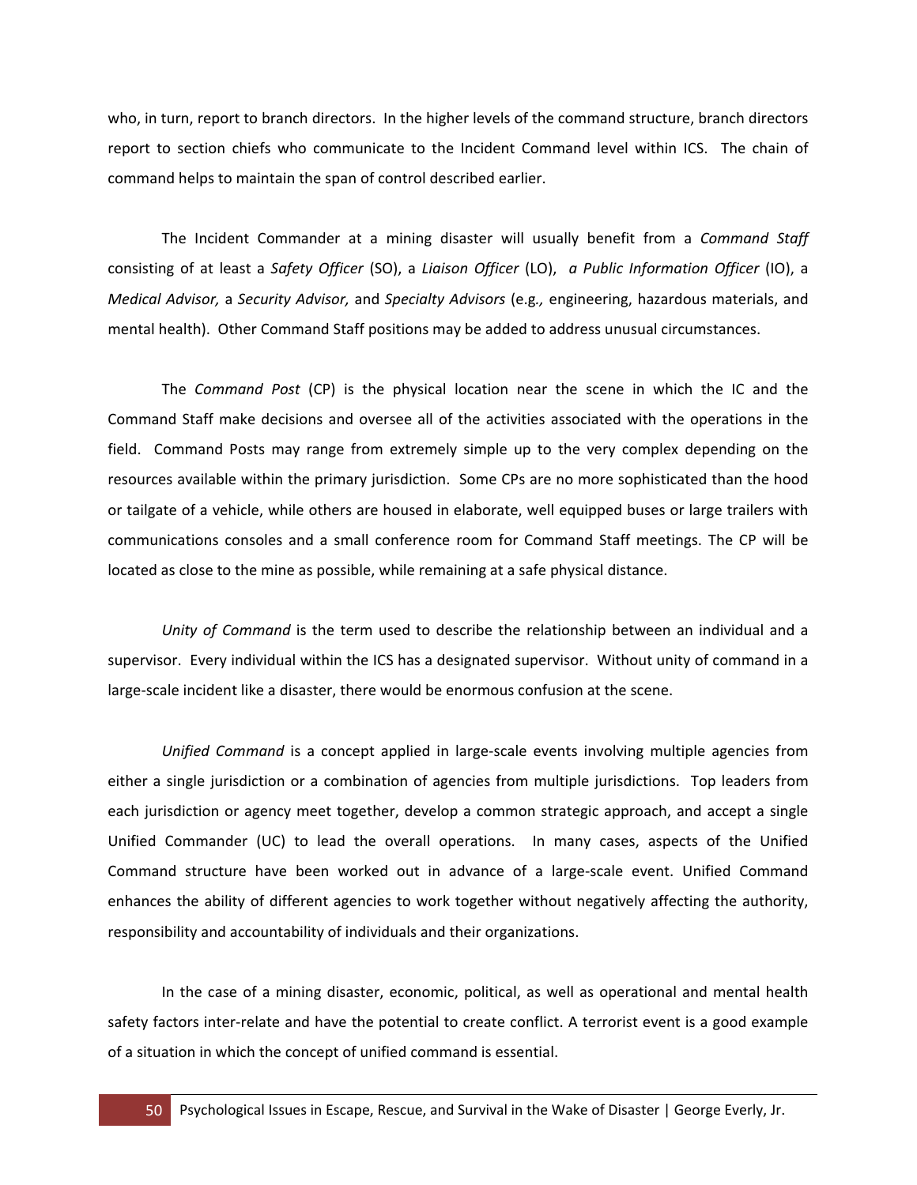who, in turn, report to branch directors. In the higher levels of the command structure, branch directors report to section chiefs who communicate to the Incident Command level within ICS. The chain of command helps to maintain the span of control described earlier.

The Incident Commander at a mining disaster will usually benefit from a *Command Staff* consisting of at least a *Safety Officer* (SO), a *Liaison Officer* (LO), *a Public Information Officer* (IO), a *Medical Advisor,* a *Security Advisor,* and *Specialty Advisors* (e.g*.,* engineering, hazardous materials, and mental health). Other Command Staff positions may be added to address unusual circumstances.

The *Command Post* (CP) is the physical location near the scene in which the IC and the Command Staff make decisions and oversee all of the activities associated with the operations in the field. Command Posts may range from extremely simple up to the very complex depending on the resources available within the primary jurisdiction. Some CPs are no more sophisticated than the hood or tailgate of a vehicle, while others are housed in elaborate, well equipped buses or large trailers with communications consoles and a small conference room for Command Staff meetings. The CP will be located as close to the mine as possible, while remaining at a safe physical distance.

*Unity of Command* is the term used to describe the relationship between an individual and a supervisor. Every individual within the ICS has a designated supervisor. Without unity of command in a large-scale incident like a disaster, there would be enormous confusion at the scene.

*Unified Command* is a concept applied in large-scale events involving multiple agencies from either a single jurisdiction or a combination of agencies from multiple jurisdictions. Top leaders from each jurisdiction or agency meet together, develop a common strategic approach, and accept a single Unified Commander (UC) to lead the overall operations. In many cases, aspects of the Unified Command structure have been worked out in advance of a large-scale event. Unified Command enhances the ability of different agencies to work together without negatively affecting the authority, responsibility and accountability of individuals and their organizations.

In the case of a mining disaster, economic, political, as well as operational and mental health safety factors inter-relate and have the potential to create conflict. A terrorist event is a good example of a situation in which the concept of unified command is essential.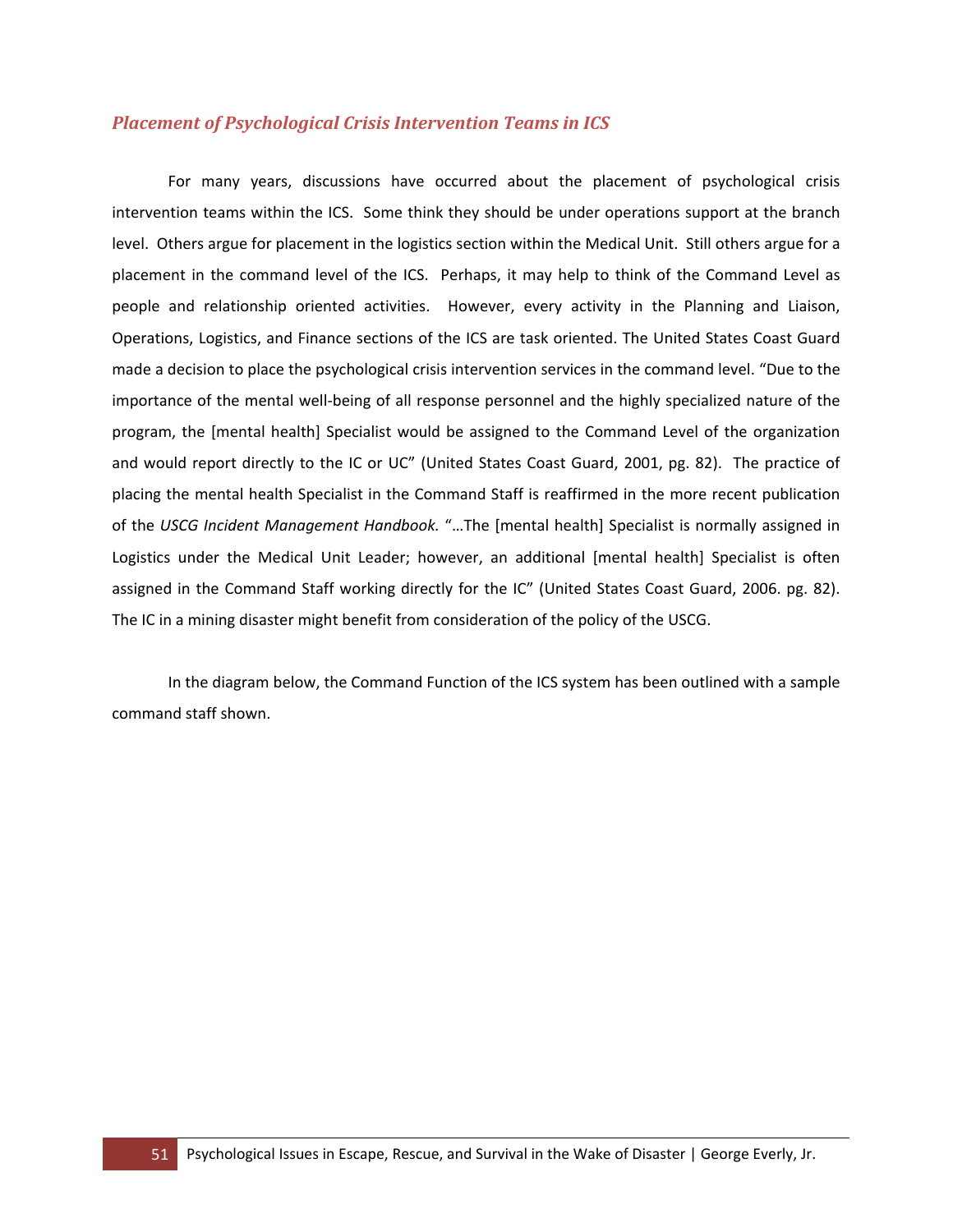## *Placement of Psychological Crisis Intervention Teams in ICS*

For many years, discussions have occurred about the placement of psychological crisis intervention teams within the ICS. Some think they should be under operations support at the branch level. Others argue for placement in the logistics section within the Medical Unit. Still others argue for a placement in the command level of the ICS. Perhaps, it may help to think of the Command Level as people and relationship oriented activities. However, every activity in the Planning and Liaison, Operations, Logistics, and Finance sections of the ICS are task oriented. The United States Coast Guard made a decision to place the psychological crisis intervention services in the command level. "Due to the importance of the mental well-being of all response personnel and the highly specialized nature of the program, the [mental health] Specialist would be assigned to the Command Level of the organization and would report directly to the IC or UC" (United States Coast Guard, 2001, pg. 82). The practice of placing the mental health Specialist in the Command Staff is reaffirmed in the more recent publication of the *USCG Incident Management Handbook.* "…The [mental health] Specialist is normally assigned in Logistics under the Medical Unit Leader; however, an additional [mental health] Specialist is often assigned in the Command Staff working directly for the IC" (United States Coast Guard, 2006. pg. 82). The IC in a mining disaster might benefit from consideration of the policy of the USCG.

In the diagram below, the Command Function of the ICS system has been outlined with a sample command staff shown.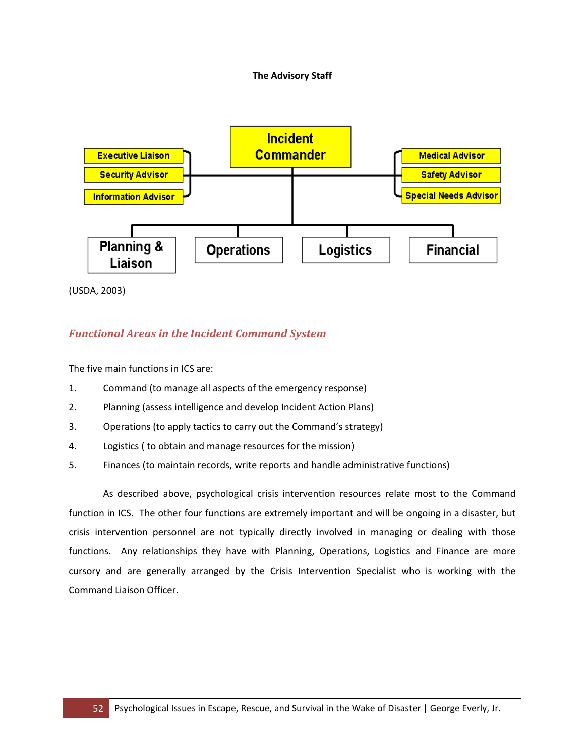**The Advisory Staff**

Incident Commander

Executive Liaison
Security Advisor
Information Advisor

Medical Advisor
Safety Advisor
Special Needs Advisor

Planning & Liaison | Operations | Logistics | Financial

(USDA, 2003)

## *Functional Areas in the Incident Command System*

The five main functions in ICS are:

1. Command (to manage all aspects of the emergency response)
2. Planning (assess intelligence and develop Incident Action Plans)
3. Operations (to apply tactics to carry out the Command's strategy)
4. Logistics ( to obtain and manage resources for the mission)
5. Finances (to maintain records, write reports and handle administrative functions)

As described above, psychological crisis intervention resources relate most to the Command function in ICS. The other four functions are extremely important and will be ongoing in a disaster, but crisis intervention personnel are not typically directly involved in managing or dealing with those functions. Any relationships they have with Planning, Operations, Logistics and Finance are more cursory and are generally arranged by the Crisis Intervention Specialist who is working with the Command Liaison Officer.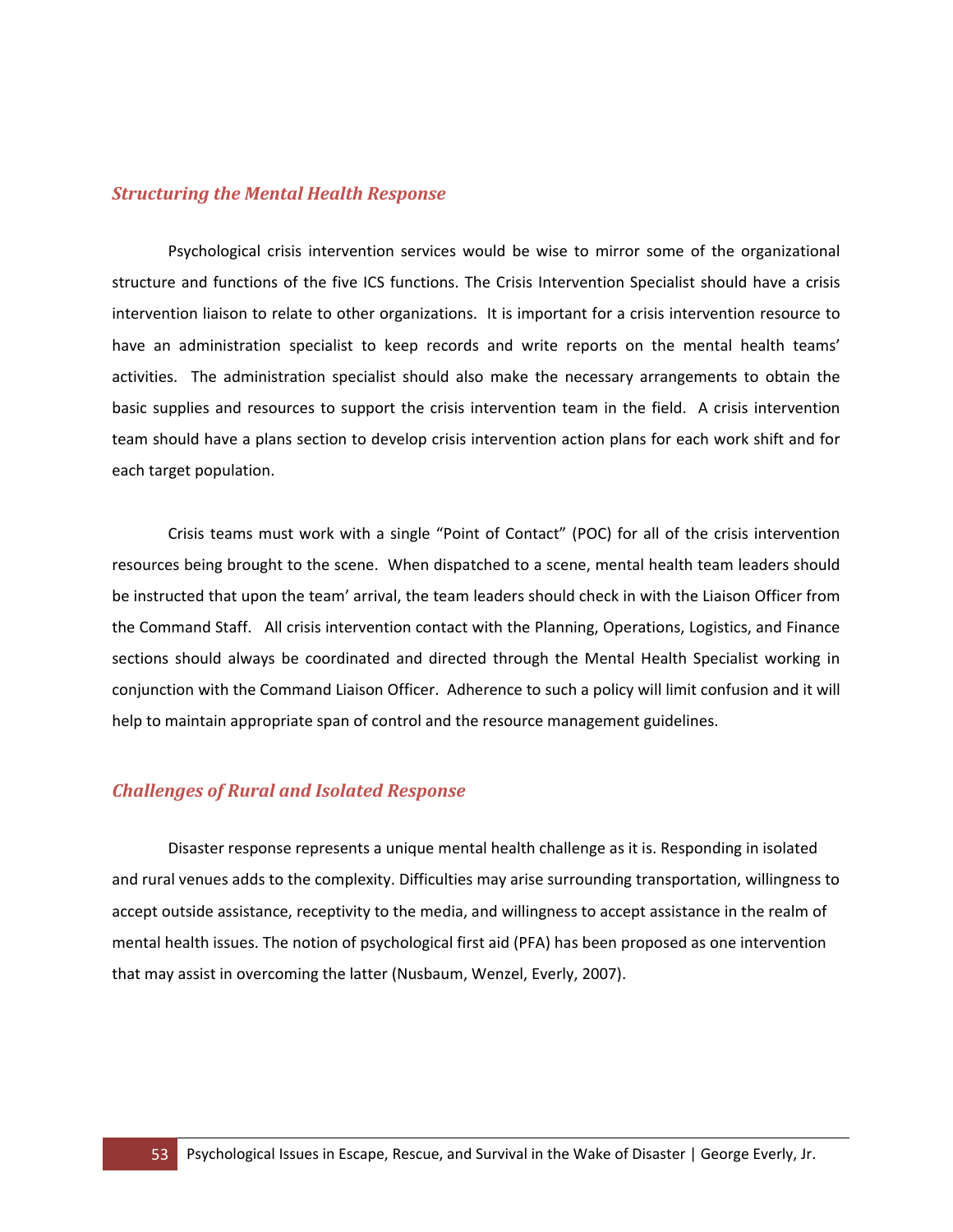### *Structuring the Mental Health Response*

Psychological crisis intervention services would be wise to mirror some of the organizational structure and functions of the five ICS functions. The Crisis Intervention Specialist should have a crisis intervention liaison to relate to other organizations. It is important for a crisis intervention resource to have an administration specialist to keep records and write reports on the mental health teams' activities. The administration specialist should also make the necessary arrangements to obtain the basic supplies and resources to support the crisis intervention team in the field. A crisis intervention team should have a plans section to develop crisis intervention action plans for each work shift and for each target population.

Crisis teams must work with a single "Point of Contact" (POC) for all of the crisis intervention resources being brought to the scene. When dispatched to a scene, mental health team leaders should be instructed that upon the team' arrival, the team leaders should check in with the Liaison Officer from the Command Staff. All crisis intervention contact with the Planning, Operations, Logistics, and Finance sections should always be coordinated and directed through the Mental Health Specialist working in conjunction with the Command Liaison Officer. Adherence to such a policy will limit confusion and it will help to maintain appropriate span of control and the resource management guidelines.

### *Challenges of Rural and Isolated Response*

Disaster response represents a unique mental health challenge as it is. Responding in isolated and rural venues adds to the complexity. Difficulties may arise surrounding transportation, willingness to accept outside assistance, receptivity to the media, and willingness to accept assistance in the realm of mental health issues. The notion of psychological first aid (PFA) has been proposed as one intervention that may assist in overcoming the latter (Nusbaum, Wenzel, Everly, 2007).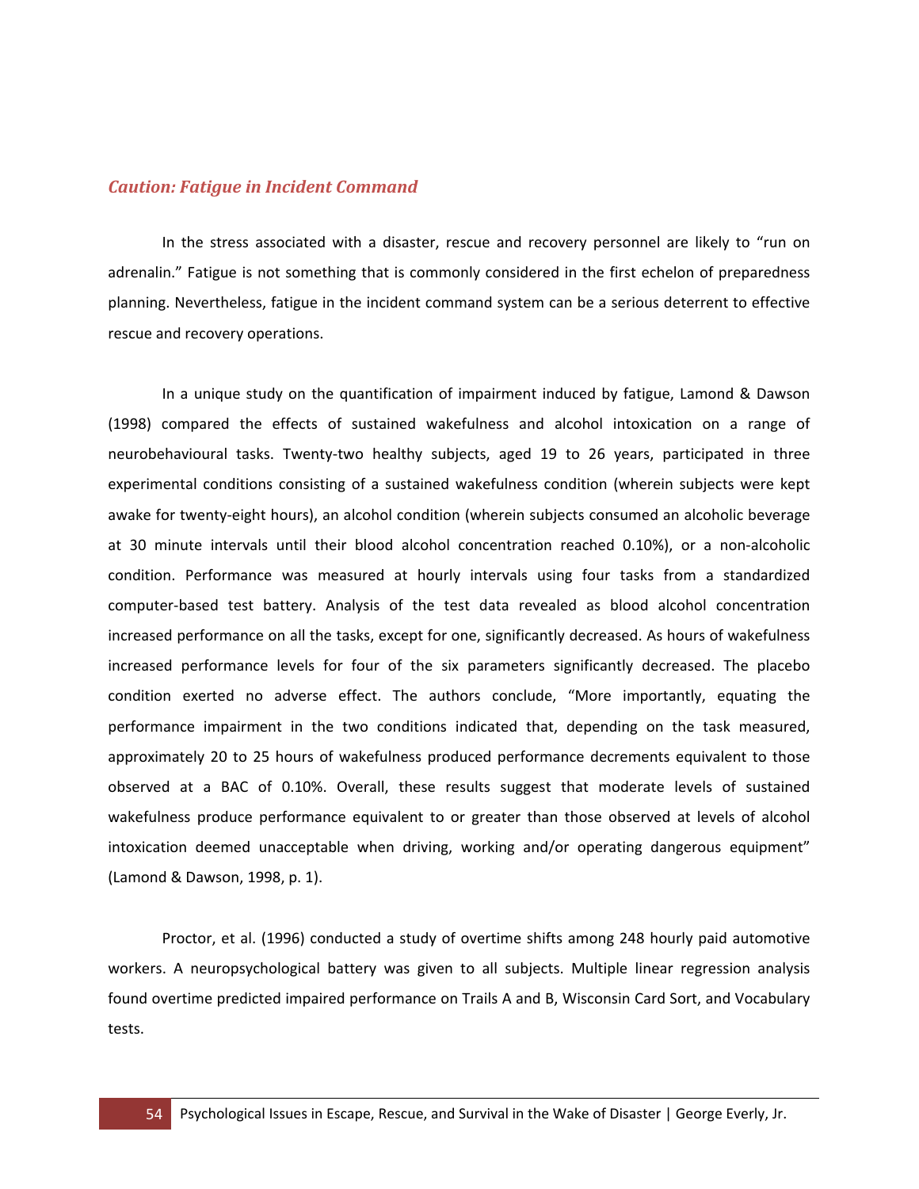### *Caution: Fatigue in Incident Command*

In the stress associated with a disaster, rescue and recovery personnel are likely to "run on adrenalin." Fatigue is not something that is commonly considered in the first echelon of preparedness planning. Nevertheless, fatigue in the incident command system can be a serious deterrent to effective rescue and recovery operations.

In a unique study on the quantification of impairment induced by fatigue, Lamond & Dawson (1998) compared the effects of sustained wakefulness and alcohol intoxication on a range of neurobehavioural tasks. Twenty-two healthy subjects, aged 19 to 26 years, participated in three experimental conditions consisting of a sustained wakefulness condition (wherein subjects were kept awake for twenty-eight hours), an alcohol condition (wherein subjects consumed an alcoholic beverage at 30 minute intervals until their blood alcohol concentration reached 0.10%), or a non-alcoholic condition. Performance was measured at hourly intervals using four tasks from a standardized computer-based test battery. Analysis of the test data revealed as blood alcohol concentration increased performance on all the tasks, except for one, significantly decreased. As hours of wakefulness increased performance levels for four of the six parameters significantly decreased. The placebo condition exerted no adverse effect. The authors conclude, "More importantly, equating the performance impairment in the two conditions indicated that, depending on the task measured, approximately 20 to 25 hours of wakefulness produced performance decrements equivalent to those observed at a BAC of 0.10%. Overall, these results suggest that moderate levels of sustained wakefulness produce performance equivalent to or greater than those observed at levels of alcohol intoxication deemed unacceptable when driving, working and/or operating dangerous equipment" (Lamond & Dawson, 1998, p. 1).

Proctor, et al. (1996) conducted a study of overtime shifts among 248 hourly paid automotive workers. A neuropsychological battery was given to all subjects. Multiple linear regression analysis found overtime predicted impaired performance on Trails A and B, Wisconsin Card Sort, and Vocabulary tests.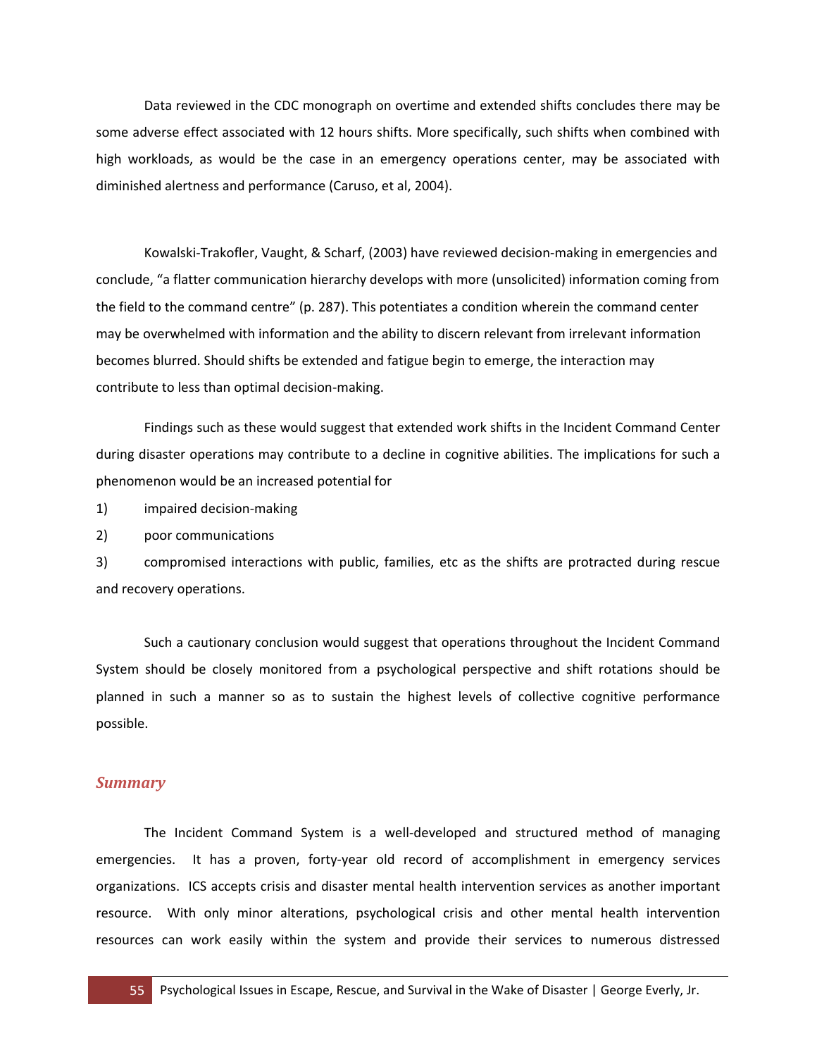Data reviewed in the CDC monograph on overtime and extended shifts concludes there may be some adverse effect associated with 12 hours shifts. More specifically, such shifts when combined with high workloads, as would be the case in an emergency operations center, may be associated with diminished alertness and performance (Caruso, et al, 2004).

Kowalski-Trakofler, Vaught, & Scharf, (2003) have reviewed decision-making in emergencies and conclude, "a flatter communication hierarchy develops with more (unsolicited) information coming from the field to the command centre" (p. 287). This potentiates a condition wherein the command center may be overwhelmed with information and the ability to discern relevant from irrelevant information becomes blurred. Should shifts be extended and fatigue begin to emerge, the interaction may contribute to less than optimal decision-making.

Findings such as these would suggest that extended work shifts in the Incident Command Center during disaster operations may contribute to a decline in cognitive abilities. The implications for such a phenomenon would be an increased potential for

1) impaired decision-making
2) poor communications
3) compromised interactions with public, families, etc as the shifts are protracted during rescue and recovery operations.

Such a cautionary conclusion would suggest that operations throughout the Incident Command System should be closely monitored from a psychological perspective and shift rotations should be planned in such a manner so as to sustain the highest levels of collective cognitive performance possible.

## *Summary*

The Incident Command System is a well-developed and structured method of managing emergencies. It has a proven, forty-year old record of accomplishment in emergency services organizations. ICS accepts crisis and disaster mental health intervention services as another important resource. With only minor alterations, psychological crisis and other mental health intervention resources can work easily within the system and provide their services to numerous distressed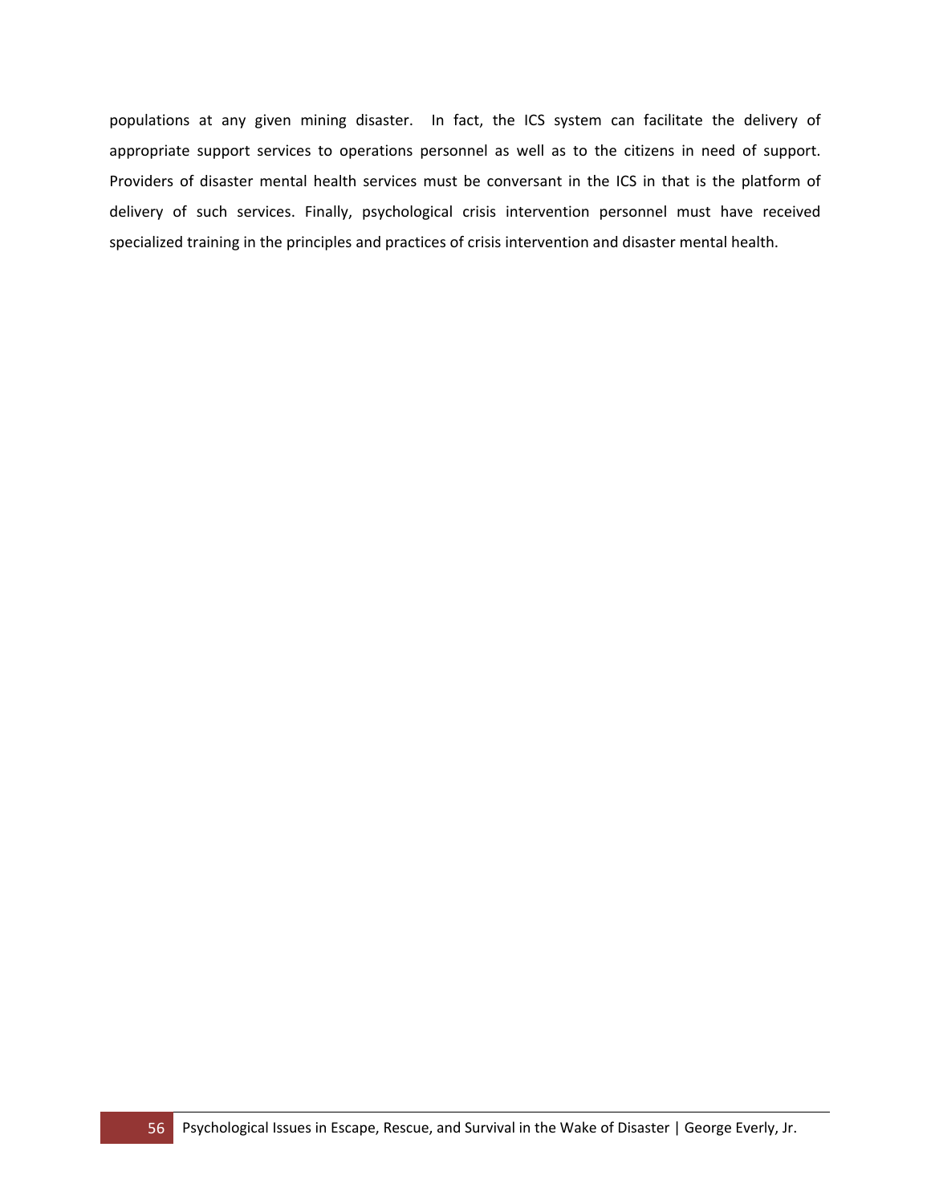populations at any given mining disaster. In fact, the ICS system can facilitate the delivery of appropriate support services to operations personnel as well as to the citizens in need of support. Providers of disaster mental health services must be conversant in the ICS in that is the platform of delivery of such services. Finally, psychological crisis intervention personnel must have received specialized training in the principles and practices of crisis intervention and disaster mental health.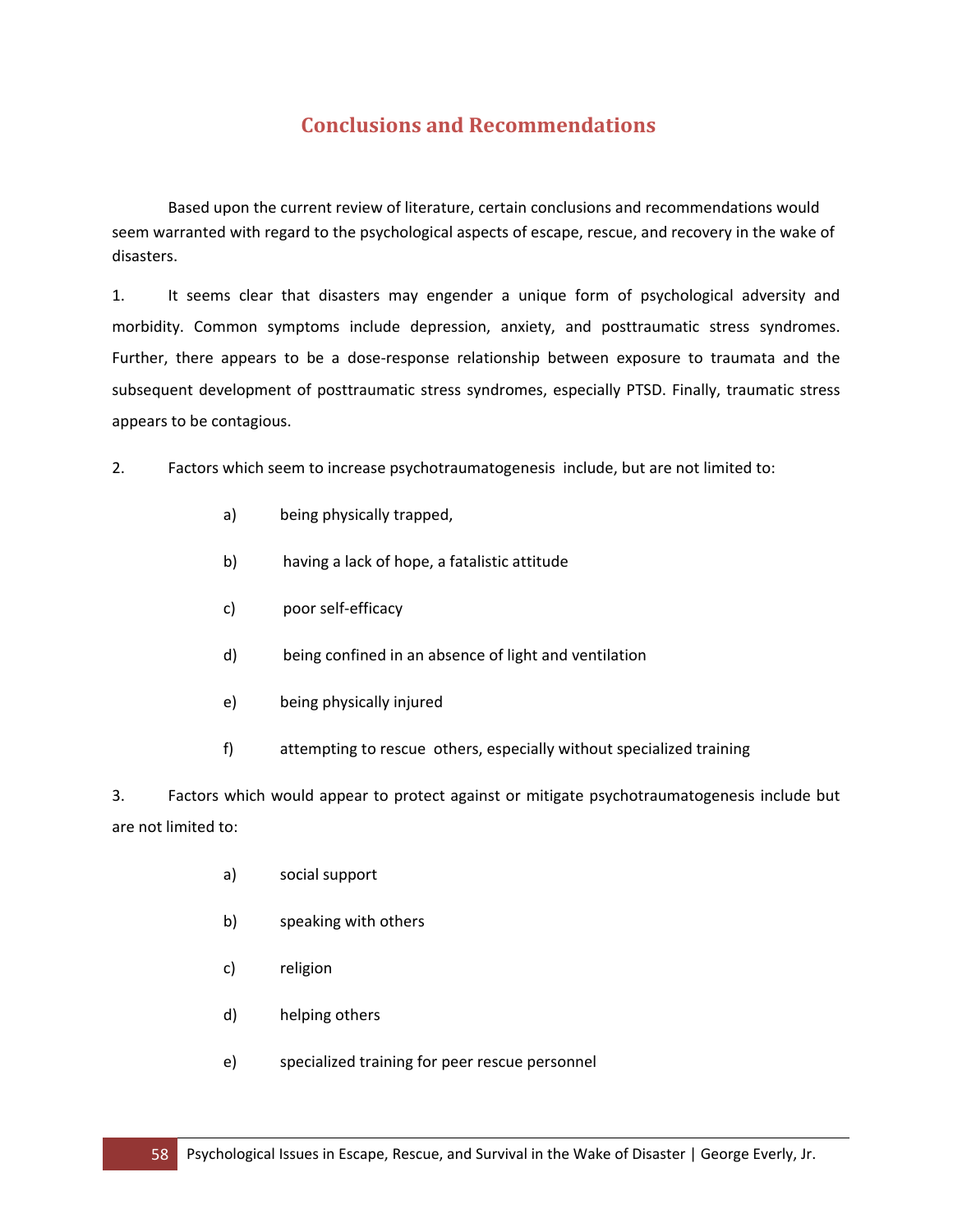# Conclusions and Recommendations

Based upon the current review of literature, certain conclusions and recommendations would seem warranted with regard to the psychological aspects of escape, rescue, and recovery in the wake of disasters.

1. It seems clear that disasters may engender a unique form of psychological adversity and morbidity. Common symptoms include depression, anxiety, and posttraumatic stress syndromes. Further, there appears to be a dose-response relationship between exposure to traumata and the subsequent development of posttraumatic stress syndromes, especially PTSD. Finally, traumatic stress appears to be contagious.

2. Factors which seem to increase psychotraumatogenesis include, but are not limited to:

    a) being physically trapped,

    b) having a lack of hope, a fatalistic attitude

    c) poor self-efficacy

    d) being confined in an absence of light and ventilation

    e) being physically injured

    f) attempting to rescue others, especially without specialized training

3. Factors which would appear to protect against or mitigate psychotraumatogenesis include but are not limited to:

    a) social support

    b) speaking with others

    c) religion

    d) helping others

    e) specialized training for peer rescue personnel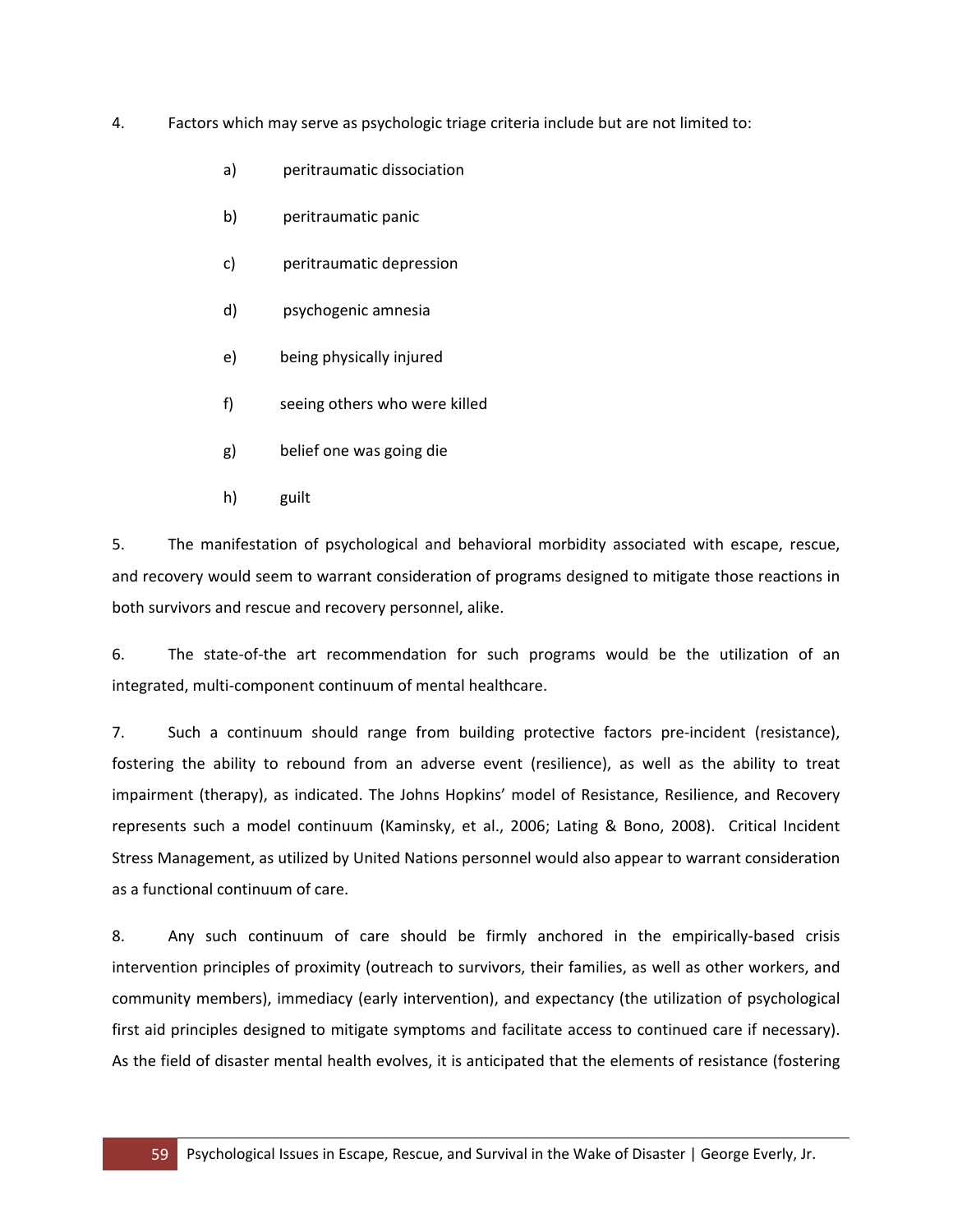4. Factors which may serve as psychologic triage criteria include but are not limited to:

   a) peritraumatic dissociation

   b) peritraumatic panic

   c) peritraumatic depression

   d) psychogenic amnesia

   e) being physically injured

   f) seeing others who were killed

   g) belief one was going die

   h) guilt

5. The manifestation of psychological and behavioral morbidity associated with escape, rescue, and recovery would seem to warrant consideration of programs designed to mitigate those reactions in both survivors and rescue and recovery personnel, alike.

6. The state-of-the art recommendation for such programs would be the utilization of an integrated, multi-component continuum of mental healthcare.

7. Such a continuum should range from building protective factors pre-incident (resistance), fostering the ability to rebound from an adverse event (resilience), as well as the ability to treat impairment (therapy), as indicated. The Johns Hopkins' model of Resistance, Resilience, and Recovery represents such a model continuum (Kaminsky, et al., 2006; Lating & Bono, 2008). Critical Incident Stress Management, as utilized by United Nations personnel would also appear to warrant consideration as a functional continuum of care.

8. Any such continuum of care should be firmly anchored in the empirically-based crisis intervention principles of proximity (outreach to survivors, their families, as well as other workers, and community members), immediacy (early intervention), and expectancy (the utilization of psychological first aid principles designed to mitigate symptoms and facilitate access to continued care if necessary). As the field of disaster mental health evolves, it is anticipated that the elements of resistance (fostering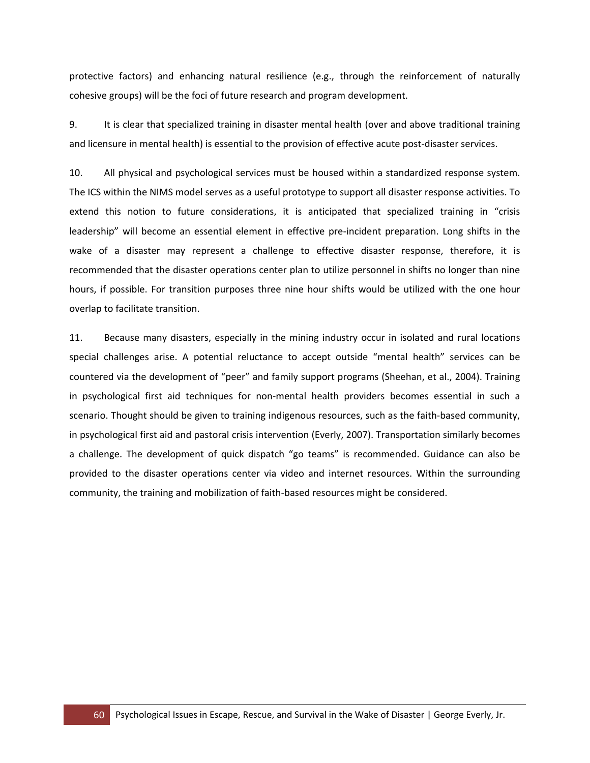protective factors) and enhancing natural resilience (e.g., through the reinforcement of naturally cohesive groups) will be the foci of future research and program development.

9. It is clear that specialized training in disaster mental health (over and above traditional training and licensure in mental health) is essential to the provision of effective acute post-disaster services.

10. All physical and psychological services must be housed within a standardized response system. The ICS within the NIMS model serves as a useful prototype to support all disaster response activities. To extend this notion to future considerations, it is anticipated that specialized training in "crisis leadership" will become an essential element in effective pre-incident preparation. Long shifts in the wake of a disaster may represent a challenge to effective disaster response, therefore, it is recommended that the disaster operations center plan to utilize personnel in shifts no longer than nine hours, if possible. For transition purposes three nine hour shifts would be utilized with the one hour overlap to facilitate transition.

11. Because many disasters, especially in the mining industry occur in isolated and rural locations special challenges arise. A potential reluctance to accept outside "mental health" services can be countered via the development of "peer" and family support programs (Sheehan, et al., 2004). Training in psychological first aid techniques for non-mental health providers becomes essential in such a scenario. Thought should be given to training indigenous resources, such as the faith-based community, in psychological first aid and pastoral crisis intervention (Everly, 2007). Transportation similarly becomes a challenge. The development of quick dispatch "go teams" is recommended. Guidance can also be provided to the disaster operations center via video and internet resources. Within the surrounding community, the training and mobilization of faith-based resources might be considered.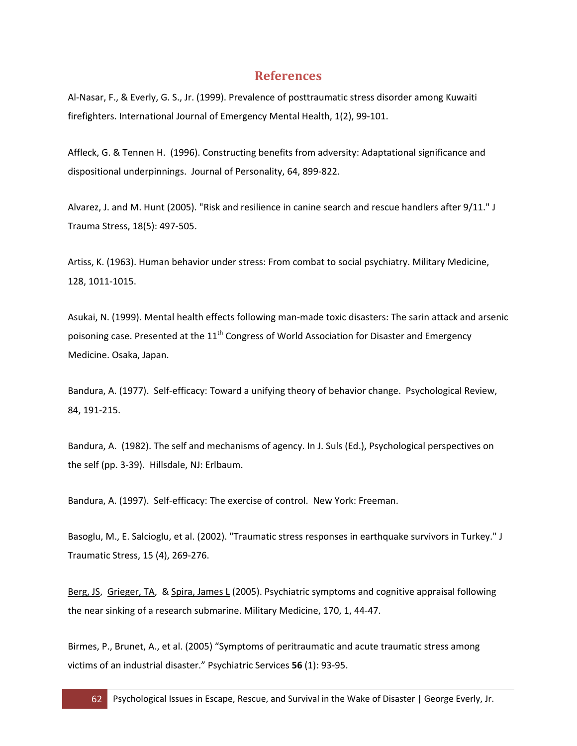## References

Al-Nasar, F., & Everly, G. S., Jr. (1999). Prevalence of posttraumatic stress disorder among Kuwaiti firefighters. International Journal of Emergency Mental Health, 1(2), 99-101.

Affleck, G. & Tennen H. (1996). Constructing benefits from adversity: Adaptational significance and dispositional underpinnings. Journal of Personality, 64, 899-822.

Alvarez, J. and M. Hunt (2005). "Risk and resilience in canine search and rescue handlers after 9/11." J Trauma Stress, 18(5): 497-505.

Artiss, K. (1963). Human behavior under stress: From combat to social psychiatry. Military Medicine, 128, 1011-1015.

Asukai, N. (1999). Mental health effects following man-made toxic disasters: The sarin attack and arsenic poisoning case. Presented at the 11th Congress of World Association for Disaster and Emergency Medicine. Osaka, Japan.

Bandura, A. (1977). Self-efficacy: Toward a unifying theory of behavior change. Psychological Review, 84, 191-215.

Bandura, A. (1982). The self and mechanisms of agency. In J. Suls (Ed.), Psychological perspectives on the self (pp. 3-39). Hillsdale, NJ: Erlbaum.

Bandura, A. (1997). Self-efficacy: The exercise of control. New York: Freeman.

Basoglu, M., E. Salcioglu, et al. (2002). "Traumatic stress responses in earthquake survivors in Turkey." J Traumatic Stress, 15 (4), 269-276.

Berg, JS, Grieger, TA, & Spira, James L (2005). Psychiatric symptoms and cognitive appraisal following the near sinking of a research submarine. Military Medicine, 170, 1, 44-47.

Birmes, P., Brunet, A., et al. (2005) "Symptoms of peritraumatic and acute traumatic stress among victims of an industrial disaster." Psychiatric Services **56** (1): 93-95.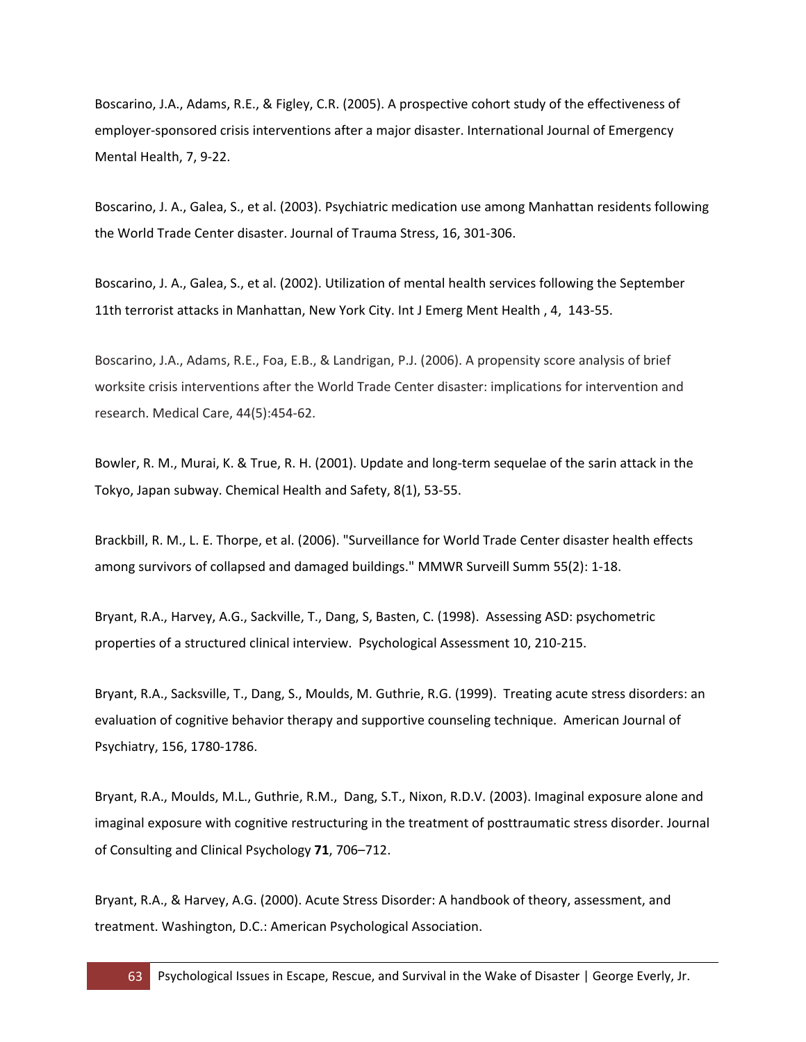Boscarino, J.A., Adams, R.E., & Figley, C.R. (2005). A prospective cohort study of the effectiveness of employer-sponsored crisis interventions after a major disaster. International Journal of Emergency Mental Health, 7, 9-22.

Boscarino, J. A., Galea, S., et al. (2003). Psychiatric medication use among Manhattan residents following the World Trade Center disaster. Journal of Trauma Stress, 16, 301-306.

Boscarino, J. A., Galea, S., et al. (2002). Utilization of mental health services following the September 11th terrorist attacks in Manhattan, New York City. Int J Emerg Ment Health , 4, 143-55.

Boscarino, J.A., Adams, R.E., Foa, E.B., & Landrigan, P.J. (2006). A propensity score analysis of brief worksite crisis interventions after the World Trade Center disaster: implications for intervention and research. Medical Care, 44(5):454-62.

Bowler, R. M., Murai, K. & True, R. H. (2001). Update and long-term sequelae of the sarin attack in the Tokyo, Japan subway. Chemical Health and Safety, 8(1), 53-55.

Brackbill, R. M., L. E. Thorpe, et al. (2006). "Surveillance for World Trade Center disaster health effects among survivors of collapsed and damaged buildings." MMWR Surveill Summ 55(2): 1-18.

Bryant, R.A., Harvey, A.G., Sackville, T., Dang, S, Basten, C. (1998). Assessing ASD: psychometric properties of a structured clinical interview. Psychological Assessment 10, 210-215.

Bryant, R.A., Sacksville, T., Dang, S., Moulds, M. Guthrie, R.G. (1999). Treating acute stress disorders: an evaluation of cognitive behavior therapy and supportive counseling technique. American Journal of Psychiatry, 156, 1780-1786.

Bryant, R.A., Moulds, M.L., Guthrie, R.M., Dang, S.T., Nixon, R.D.V. (2003). Imaginal exposure alone and imaginal exposure with cognitive restructuring in the treatment of posttraumatic stress disorder. Journal of Consulting and Clinical Psychology **71**, 706–712.

Bryant, R.A., & Harvey, A.G. (2000). Acute Stress Disorder: A handbook of theory, assessment, and treatment. Washington, D.C.: American Psychological Association.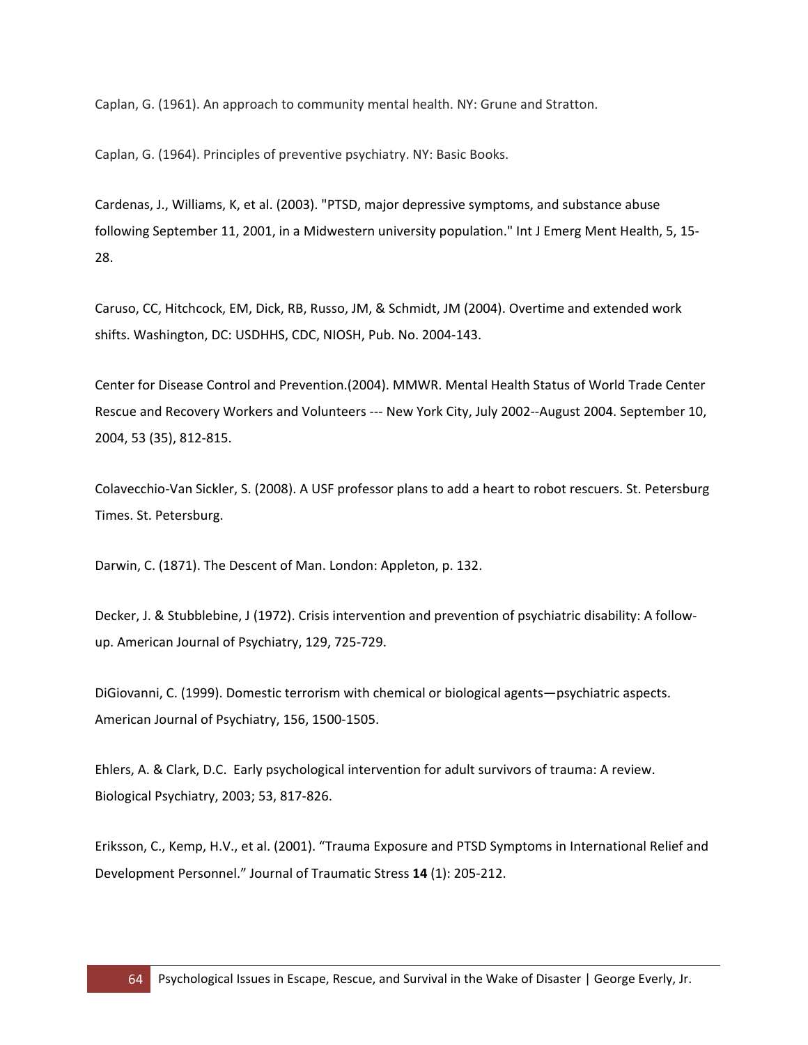Caplan, G. (1961). An approach to community mental health. NY: Grune and Stratton.

Caplan, G. (1964). Principles of preventive psychiatry. NY: Basic Books.

Cardenas, J., Williams, K, et al. (2003). "PTSD, major depressive symptoms, and substance abuse following September 11, 2001, in a Midwestern university population." Int J Emerg Ment Health, 5, 15-28.

Caruso, CC, Hitchcock, EM, Dick, RB, Russo, JM, & Schmidt, JM (2004). Overtime and extended work shifts. Washington, DC: USDHHS, CDC, NIOSH, Pub. No. 2004-143.

Center for Disease Control and Prevention.(2004). MMWR. Mental Health Status of World Trade Center Rescue and Recovery Workers and Volunteers --- New York City, July 2002--August 2004. September 10, 2004, 53 (35), 812-815.

Colavecchio-Van Sickler, S. (2008). A USF professor plans to add a heart to robot rescuers. St. Petersburg Times. St. Petersburg.

Darwin, C. (1871). The Descent of Man. London: Appleton, p. 132.

Decker, J. & Stubblebine, J (1972). Crisis intervention and prevention of psychiatric disability: A follow-up. American Journal of Psychiatry, 129, 725-729.

DiGiovanni, C. (1999). Domestic terrorism with chemical or biological agents—psychiatric aspects. American Journal of Psychiatry, 156, 1500-1505.

Ehlers, A. & Clark, D.C. Early psychological intervention for adult survivors of trauma: A review. Biological Psychiatry, 2003; 53, 817-826.

Eriksson, C., Kemp, H.V., et al. (2001). “Trauma Exposure and PTSD Symptoms in International Relief and Development Personnel.” Journal of Traumatic Stress **14** (1): 205-212.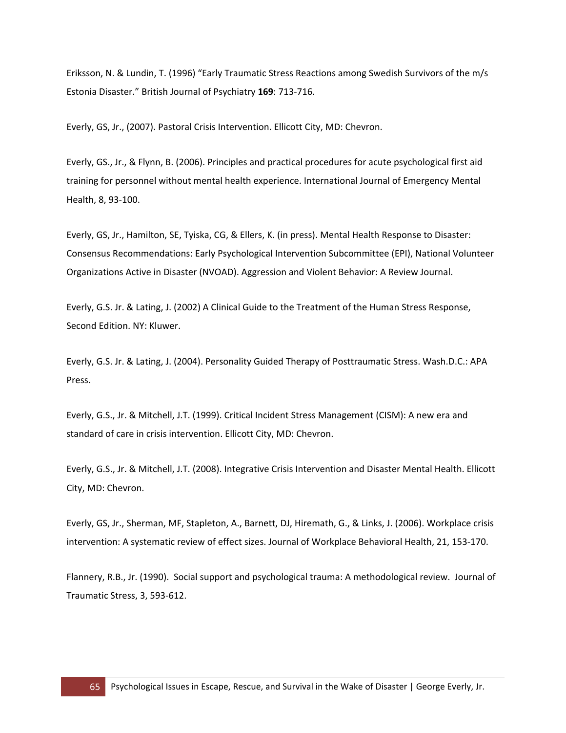Eriksson, N. & Lundin, T. (1996) “Early Traumatic Stress Reactions among Swedish Survivors of the m/s Estonia Disaster.” British Journal of Psychiatry **169**: 713-716.

Everly, GS, Jr., (2007). Pastoral Crisis Intervention. Ellicott City, MD: Chevron.

Everly, GS., Jr., & Flynn, B. (2006). Principles and practical procedures for acute psychological first aid training for personnel without mental health experience. International Journal of Emergency Mental Health, 8, 93-100.

Everly, GS, Jr., Hamilton, SE, Tyiska, CG, & Ellers, K. (in press). Mental Health Response to Disaster: Consensus Recommendations: Early Psychological Intervention Subcommittee (EPI), National Volunteer Organizations Active in Disaster (NVOAD). Aggression and Violent Behavior: A Review Journal.

Everly, G.S. Jr. & Lating, J. (2002) A Clinical Guide to the Treatment of the Human Stress Response, Second Edition. NY: Kluwer.

Everly, G.S. Jr. & Lating, J. (2004). Personality Guided Therapy of Posttraumatic Stress. Wash.D.C.: APA Press.

Everly, G.S., Jr. & Mitchell, J.T. (1999). Critical Incident Stress Management (CISM): A new era and standard of care in crisis intervention. Ellicott City, MD: Chevron.

Everly, G.S., Jr. & Mitchell, J.T. (2008). Integrative Crisis Intervention and Disaster Mental Health. Ellicott City, MD: Chevron.

Everly, GS, Jr., Sherman, MF, Stapleton, A., Barnett, DJ, Hiremath, G., & Links, J. (2006). Workplace crisis intervention: A systematic review of effect sizes. Journal of Workplace Behavioral Health, 21, 153-170.

Flannery, R.B., Jr. (1990). Social support and psychological trauma: A methodological review. Journal of Traumatic Stress, 3, 593-612.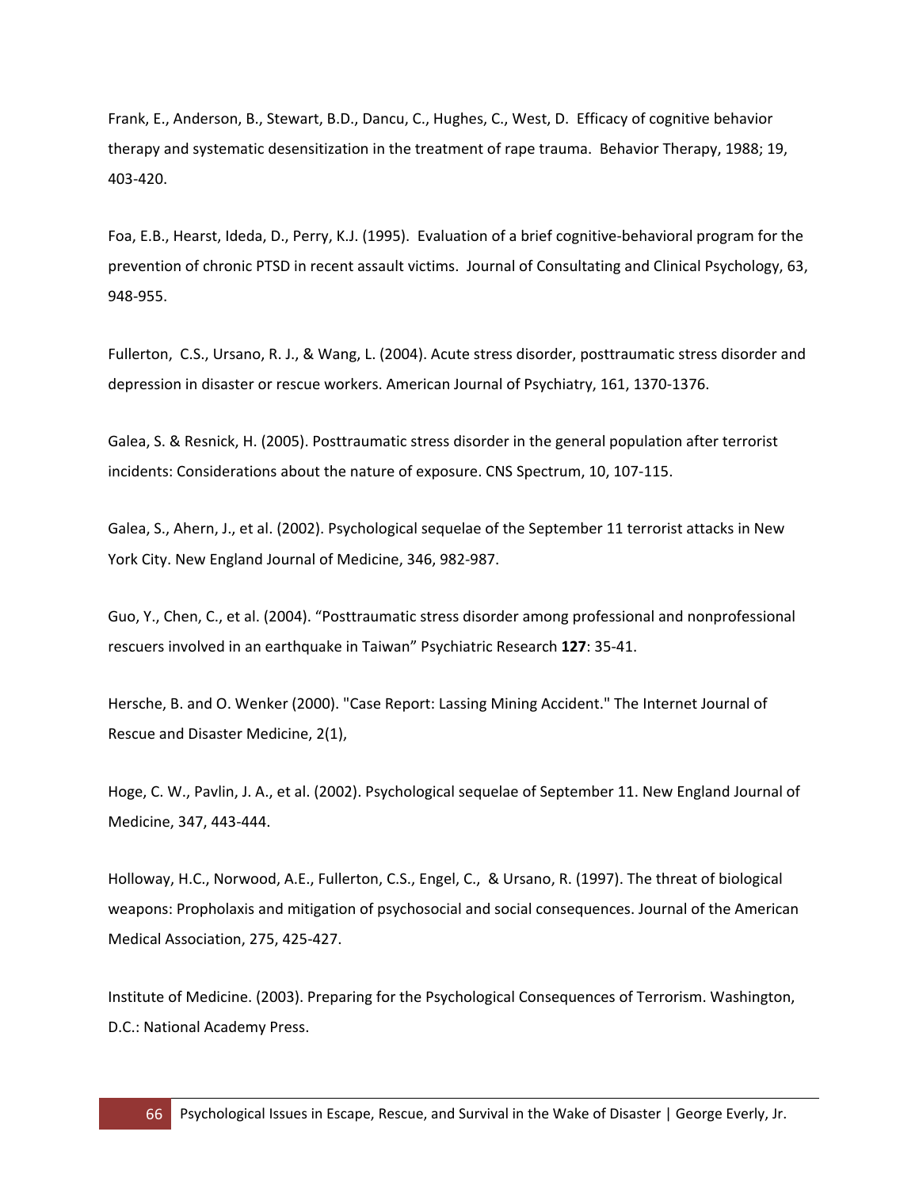Frank, E., Anderson, B., Stewart, B.D., Dancu, C., Hughes, C., West, D. Efficacy of cognitive behavior therapy and systematic desensitization in the treatment of rape trauma. Behavior Therapy, 1988; 19, 403-420.

Foa, E.B., Hearst, Ideda, D., Perry, K.J. (1995). Evaluation of a brief cognitive-behavioral program for the prevention of chronic PTSD in recent assault victims. Journal of Consulting and Clinical Psychology, 63, 948-955.

Fullerton, C.S., Ursano, R. J., & Wang, L. (2004). Acute stress disorder, posttraumatic stress disorder and depression in disaster or rescue workers. American Journal of Psychiatry, 161, 1370-1376.

Galea, S. & Resnick, H. (2005). Posttraumatic stress disorder in the general population after terrorist incidents: Considerations about the nature of exposure. CNS Spectrum, 10, 107-115.

Galea, S., Ahern, J., et al. (2002). Psychological sequelae of the September 11 terrorist attacks in New York City. New England Journal of Medicine, 346, 982-987.

Guo, Y., Chen, C., et al. (2004). "Posttraumatic stress disorder among professional and nonprofessional rescuers involved in an earthquake in Taiwan" Psychiatric Research **127**: 35-41.

Hersche, B. and O. Wenker (2000). "Case Report: Lassing Mining Accident." The Internet Journal of Rescue and Disaster Medicine, 2(1),

Hoge, C. W., Pavlin, J. A., et al. (2002). Psychological sequelae of September 11. New England Journal of Medicine, 347, 443-444.

Holloway, H.C., Norwood, A.E., Fullerton, C.S., Engel, C., & Ursano, R. (1997). The threat of biological weapons: Propholaxis and mitigation of psychosocial and social consequences. Journal of the American Medical Association, 275, 425-427.

Institute of Medicine. (2003). Preparing for the Psychological Consequences of Terrorism. Washington, D.C.: National Academy Press.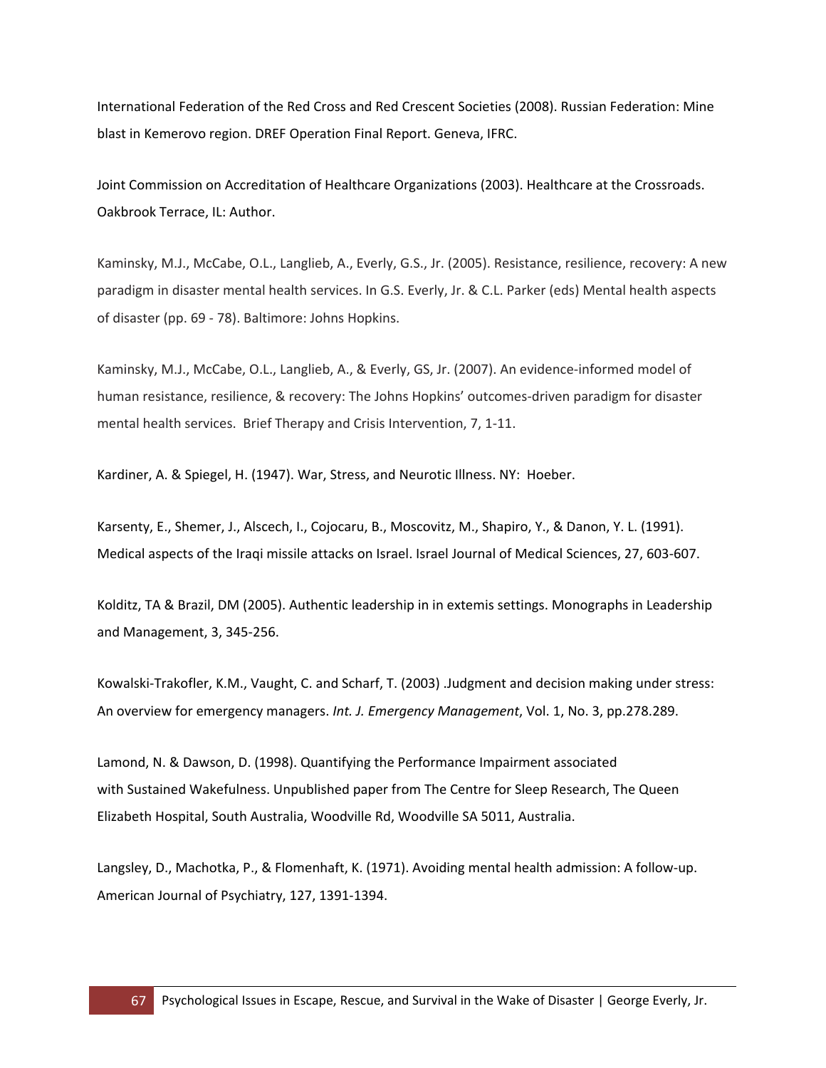International Federation of the Red Cross and Red Crescent Societies (2008). Russian Federation: Mine blast in Kemerovo region. DREF Operation Final Report. Geneva, IFRC.

Joint Commission on Accreditation of Healthcare Organizations (2003). Healthcare at the Crossroads. Oakbrook Terrace, IL: Author.

Kaminsky, M.J., McCabe, O.L., Langlieb, A., Everly, G.S., Jr. (2005). Resistance, resilience, recovery: A new paradigm in disaster mental health services. In G.S. Everly, Jr. & C.L. Parker (eds) Mental health aspects of disaster (pp. 69 - 78). Baltimore: Johns Hopkins.

Kaminsky, M.J., McCabe, O.L., Langlieb, A., & Everly, GS, Jr. (2007). An evidence-informed model of human resistance, resilience, & recovery: The Johns Hopkins' outcomes-driven paradigm for disaster mental health services. Brief Therapy and Crisis Intervention, 7, 1-11.

Kardiner, A. & Spiegel, H. (1947). War, Stress, and Neurotic Illness. NY: Hoeber.

Karsenty, E., Shemer, J., Alscech, I., Cojocaru, B., Moscovitz, M., Shapiro, Y., & Danon, Y. L. (1991). Medical aspects of the Iraqi missile attacks on Israel. Israel Journal of Medical Sciences, 27, 603-607.

Kolditz, TA & Brazil, DM (2005). Authentic leadership in in extemis settings. Monographs in Leadership and Management, 3, 345-256.

Kowalski-Trakofler, K.M., Vaught, C. and Scharf, T. (2003) .Judgment and decision making under stress: An overview for emergency managers. *Int. J. Emergency Management*, Vol. 1, No. 3, pp.278.289.

Lamond, N. & Dawson, D. (1998). Quantifying the Performance Impairment associated with Sustained Wakefulness. Unpublished paper from The Centre for Sleep Research, The Queen Elizabeth Hospital, South Australia, Woodville Rd, Woodville SA 5011, Australia.

Langsley, D., Machotka, P., & Flomenhaft, K. (1971). Avoiding mental health admission: A follow-up. American Journal of Psychiatry, 127, 1391-1394.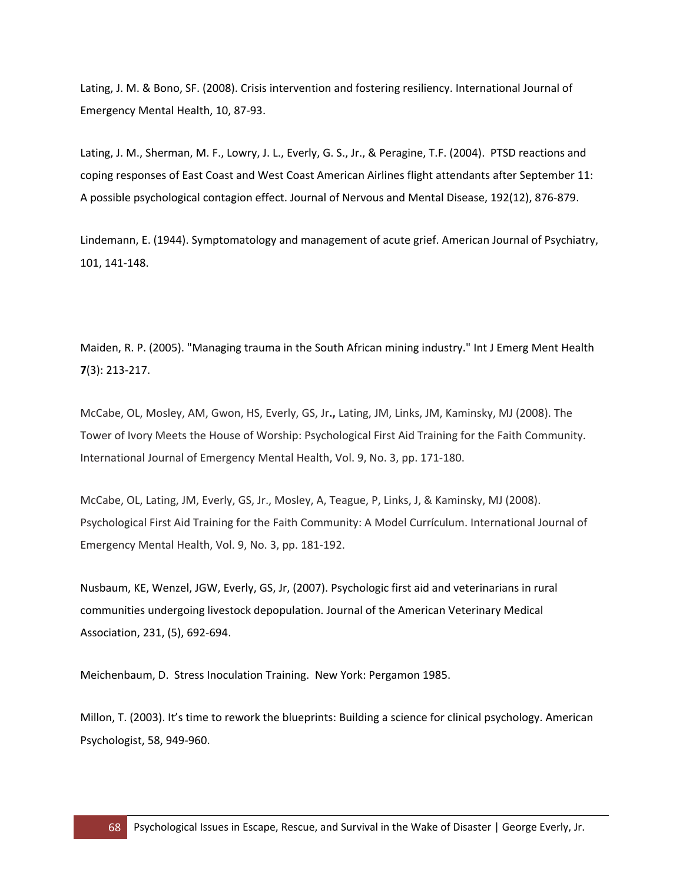Lating, J. M. & Bono, SF. (2008). Crisis intervention and fostering resiliency. International Journal of Emergency Mental Health, 10, 87-93.

Lating, J. M., Sherman, M. F., Lowry, J. L., Everly, G. S., Jr., & Peragine, T.F. (2004). PTSD reactions and coping responses of East Coast and West Coast American Airlines flight attendants after September 11: A possible psychological contagion effect. Journal of Nervous and Mental Disease, 192(12), 876-879.

Lindemann, E. (1944). Symptomatology and management of acute grief. American Journal of Psychiatry, 101, 141-148.

Maiden, R. P. (2005). "Managing trauma in the South African mining industry." Int J Emerg Ment Health **7**(3): 213-217.

McCabe, OL, Mosley, AM, Gwon, HS, Everly, GS, Jr**.,** Lating, JM, Links, JM, Kaminsky, MJ (2008). The Tower of Ivory Meets the House of Worship: Psychological First Aid Training for the Faith Community. International Journal of Emergency Mental Health, Vol. 9, No. 3, pp. 171-180.

McCabe, OL, Lating, JM, Everly, GS, Jr., Mosley, A, Teague, P, Links, J, & Kaminsky, MJ (2008). Psychological First Aid Training for the Faith Community: A Model Currículum. International Journal of Emergency Mental Health, Vol. 9, No. 3, pp. 181-192.

Nusbaum, KE, Wenzel, JGW, Everly, GS, Jr, (2007). Psychologic first aid and veterinarians in rural communities undergoing livestock depopulation. Journal of the American Veterinary Medical Association, 231, (5), 692-694.

Meichenbaum, D. Stress Inoculation Training. New York: Pergamon 1985.

Millon, T. (2003). It's time to rework the blueprints: Building a science for clinical psychology. American Psychologist, 58, 949-960.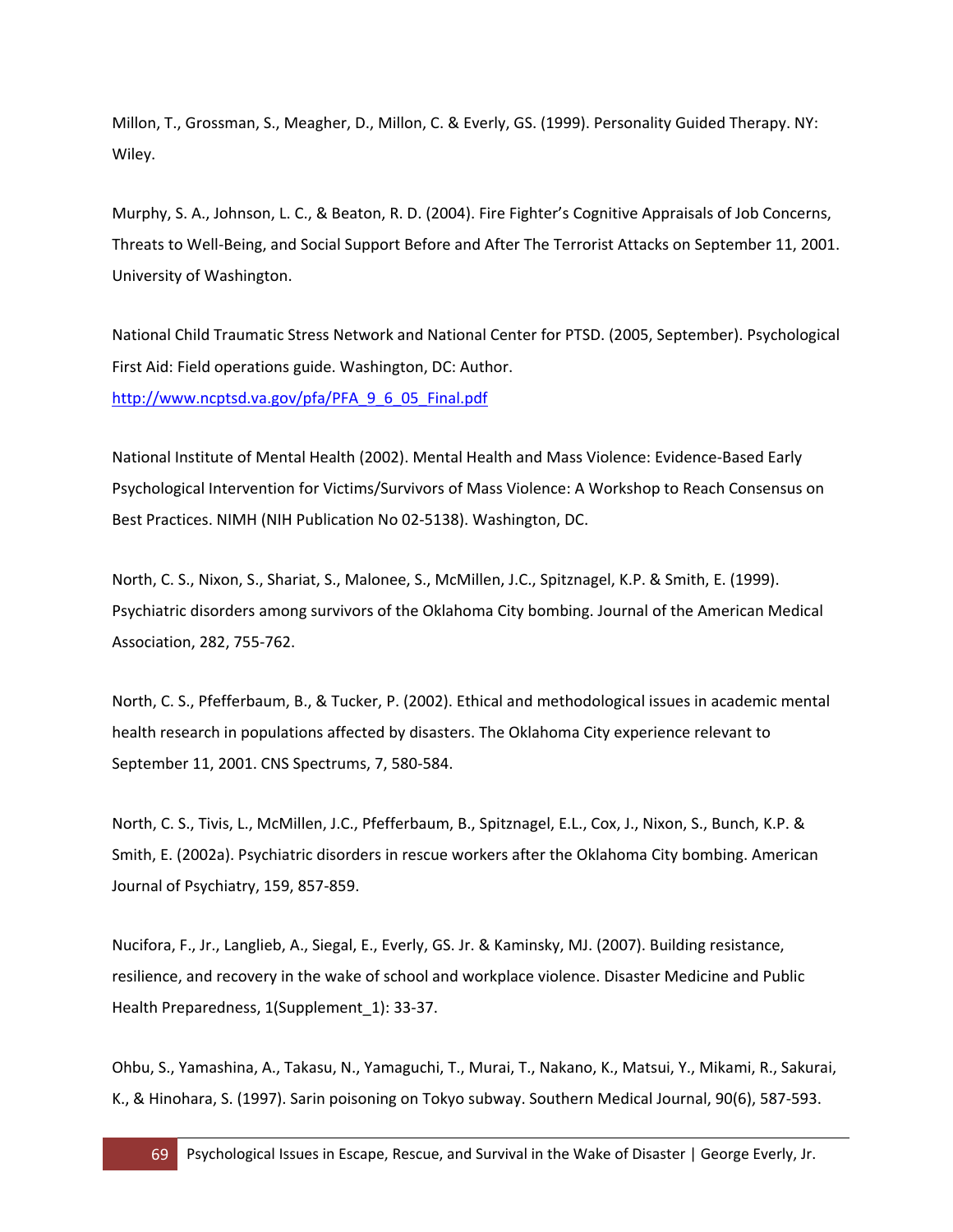Millon, T., Grossman, S., Meagher, D., Millon, C. & Everly, GS. (1999). Personality Guided Therapy. NY: Wiley.

Murphy, S. A., Johnson, L. C., & Beaton, R. D. (2004). Fire Fighter's Cognitive Appraisals of Job Concerns, Threats to Well-Being, and Social Support Before and After The Terrorist Attacks on September 11, 2001. University of Washington.

National Child Traumatic Stress Network and National Center for PTSD. (2005, September). Psychological First Aid: Field operations guide. Washington, DC: Author. [http://www.ncptsd.va.gov/pfa/PFA_9_6_05_Final.pdf](http://www.ncptsd.va.gov/pfa/PFA_9_6_05_Final.pdf)

National Institute of Mental Health (2002). Mental Health and Mass Violence: Evidence-Based Early Psychological Intervention for Victims/Survivors of Mass Violence: A Workshop to Reach Consensus on Best Practices. NIMH (NIH Publication No 02-5138). Washington, DC.

North, C. S., Nixon, S., Shariat, S., Malonee, S., McMillen, J.C., Spitznagel, K.P. & Smith, E. (1999). Psychiatric disorders among survivors of the Oklahoma City bombing. Journal of the American Medical Association, 282, 755-762.

North, C. S., Pfefferbaum, B., & Tucker, P. (2002). Ethical and methodological issues in academic mental health research in populations affected by disasters. The Oklahoma City experience relevant to September 11, 2001. CNS Spectrums, 7, 580-584.

North, C. S., Tivis, L., McMillen, J.C., Pfefferbaum, B., Spitznagel, E.L., Cox, J., Nixon, S., Bunch, K.P. & Smith, E. (2002a). Psychiatric disorders in rescue workers after the Oklahoma City bombing. American Journal of Psychiatry, 159, 857-859.

Nucifora, F., Jr., Langlieb, A., Siegal, E., Everly, GS. Jr. & Kaminsky, MJ. (2007). Building resistance, resilience, and recovery in the wake of school and workplace violence. Disaster Medicine and Public Health Preparedness, 1(Supplement_1): 33-37.

Ohbu, S., Yamashina, A., Takasu, N., Yamaguchi, T., Murai, T., Nakano, K., Matsui, Y., Mikami, R., Sakurai, K., & Hinohara, S. (1997). Sarin poisoning on Tokyo subway. Southern Medical Journal, 90(6), 587-593.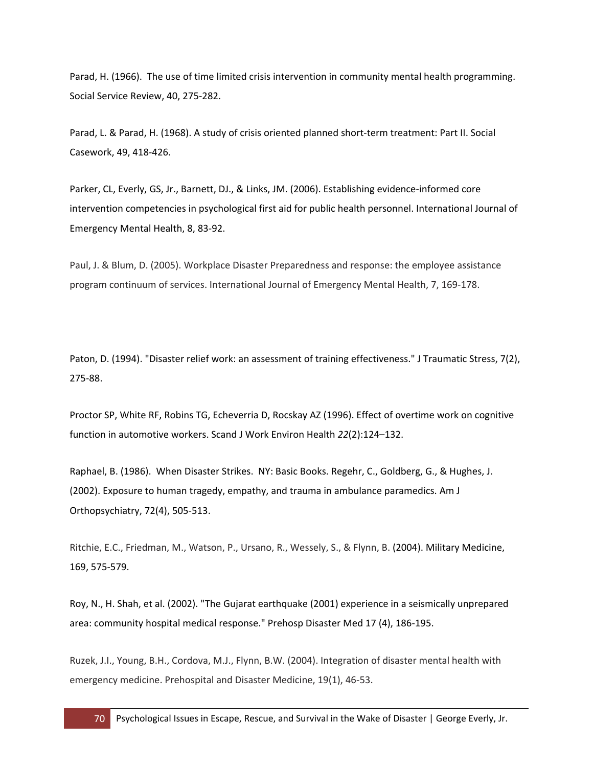Parad, H. (1966). The use of time limited crisis intervention in community mental health programming. Social Service Review, 40, 275-282.

Parad, L. & Parad, H. (1968). A study of crisis oriented planned short-term treatment: Part II. Social Casework, 49, 418-426.

Parker, CL, Everly, GS, Jr., Barnett, DJ., & Links, JM. (2006). Establishing evidence-informed core intervention competencies in psychological first aid for public health personnel. International Journal of Emergency Mental Health, 8, 83-92.

Paul, J. & Blum, D. (2005). Workplace Disaster Preparedness and response: the employee assistance program continuum of services. International Journal of Emergency Mental Health, 7, 169-178.

Paton, D. (1994). "Disaster relief work: an assessment of training effectiveness." J Traumatic Stress, 7(2), 275-88.

Proctor SP, White RF, Robins TG, Echeverria D, Rocskay AZ (1996). Effect of overtime work on cognitive function in automotive workers. Scand J Work Environ Health *22*(2):124–132.

Raphael, B. (1986). When Disaster Strikes. NY: Basic Books. Regehr, C., Goldberg, G., & Hughes, J. (2002). Exposure to human tragedy, empathy, and trauma in ambulance paramedics. Am J Orthopsychiatry, 72(4), 505-513.

Ritchie, E.C., Friedman, M., Watson, P., Ursano, R., Wessely, S., & Flynn, B. (2004). Military Medicine, 169, 575-579.

Roy, N., H. Shah, et al. (2002). "The Gujarat earthquake (2001) experience in a seismically unprepared area: community hospital medical response." Prehosp Disaster Med 17 (4), 186-195.

Ruzek, J.I., Young, B.H., Cordova, M.J., Flynn, B.W. (2004). Integration of disaster mental health with emergency medicine. Prehospital and Disaster Medicine, 19(1), 46-53.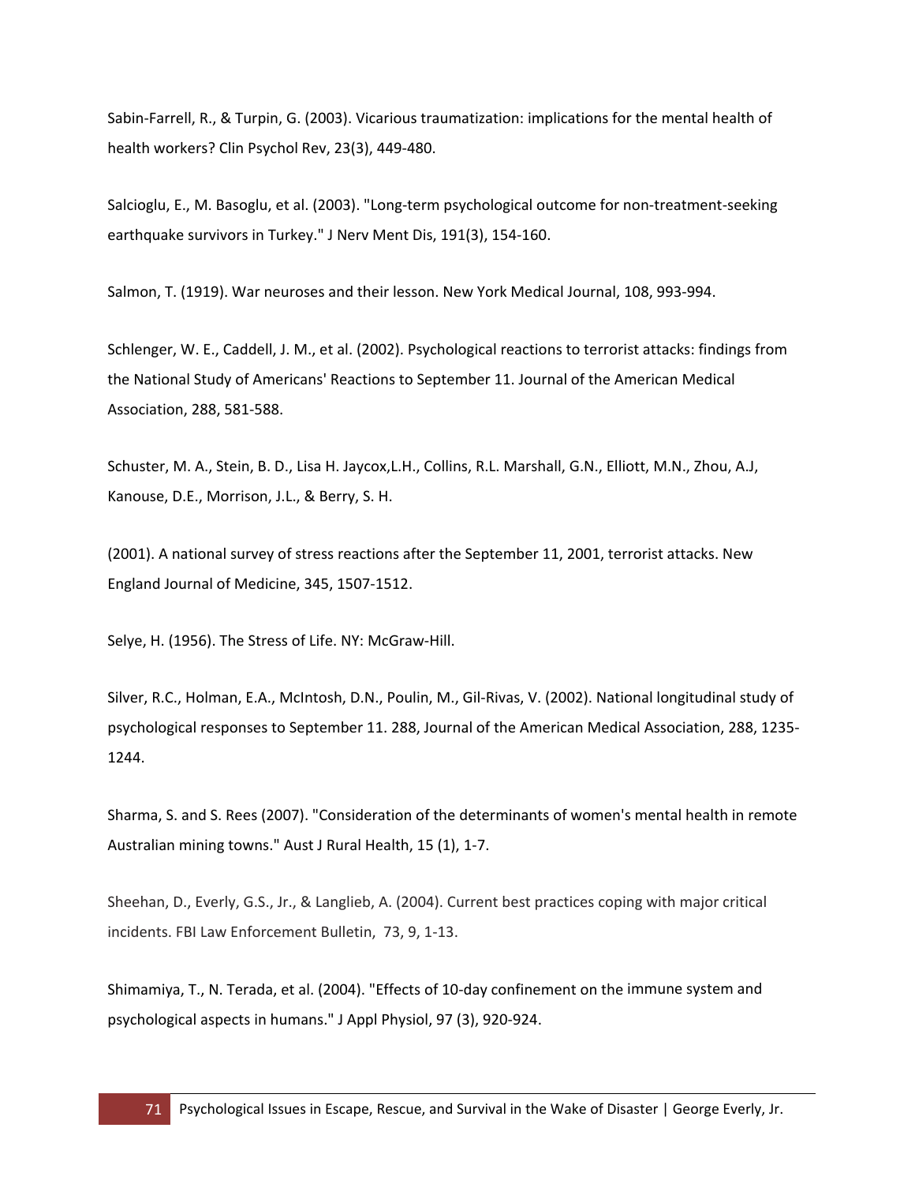Sabin-Farrell, R., & Turpin, G. (2003). Vicarious traumatization: implications for the mental health of health workers? Clin Psychol Rev, 23(3), 449-480.

Salcioglu, E., M. Basoglu, et al. (2003). "Long-term psychological outcome for non-treatment-seeking earthquake survivors in Turkey." J Nerv Ment Dis, 191(3), 154-160.

Salmon, T. (1919). War neuroses and their lesson. New York Medical Journal, 108, 993-994.

Schlenger, W. E., Caddell, J. M., et al. (2002). Psychological reactions to terrorist attacks: findings from the National Study of Americans' Reactions to September 11. Journal of the American Medical Association, 288, 581-588.

Schuster, M. A., Stein, B. D., Lisa H. Jaycox,L.H., Collins, R.L. Marshall, G.N., Elliott, M.N., Zhou, A.J, Kanouse, D.E., Morrison, J.L., & Berry, S. H.

(2001). A national survey of stress reactions after the September 11, 2001, terrorist attacks. New England Journal of Medicine, 345, 1507-1512.

Selye, H. (1956). The Stress of Life. NY: McGraw-Hill.

Silver, R.C., Holman, E.A., McIntosh, D.N., Poulin, M., Gil-Rivas, V. (2002). National longitudinal study of psychological responses to September 11. 288, Journal of the American Medical Association, 288, 1235-1244.

Sharma, S. and S. Rees (2007). "Consideration of the determinants of women's mental health in remote Australian mining towns." Aust J Rural Health, 15 (1), 1-7.

Sheehan, D., Everly, G.S., Jr., & Langlieb, A. (2004). Current best practices coping with major critical incidents. FBI Law Enforcement Bulletin, 73, 9, 1-13.

Shimamiya, T., N. Terada, et al. (2004). "Effects of 10-day confinement on the immune system and psychological aspects in humans." J Appl Physiol, 97 (3), 920-924.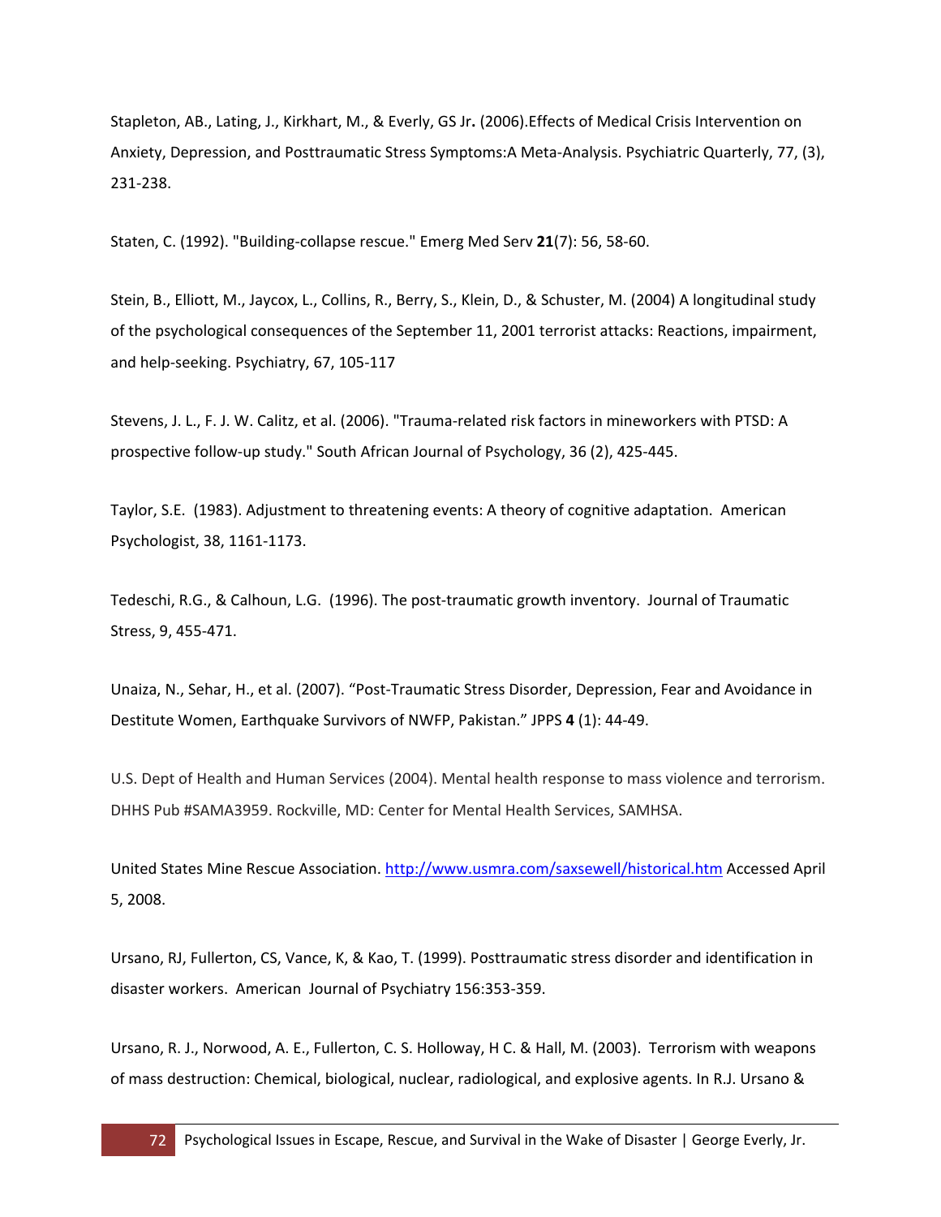Stapleton, AB., Lating, J., Kirkhart, M., & Everly, GS Jr**.** (2006).Effects of Medical Crisis Intervention on Anxiety, Depression, and Posttraumatic Stress Symptoms:A Meta-Analysis. Psychiatric Quarterly, 77, (3), 231-238.

Staten, C. (1992). "Building-collapse rescue." Emerg Med Serv **21**(7): 56, 58-60.

Stein, B., Elliott, M., Jaycox, L., Collins, R., Berry, S., Klein, D., & Schuster, M. (2004) A longitudinal study of the psychological consequences of the September 11, 2001 terrorist attacks: Reactions, impairment, and help-seeking. Psychiatry, 67, 105-117

Stevens, J. L., F. J. W. Calitz, et al. (2006). "Trauma-related risk factors in mineworkers with PTSD: A prospective follow-up study." South African Journal of Psychology, 36 (2), 425-445.

Taylor, S.E. (1983). Adjustment to threatening events: A theory of cognitive adaptation. American Psychologist, 38, 1161-1173.

Tedeschi, R.G., & Calhoun, L.G. (1996). The post-traumatic growth inventory. Journal of Traumatic Stress, 9, 455-471.

Unaiza, N., Sehar, H., et al. (2007). "Post-Traumatic Stress Disorder, Depression, Fear and Avoidance in Destitute Women, Earthquake Survivors of NWFP, Pakistan." JPPS **4** (1): 44-49.

U.S. Dept of Health and Human Services (2004). Mental health response to mass violence and terrorism. DHHS Pub #SAMA3959. Rockville, MD: Center for Mental Health Services, SAMHSA.

United States Mine Rescue Association. http://www.usmra.com/saxsewell/historical.htm Accessed April 5, 2008.

Ursano, RJ, Fullerton, CS, Vance, K, & Kao, T. (1999). Posttraumatic stress disorder and identification in disaster workers. American Journal of Psychiatry 156:353-359.

Ursano, R. J., Norwood, A. E., Fullerton, C. S. Holloway, H C. & Hall, M. (2003). Terrorism with weapons of mass destruction: Chemical, biological, nuclear, radiological, and explosive agents. In R.J. Ursano &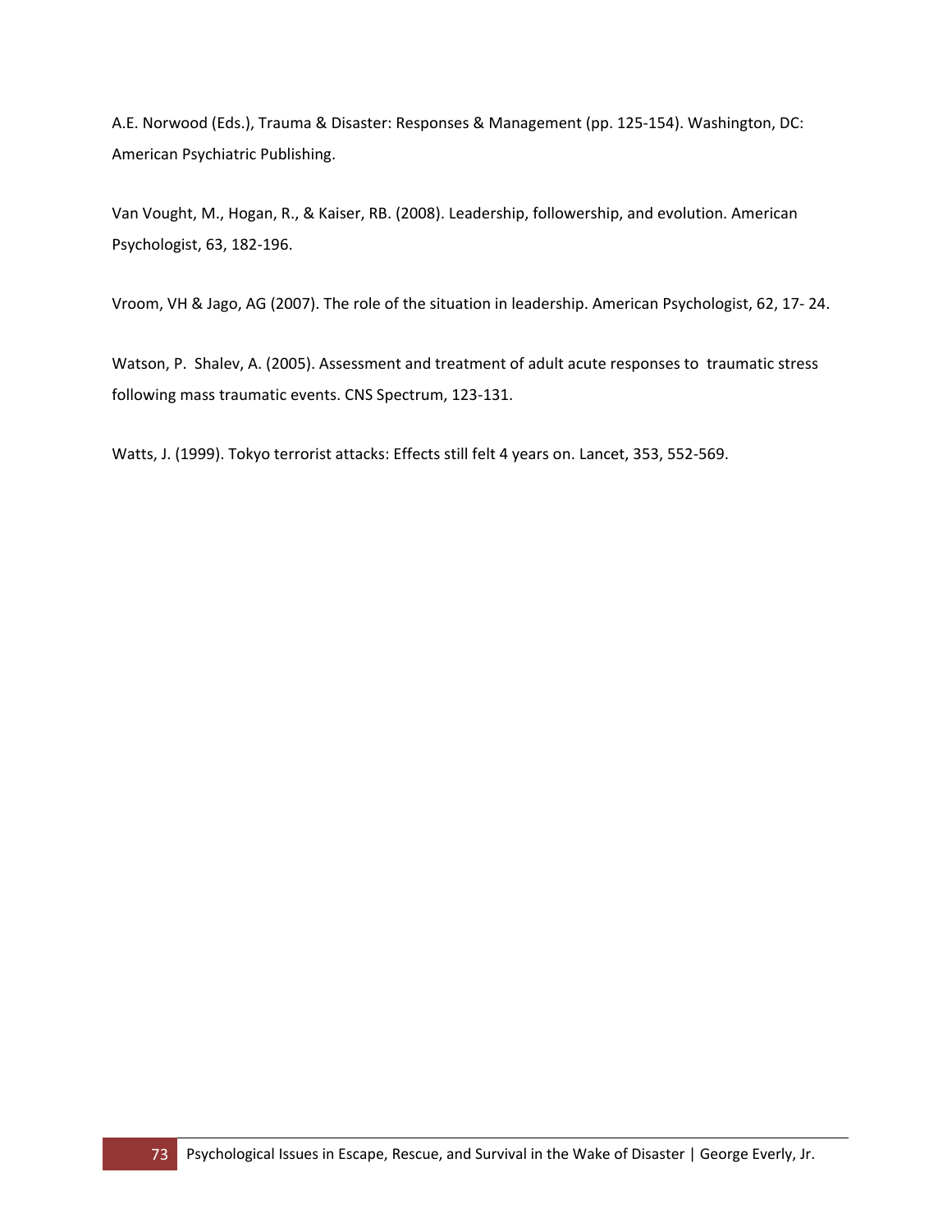A.E. Norwood (Eds.), Trauma & Disaster: Responses & Management (pp. 125-154). Washington, DC: American Psychiatric Publishing.

Van Vought, M., Hogan, R., & Kaiser, RB. (2008). Leadership, followership, and evolution. American Psychologist, 63, 182-196.

Vroom, VH & Jago, AG (2007). The role of the situation in leadership. American Psychologist, 62, 17- 24.

Watson, P. Shalev, A. (2005). Assessment and treatment of adult acute responses to traumatic stress following mass traumatic events. CNS Spectrum, 123-131.

Watts, J. (1999). Tokyo terrorist attacks: Effects still felt 4 years on. Lancet, 353, 552-569.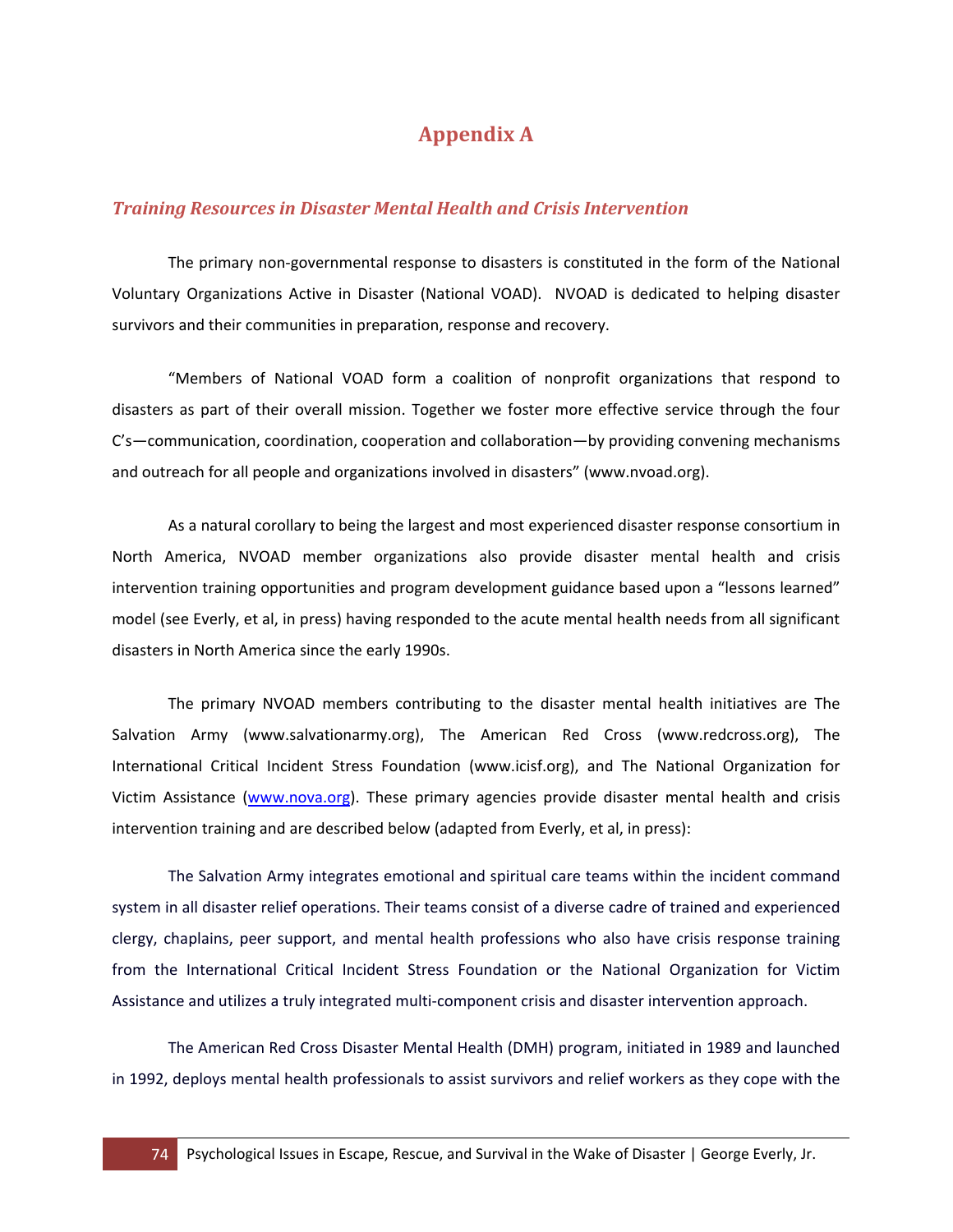# Appendix A

## *Training Resources in Disaster Mental Health and Crisis Intervention*

The primary non-governmental response to disasters is constituted in the form of the National Voluntary Organizations Active in Disaster (National VOAD). NVOAD is dedicated to helping disaster survivors and their communities in preparation, response and recovery.

"Members of National VOAD form a coalition of nonprofit organizations that respond to disasters as part of their overall mission. Together we foster more effective service through the four C's—communication, coordination, cooperation and collaboration—by providing convening mechanisms and outreach for all people and organizations involved in disasters" (www.nvoad.org).

As a natural corollary to being the largest and most experienced disaster response consortium in North America, NVOAD member organizations also provide disaster mental health and crisis intervention training opportunities and program development guidance based upon a "lessons learned" model (see Everly, et al, in press) having responded to the acute mental health needs from all significant disasters in North America since the early 1990s.

The primary NVOAD members contributing to the disaster mental health initiatives are The Salvation Army (www.salvationarmy.org), The American Red Cross (www.redcross.org), The International Critical Incident Stress Foundation (www.icisf.org), and The National Organization for Victim Assistance (www.nova.org). These primary agencies provide disaster mental health and crisis intervention training and are described below (adapted from Everly, et al, in press):

The Salvation Army integrates emotional and spiritual care teams within the incident command system in all disaster relief operations. Their teams consist of a diverse cadre of trained and experienced clergy, chaplains, peer support, and mental health professions who also have crisis response training from the International Critical Incident Stress Foundation or the National Organization for Victim Assistance and utilizes a truly integrated multi-component crisis and disaster intervention approach.

The American Red Cross Disaster Mental Health (DMH) program, initiated in 1989 and launched in 1992, deploys mental health professionals to assist survivors and relief workers as they cope with the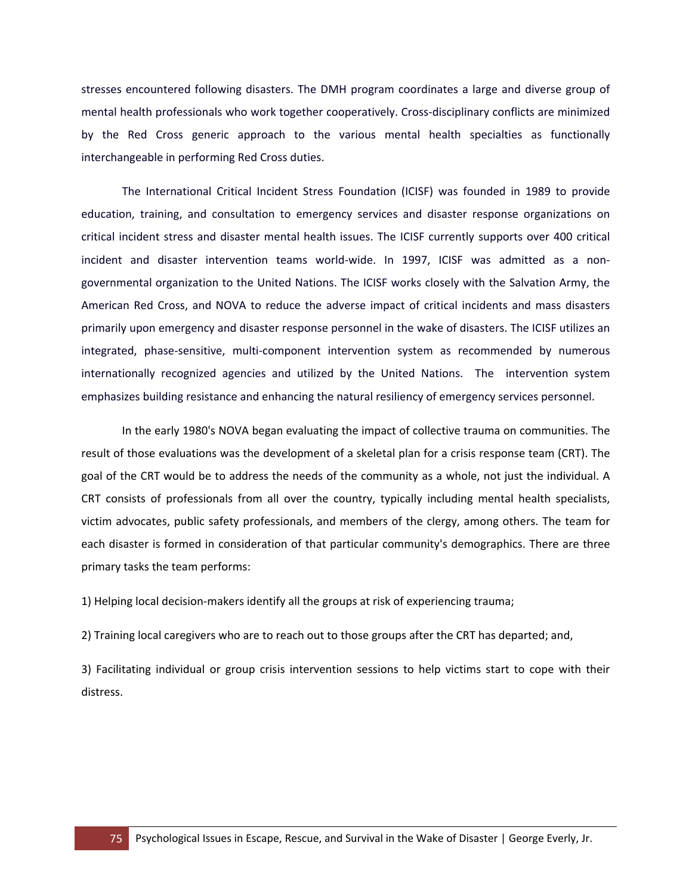stresses encountered following disasters. The DMH program coordinates a large and diverse group of mental health professionals who work together cooperatively. Cross-disciplinary conflicts are minimized by the Red Cross generic approach to the various mental health specialties as functionally interchangeable in performing Red Cross duties.

The International Critical Incident Stress Foundation (ICISF) was founded in 1989 to provide education, training, and consultation to emergency services and disaster response organizations on critical incident stress and disaster mental health issues. The ICISF currently supports over 400 critical incident and disaster intervention teams world-wide. In 1997, ICISF was admitted as a non-governmental organization to the United Nations. The ICISF works closely with the Salvation Army, the American Red Cross, and NOVA to reduce the adverse impact of critical incidents and mass disasters primarily upon emergency and disaster response personnel in the wake of disasters. The ICISF utilizes an integrated, phase-sensitive, multi-component intervention system as recommended by numerous internationally recognized agencies and utilized by the United Nations. The intervention system emphasizes building resistance and enhancing the natural resiliency of emergency services personnel.

In the early 1980's NOVA began evaluating the impact of collective trauma on communities. The result of those evaluations was the development of a skeletal plan for a crisis response team (CRT). The goal of the CRT would be to address the needs of the community as a whole, not just the individual. A CRT consists of professionals from all over the country, typically including mental health specialists, victim advocates, public safety professionals, and members of the clergy, among others. The team for each disaster is formed in consideration of that particular community's demographics. There are three primary tasks the team performs:

1) Helping local decision-makers identify all the groups at risk of experiencing trauma;

2) Training local caregivers who are to reach out to those groups after the CRT has departed; and,

3) Facilitating individual or group crisis intervention sessions to help victims start to cope with their distress.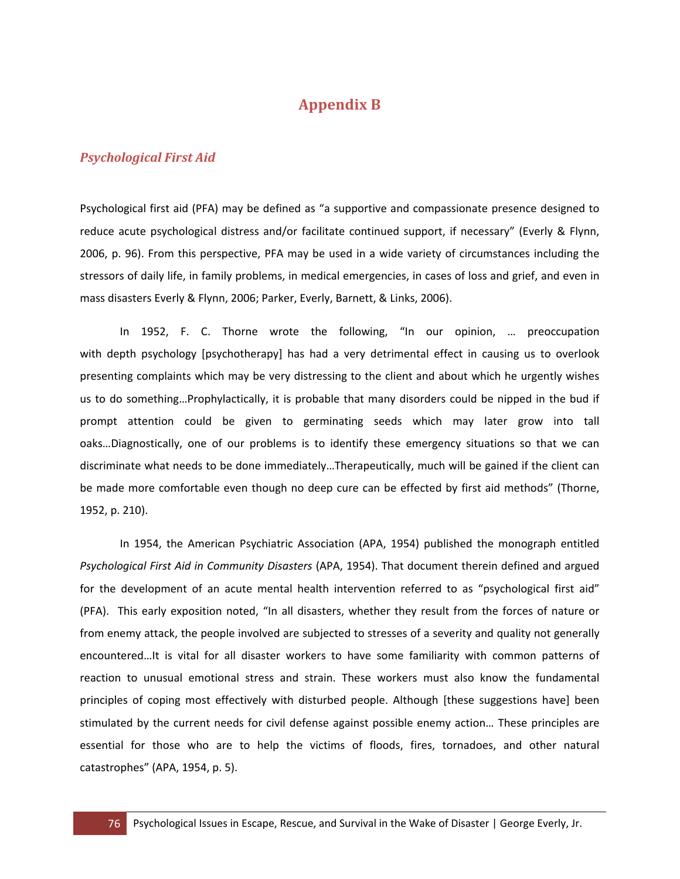# Appendix B

## *Psychological First Aid*

Psychological first aid (PFA) may be defined as "a supportive and compassionate presence designed to reduce acute psychological distress and/or facilitate continued support, if necessary" (Everly & Flynn, 2006, p. 96). From this perspective, PFA may be used in a wide variety of circumstances including the stressors of daily life, in family problems, in medical emergencies, in cases of loss and grief, and even in mass disasters Everly & Flynn, 2006; Parker, Everly, Barnett, & Links, 2006).

In 1952, F. C. Thorne wrote the following, "In our opinion, … preoccupation with depth psychology [psychotherapy] has had a very detrimental effect in causing us to overlook presenting complaints which may be very distressing to the client and about which he urgently wishes us to do something…Prophylactically, it is probable that many disorders could be nipped in the bud if prompt attention could be given to germinating seeds which may later grow into tall oaks…Diagnostically, one of our problems is to identify these emergency situations so that we can discriminate what needs to be done immediately…Therapeutically, much will be gained if the client can be made more comfortable even though no deep cure can be effected by first aid methods" (Thorne, 1952, p. 210).

In 1954, the American Psychiatric Association (APA, 1954) published the monograph entitled *Psychological First Aid in Community Disasters* (APA, 1954). That document therein defined and argued for the development of an acute mental health intervention referred to as "psychological first aid" (PFA). This early exposition noted, "In all disasters, whether they result from the forces of nature or from enemy attack, the people involved are subjected to stresses of a severity and quality not generally encountered…It is vital for all disaster workers to have some familiarity with common patterns of reaction to unusual emotional stress and strain. These workers must also know the fundamental principles of coping most effectively with disturbed people. Although [these suggestions have] been stimulated by the current needs for civil defense against possible enemy action… These principles are essential for those who are to help the victims of floods, fires, tornadoes, and other natural catastrophes" (APA, 1954, p. 5).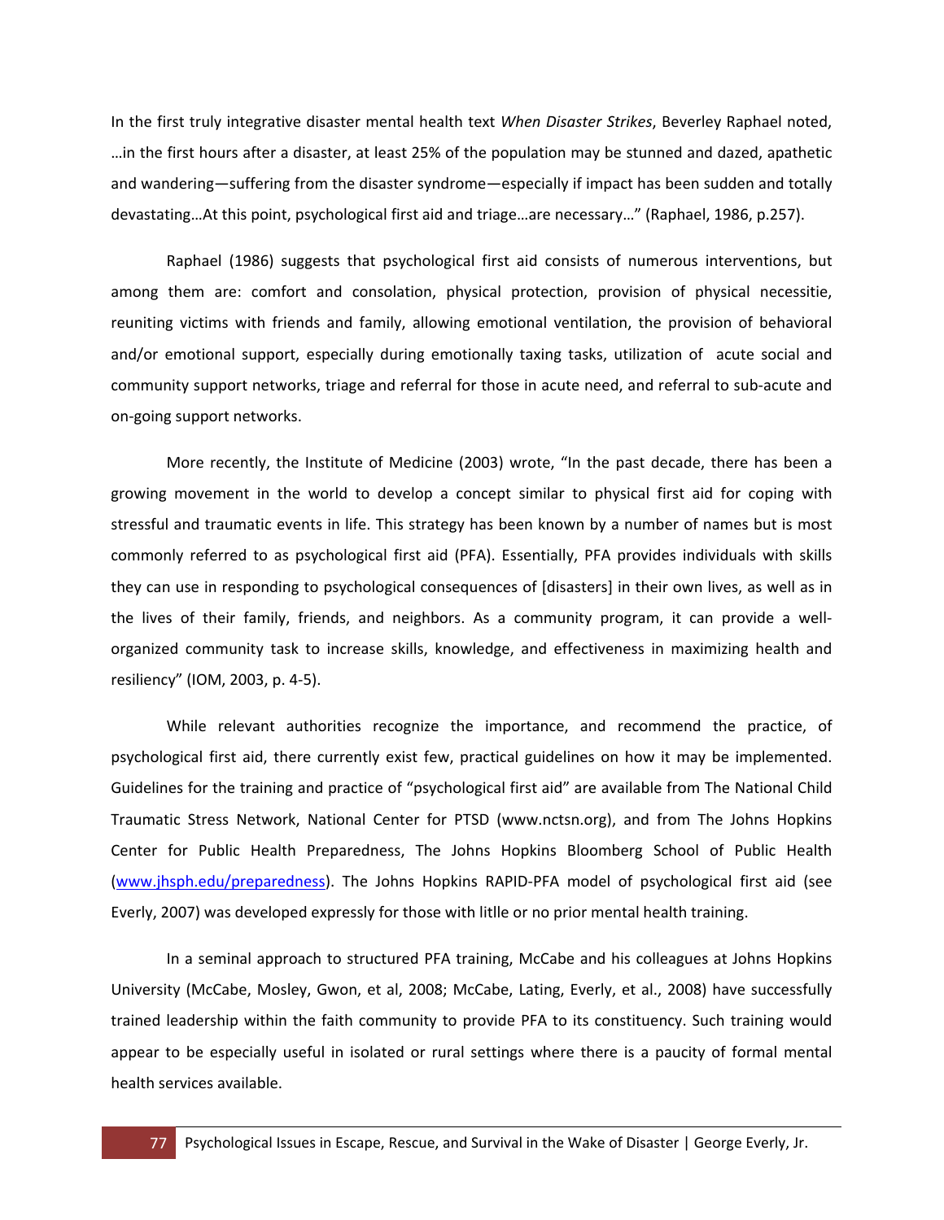In the first truly integrative disaster mental health text *When Disaster Strikes*, Beverley Raphael noted, …in the first hours after a disaster, at least 25% of the population may be stunned and dazed, apathetic and wandering—suffering from the disaster syndrome—especially if impact has been sudden and totally devastating…At this point, psychological first aid and triage…are necessary…" (Raphael, 1986, p.257).

Raphael (1986) suggests that psychological first aid consists of numerous interventions, but among them are: comfort and consolation, physical protection, provision of physical necessitie, reuniting victims with friends and family, allowing emotional ventilation, the provision of behavioral and/or emotional support, especially during emotionally taxing tasks, utilization of acute social and community support networks, triage and referral for those in acute need, and referral to sub-acute and on-going support networks.

More recently, the Institute of Medicine (2003) wrote, "In the past decade, there has been a growing movement in the world to develop a concept similar to physical first aid for coping with stressful and traumatic events in life. This strategy has been known by a number of names but is most commonly referred to as psychological first aid (PFA). Essentially, PFA provides individuals with skills they can use in responding to psychological consequences of [disasters] in their own lives, as well as in the lives of their family, friends, and neighbors. As a community program, it can provide a well-organized community task to increase skills, knowledge, and effectiveness in maximizing health and resiliency" (IOM, 2003, p. 4-5).

While relevant authorities recognize the importance, and recommend the practice, of psychological first aid, there currently exist few, practical guidelines on how it may be implemented. Guidelines for the training and practice of "psychological first aid" are available from The National Child Traumatic Stress Network, National Center for PTSD (www.nctsn.org), and from The Johns Hopkins Center for Public Health Preparedness, The Johns Hopkins Bloomberg School of Public Health (www.jhsph.edu/preparedness). The Johns Hopkins RAPID-PFA model of psychological first aid (see Everly, 2007) was developed expressly for those with litlle or no prior mental health training.

In a seminal approach to structured PFA training, McCabe and his colleagues at Johns Hopkins University (McCabe, Mosley, Gwon, et al, 2008; McCabe, Lating, Everly, et al., 2008) have successfully trained leadership within the faith community to provide PFA to its constituency. Such training would appear to be especially useful in isolated or rural settings where there is a paucity of formal mental health services available.